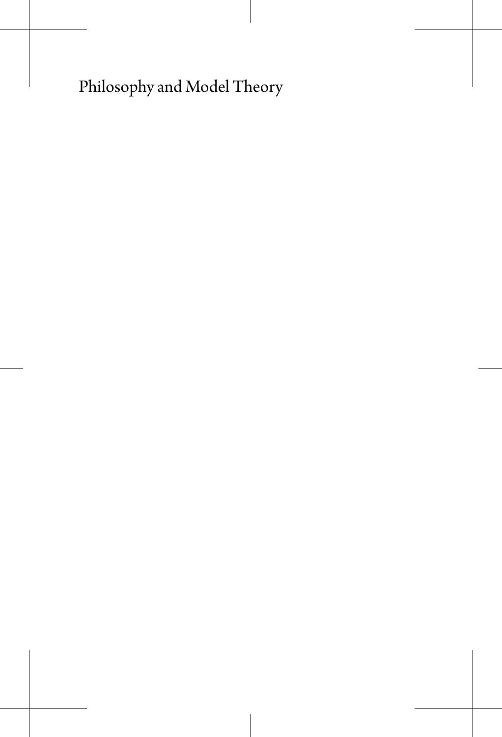# Philosophy and Model Theory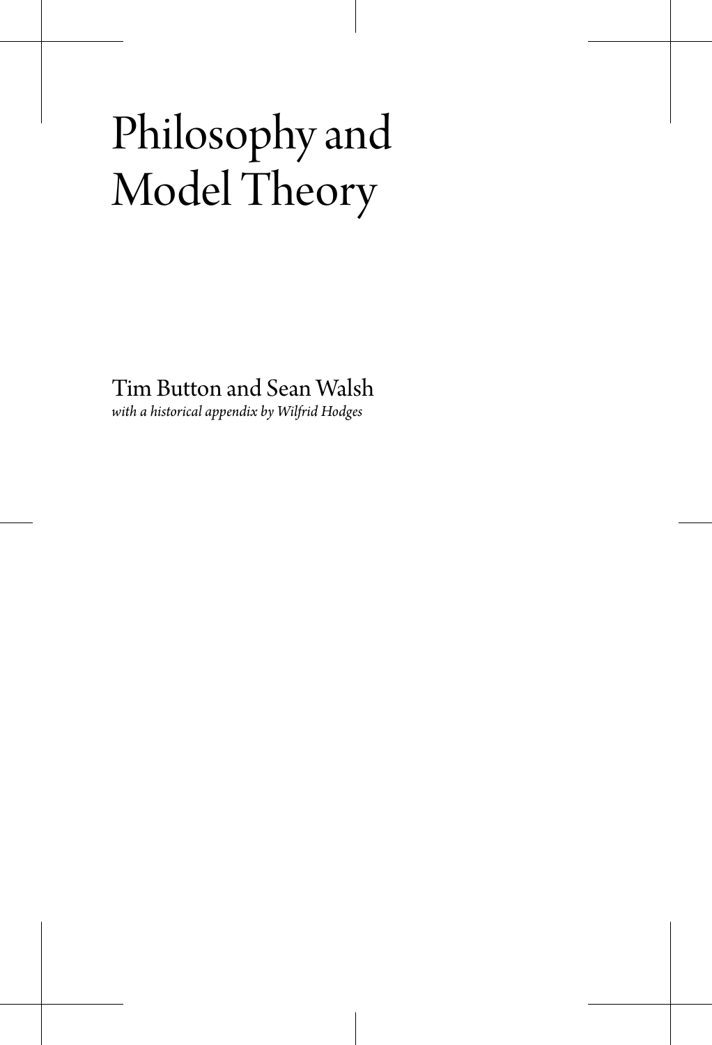# Philosophy and Model Theory

Tim Button and Sean Walsh

*with a historical appendix by Wilfrid Hodges*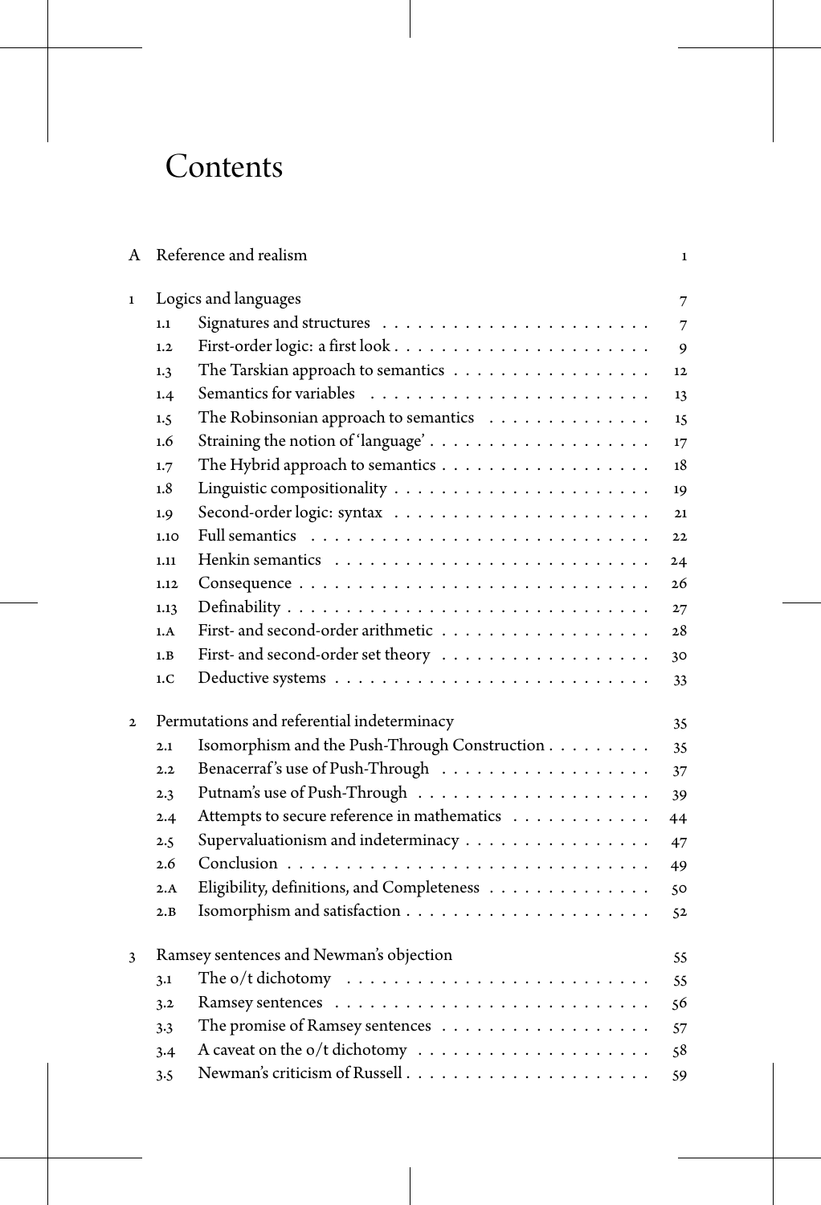# Contents

| | | |
|---|---|---|
| A | Reference and realism | 1 |
| 1 | Logics and languages | 7 |
| 1.1 | Signatures and structures | 7 |
| 1.2 | First-order logic: a first look | 9 |
| 1.3 | The Tarskian approach to semantics | 12 |
| 1.4 | Semantics for variables | 13 |
| 1.5 | The Robinsonian approach to semantics | 15 |
| 1.6 | Straining the notion of 'language' | 17 |
| 1.7 | The Hybrid approach to semantics | 18 |
| 1.8 | Linguistic compositionality | 19 |
| 1.9 | Second-order logic: syntax | 21 |
| 1.10 | Full semantics | 22 |
| 1.11 | Henkin semantics | 24 |
| 1.12 | Consequence | 26 |
| 1.13 | Definability | 27 |
| 1.A | First- and second-order arithmetic | 28 |
| 1.B | First- and second-order set theory | 30 |
| 1.C | Deductive systems | 33 |
| 2 | Permutations and referential indeterminacy | 35 |
| 2.1 | Isomorphism and the Push-Through Construction | 35 |
| 2.2 | Benacerraf's use of Push-Through | 37 |
| 2.3 | Putnam's use of Push-Through | 39 |
| 2.4 | Attempts to secure reference in mathematics | 44 |
| 2.5 | Supervaluationism and indeterminacy | 47 |
| 2.6 | Conclusion | 49 |
| 2.A | Eligibility, definitions, and Completeness | 50 |
| 2.B | Isomorphism and satisfaction | 52 |
| 3 | Ramsey sentences and Newman's objection | 55 |
| 3.1 | The o/t dichotomy | 55 |
| 3.2 | Ramsey sentences | 56 |
| 3.3 | The promise of Ramsey sentences | 57 |
| 3.4 | A caveat on the o/t dichotomy | 58 |
| 3.5 | Newman's criticism of Russell | 59 |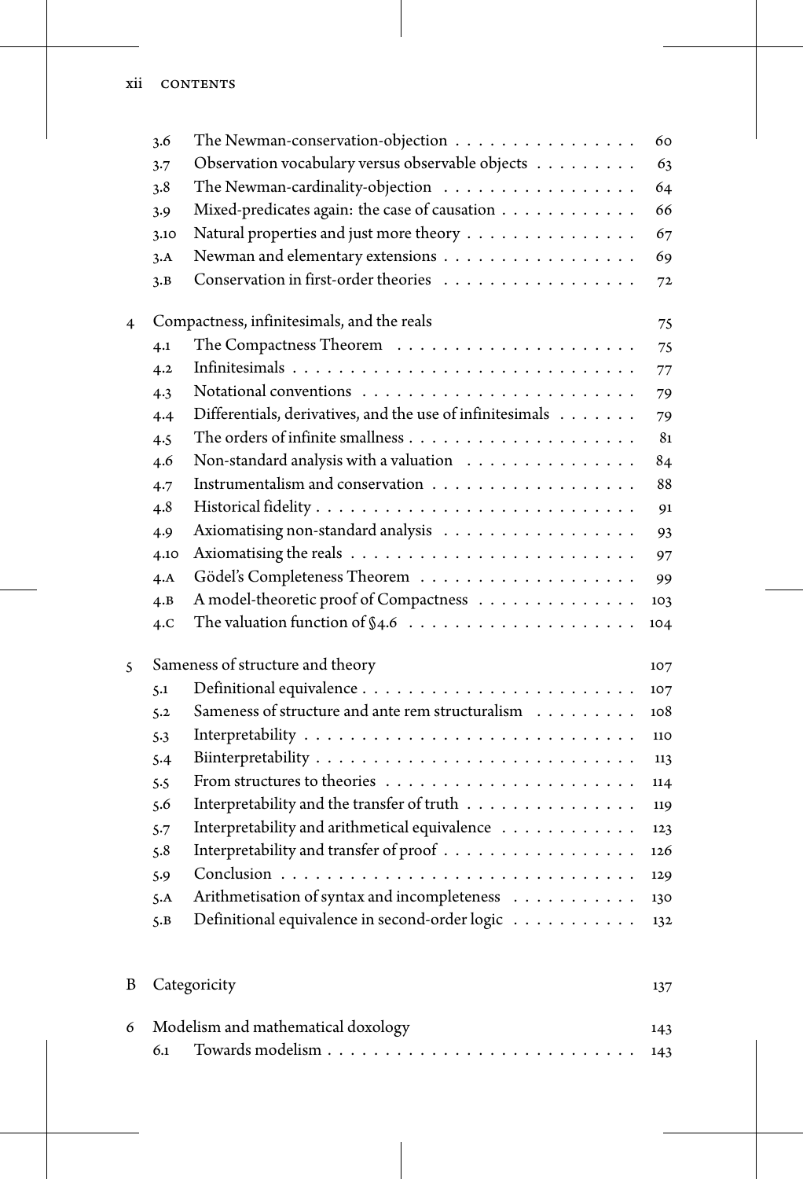| | | |
|---|---|---|
| 3.6 | The Newman-conservation-objection | 60 |
| 3.7 | Observation vocabulary versus observable objects | 63 |
| 3.8 | The Newman-cardinality-objection | 64 |
| 3.9 | Mixed-predicates again: the case of causation | 66 |
| 3.10 | Natural properties and just more theory | 67 |
| 3.A | Newman and elementary extensions | 69 |
| 3.B | Conservation in first-order theories | 72 |

4 Compactness, infinitesimals, and the reals — 75

| | | |
|---|---|---|
| 4.1 | The Compactness Theorem | 75 |
| 4.2 | Infinitesimals | 77 |
| 4.3 | Notational conventions | 79 |
| 4.4 | Differentials, derivatives, and the use of infinitesimals | 79 |
| 4.5 | The orders of infinite smallness | 81 |
| 4.6 | Non-standard analysis with a valuation | 84 |
| 4.7 | Instrumentalism and conservation | 88 |
| 4.8 | Historical fidelity | 91 |
| 4.9 | Axiomatising non-standard analysis | 93 |
| 4.10 | Axiomatising the reals | 97 |
| 4.A | Gödel's Completeness Theorem | 99 |
| 4.B | A model-theoretic proof of Compactness | 103 |
| 4.C | The valuation function of §4.6 | 104 |

5 Sameness of structure and theory — 107

| | | |
|---|---|---|
| 5.1 | Definitional equivalence | 107 |
| 5.2 | Sameness of structure and ante rem structuralism | 108 |
| 5.3 | Interpretability | 110 |
| 5.4 | Biinterpretability | 113 |
| 5.5 | From structures to theories | 114 |
| 5.6 | Interpretability and the transfer of truth | 119 |
| 5.7 | Interpretability and arithmetical equivalence | 123 |
| 5.8 | Interpretability and transfer of proof | 126 |
| 5.9 | Conclusion | 129 |
| 5.A | Arithmetisation of syntax and incompleteness | 130 |
| 5.B | Definitional equivalence in second-order logic | 132 |

B Categoricity — 137

6 Modelism and mathematical doxology — 143

| | | |
|---|---|---|
| 6.1 | Towards modelism | 143 |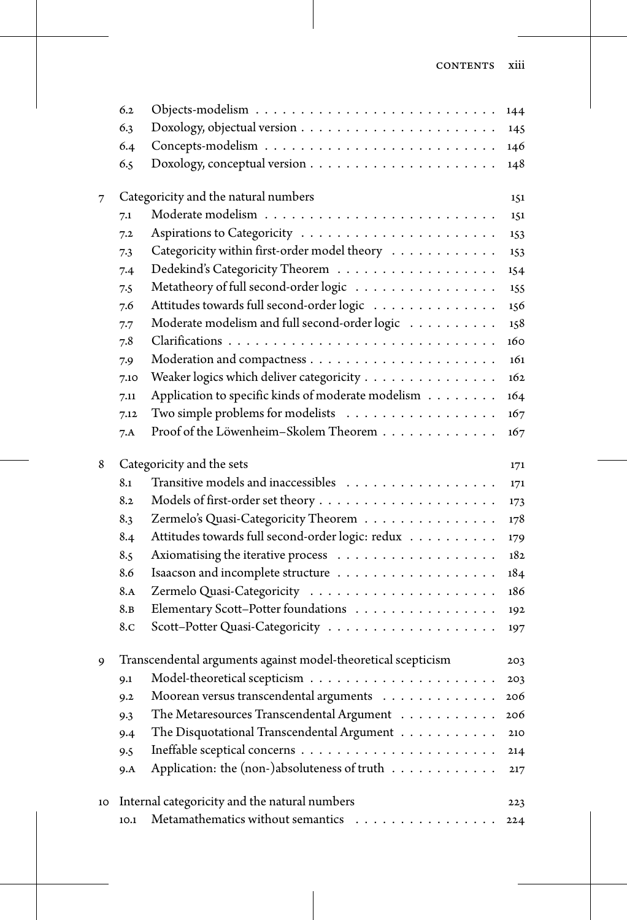6.2 Objects-modelism . . . . . . . . . . . . . . . . . . . . . . . . . . 144
6.3 Doxology, objectual version . . . . . . . . . . . . . . . . . . . . . 145
6.4 Concepts-modelism . . . . . . . . . . . . . . . . . . . . . . . . . 146
6.5 Doxology, conceptual version . . . . . . . . . . . . . . . . . . . . 148

7 Categoricity and the natural numbers 151
7.1 Moderate modelism . . . . . . . . . . . . . . . . . . . . . . . . . 151
7.2 Aspirations to Categoricity . . . . . . . . . . . . . . . . . . . . . 153
7.3 Categoricity within first-order model theory . . . . . . . . . . . . 153
7.4 Dedekind's Categoricity Theorem . . . . . . . . . . . . . . . . . . 154
7.5 Metatheory of full second-order logic . . . . . . . . . . . . . . . . 155
7.6 Attitudes towards full second-order logic . . . . . . . . . . . . . . 156
7.7 Moderate modelism and full second-order logic . . . . . . . . . . 158
7.8 Clarifications . . . . . . . . . . . . . . . . . . . . . . . . . . . . . 160
7.9 Moderation and compactness . . . . . . . . . . . . . . . . . . . . 161
7.10 Weaker logics which deliver categoricity . . . . . . . . . . . . . . 162
7.11 Application to specific kinds of moderate modelism . . . . . . . . 164
7.12 Two simple problems for modelists . . . . . . . . . . . . . . . . . 167
7.A Proof of the Löwenheim–Skolem Theorem . . . . . . . . . . . . . 167

8 Categoricity and the sets 171
8.1 Transitive models and inaccessibles . . . . . . . . . . . . . . . . . 171
8.2 Models of first-order set theory . . . . . . . . . . . . . . . . . . . 173
8.3 Zermelo's Quasi-Categoricity Theorem . . . . . . . . . . . . . . . 178
8.4 Attitudes towards full second-order logic: redux . . . . . . . . . . 179
8.5 Axiomatising the iterative process . . . . . . . . . . . . . . . . . . 182
8.6 Isaacson and incomplete structure . . . . . . . . . . . . . . . . . . 184
8.A Zermelo Quasi-Categoricity . . . . . . . . . . . . . . . . . . . . . 186
8.B Elementary Scott–Potter foundations . . . . . . . . . . . . . . . . 192
8.C Scott–Potter Quasi-Categoricity . . . . . . . . . . . . . . . . . . . 197

9 Transcendental arguments against model-theoretical scepticism 203
9.1 Model-theoretical scepticism . . . . . . . . . . . . . . . . . . . . 203
9.2 Moorean versus transcendental arguments . . . . . . . . . . . . . 206
9.3 The Metaresources Transcendental Argument . . . . . . . . . . . 206
9.4 The Disquotational Transcendental Argument . . . . . . . . . . . 210
9.5 Ineffable sceptical concerns . . . . . . . . . . . . . . . . . . . . . 214
9.A Application: the (non-)absoluteness of truth . . . . . . . . . . . . 217

10 Internal categoricity and the natural numbers 223
10.1 Metamathematics without semantics . . . . . . . . . . . . . . . . 224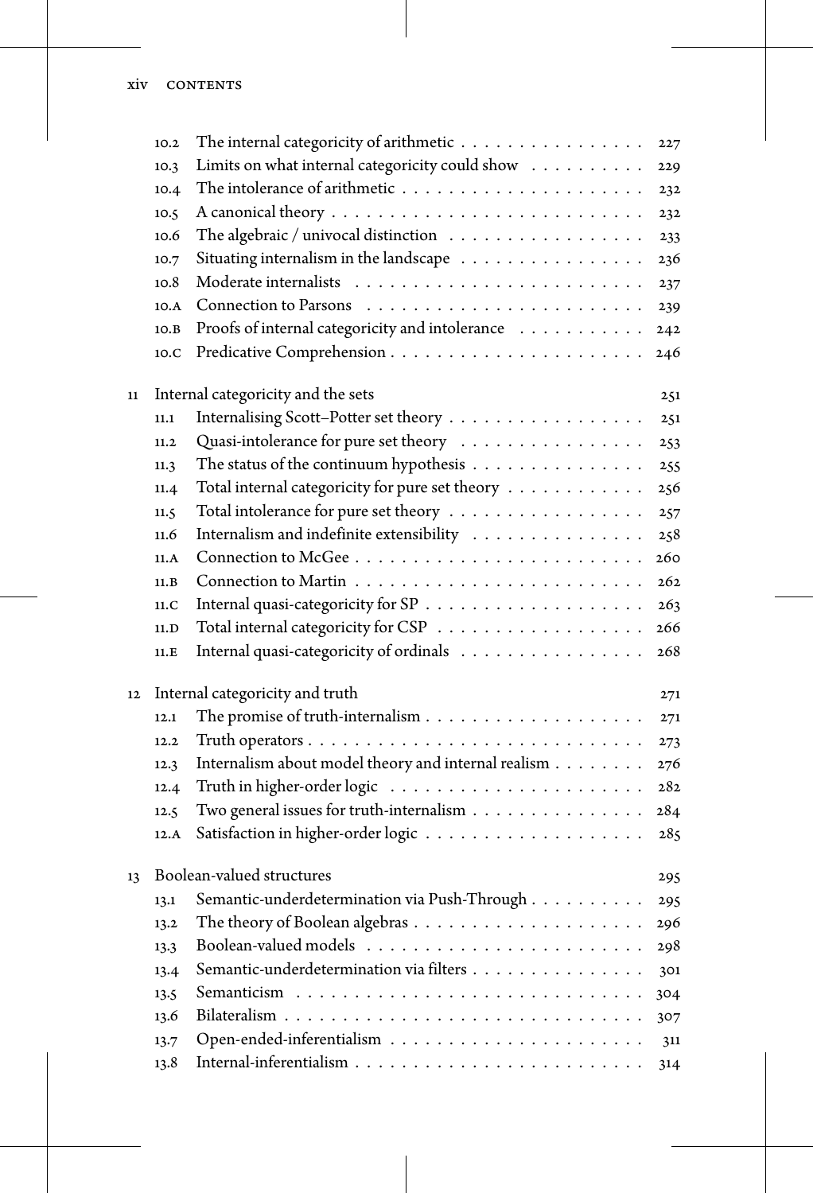- 10.2 The internal categoricity of arithmetic . . . . . . . . . . . . . . . 227
- 10.3 Limits on what internal categoricity could show . . . . . . . . . . 229
- 10.4 The intolerance of arithmetic . . . . . . . . . . . . . . . . . . . . 232
- 10.5 A canonical theory . . . . . . . . . . . . . . . . . . . . . . . . . 232
- 10.6 The algebraic / univocal distinction . . . . . . . . . . . . . . . . 233
- 10.7 Situating internalism in the landscape . . . . . . . . . . . . . . . 236
- 10.8 Moderate internalists . . . . . . . . . . . . . . . . . . . . . . . 237
- 10.A Connection to Parsons . . . . . . . . . . . . . . . . . . . . . . . 239
- 10.B Proofs of internal categoricity and intolerance . . . . . . . . . . . 242
- 10.C Predicative Comprehension . . . . . . . . . . . . . . . . . . . . . 246

11 Internal categoricity and the sets 251

- 11.1 Internalising Scott–Potter set theory . . . . . . . . . . . . . . . . 251
- 11.2 Quasi-intolerance for pure set theory . . . . . . . . . . . . . . . . 253
- 11.3 The status of the continuum hypothesis . . . . . . . . . . . . . . . 255
- 11.4 Total internal categoricity for pure set theory . . . . . . . . . . . . 256
- 11.5 Total intolerance for pure set theory . . . . . . . . . . . . . . . . . 257
- 11.6 Internalism and indefinite extensibility . . . . . . . . . . . . . . . 258
- 11.A Connection to McGee . . . . . . . . . . . . . . . . . . . . . . . . 260
- 11.B Connection to Martin . . . . . . . . . . . . . . . . . . . . . . . . 262
- 11.C Internal quasi-categoricity for SP . . . . . . . . . . . . . . . . . . 263
- 11.D Total internal categoricity for CSP . . . . . . . . . . . . . . . . . 266
- 11.E Internal quasi-categoricity of ordinals . . . . . . . . . . . . . . . . 268

12 Internal categoricity and truth 271

- 12.1 The promise of truth-internalism . . . . . . . . . . . . . . . . . . 271
- 12.2 Truth operators . . . . . . . . . . . . . . . . . . . . . . . . . . . 273
- 12.3 Internalism about model theory and internal realism . . . . . . . . 276
- 12.4 Truth in higher-order logic . . . . . . . . . . . . . . . . . . . . . 282
- 12.5 Two general issues for truth-internalism . . . . . . . . . . . . . . . 284
- 12.A Satisfaction in higher-order logic . . . . . . . . . . . . . . . . . . 285

13 Boolean-valued structures 295

- 13.1 Semantic-underdetermination via Push-Through . . . . . . . . . . 295
- 13.2 The theory of Boolean algebras . . . . . . . . . . . . . . . . . . . 296
- 13.3 Boolean-valued models . . . . . . . . . . . . . . . . . . . . . . . 298
- 13.4 Semantic-underdetermination via filters . . . . . . . . . . . . . . . 301
- 13.5 Semanticism . . . . . . . . . . . . . . . . . . . . . . . . . . . . . 304
- 13.6 Bilateralism . . . . . . . . . . . . . . . . . . . . . . . . . . . . . 307
- 13.7 Open-ended-inferentialism . . . . . . . . . . . . . . . . . . . . . 311
- 13.8 Internal-inferentialism . . . . . . . . . . . . . . . . . . . . . . . 314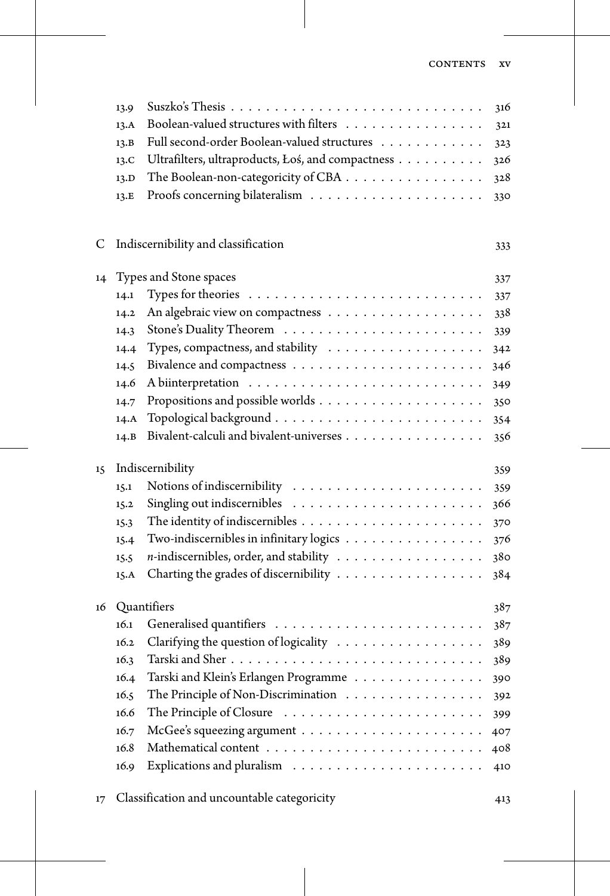| | | |
|---|---|---|
| 13.9 | Suszko's Thesis | 316 |
| 13.A | Boolean-valued structures with filters | 321 |
| 13.B | Full second-order Boolean-valued structures | 323 |
| 13.C | Ultrafilters, ultraproducts, Łoś, and compactness | 326 |
| 13.D | The Boolean-non-categoricity of CBA | 328 |
| 13.E | Proofs concerning bilateralism | 330 |

C Indiscernibility and classification — 333

14 Types and Stone spaces — 337

| | | |
|---|---|---|
| 14.1 | Types for theories | 337 |
| 14.2 | An algebraic view on compactness | 338 |
| 14.3 | Stone's Duality Theorem | 339 |
| 14.4 | Types, compactness, and stability | 342 |
| 14.5 | Bivalence and compactness | 346 |
| 14.6 | A biinterpretation | 349 |
| 14.7 | Propositions and possible worlds | 350 |
| 14.A | Topological background | 354 |
| 14.B | Bivalent-calculi and bivalent-universes | 356 |

15 Indiscernibility — 359

| | | |
|---|---|---|
| 15.1 | Notions of indiscernibility | 359 |
| 15.2 | Singling out indiscernibles | 366 |
| 15.3 | The identity of indiscernibles | 370 |
| 15.4 | Two-indiscernibles in infinitary logics | 376 |
| 15.5 | *n*-indiscernibles, order, and stability | 380 |
| 15.A | Charting the grades of discernibility | 384 |

16 Quantifiers — 387

| | | |
|---|---|---|
| 16.1 | Generalised quantifiers | 387 |
| 16.2 | Clarifying the question of logicality | 389 |
| 16.3 | Tarski and Sher | 389 |
| 16.4 | Tarski and Klein's Erlangen Programme | 390 |
| 16.5 | The Principle of Non-Discrimination | 392 |
| 16.6 | The Principle of Closure | 399 |
| 16.7 | McGee's squeezing argument | 407 |
| 16.8 | Mathematical content | 408 |
| 16.9 | Explications and pluralism | 410 |

17 Classification and uncountable categoricity — 413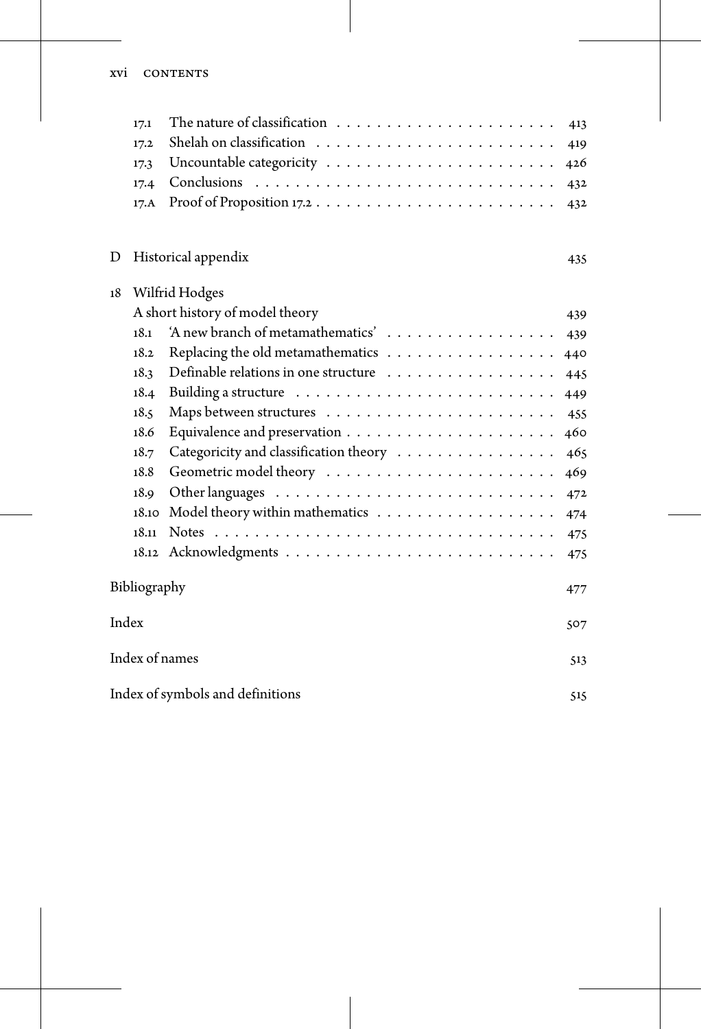17.1 The nature of classification . . . . . . . . . . . . . . . . . . . . . 413
17.2 Shelah on classification . . . . . . . . . . . . . . . . . . . . . . . 419
17.3 Uncountable categoricity . . . . . . . . . . . . . . . . . . . . . 426
17.4 Conclusions . . . . . . . . . . . . . . . . . . . . . . . . . . . . 432
17.A Proof of Proposition 17.2 . . . . . . . . . . . . . . . . . . . . . 432

D Historical appendix 435

18 Wilfrid Hodges
A short history of model theory 439
18.1 'A new branch of metamathematics' . . . . . . . . . . . . . . . . 439
18.2 Replacing the old metamathematics . . . . . . . . . . . . . . . . 440
18.3 Definable relations in one structure . . . . . . . . . . . . . . . . 445
18.4 Building a structure . . . . . . . . . . . . . . . . . . . . . . . . 449
18.5 Maps between structures . . . . . . . . . . . . . . . . . . . . . 455
18.6 Equivalence and preservation . . . . . . . . . . . . . . . . . . . 460
18.7 Categoricity and classification theory . . . . . . . . . . . . . . . 465
18.8 Geometric model theory . . . . . . . . . . . . . . . . . . . . . 469
18.9 Other languages . . . . . . . . . . . . . . . . . . . . . . . . . . 472
18.10 Model theory within mathematics . . . . . . . . . . . . . . . . . 474
18.11 Notes . . . . . . . . . . . . . . . . . . . . . . . . . . . . . . . . 475
18.12 Acknowledgments . . . . . . . . . . . . . . . . . . . . . . . . . 475

Bibliography 477

Index 507

Index of names 513

Index of symbols and definitions 515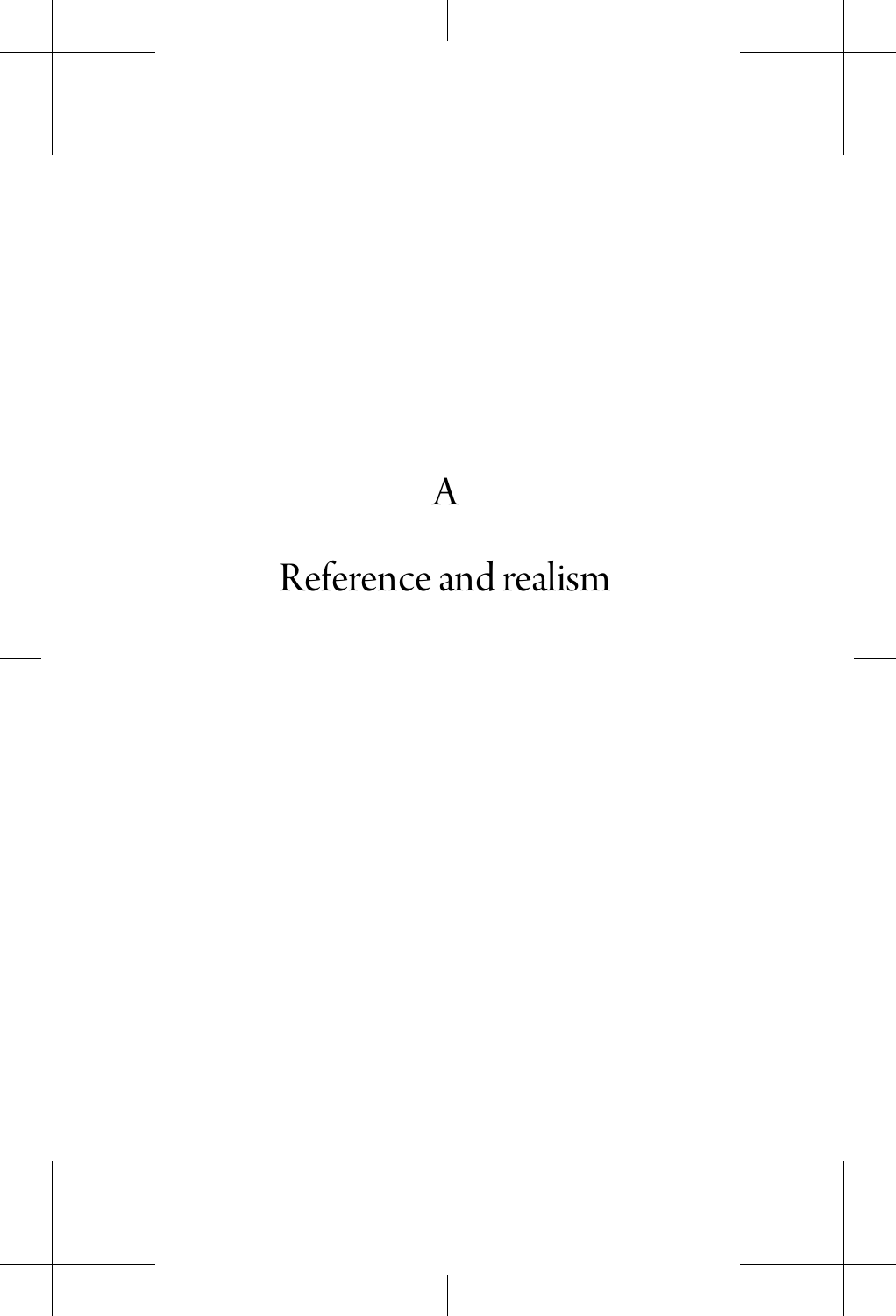# A

# Reference and realism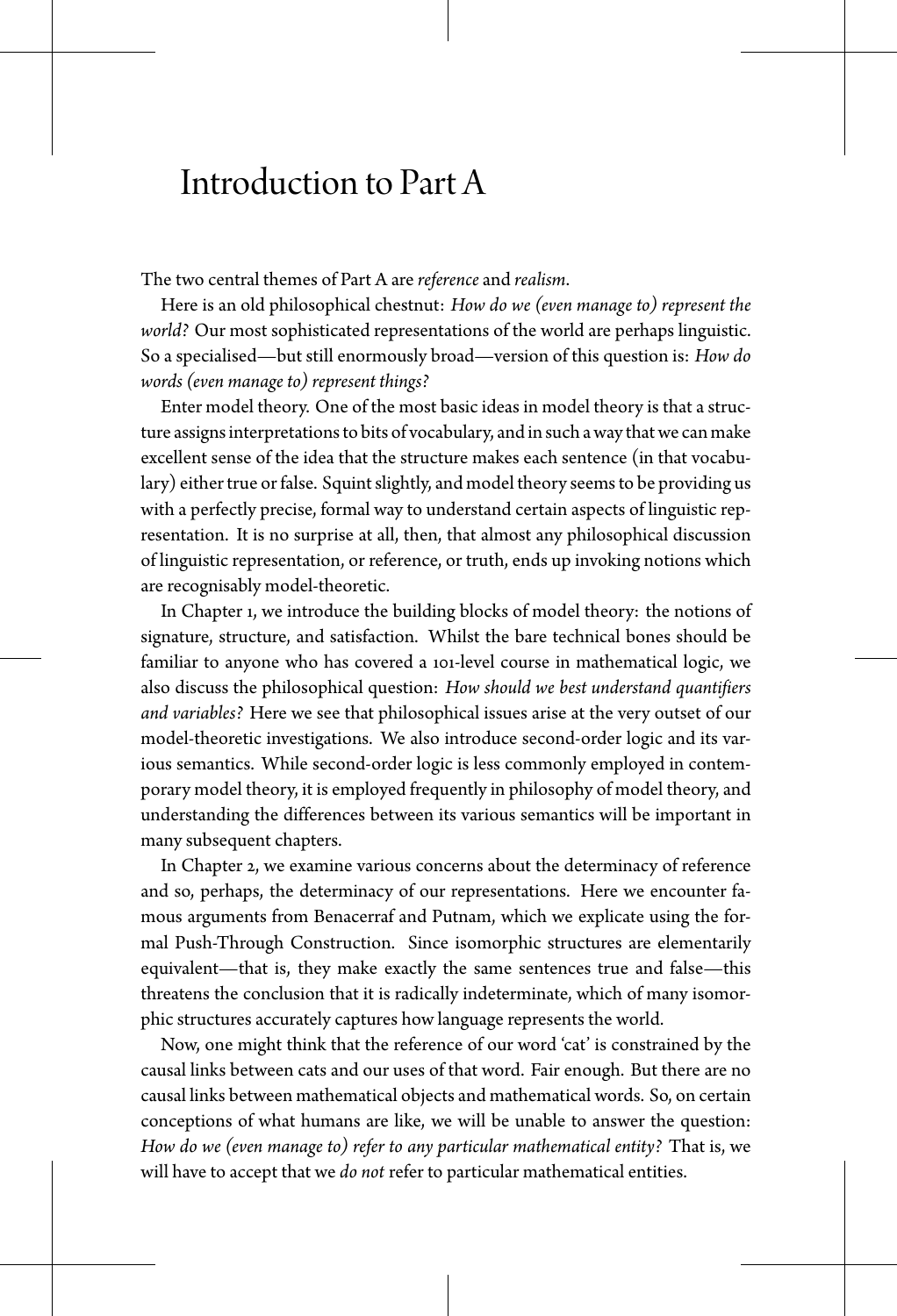# Introduction to Part A

The two central themes of Part A are *reference* and *realism*.

Here is an old philosophical chestnut: *How do we (even manage to) represent the world?* Our most sophisticated representations of the world are perhaps linguistic. So a specialised—but still enormously broad—version of this question is: *How do words (even manage to) represent things?*

Enter model theory. One of the most basic ideas in model theory is that a structure assigns interpretations to bits of vocabulary, and in such a way that we can make excellent sense of the idea that the structure makes each sentence (in that vocabulary) either true or false. Squint slightly, and model theory seems to be providing us with a perfectly precise, formal way to understand certain aspects of linguistic representation. It is no surprise at all, then, that almost any philosophical discussion of linguistic representation, or reference, or truth, ends up invoking notions which are recognisably model-theoretic.

In Chapter 1, we introduce the building blocks of model theory: the notions of signature, structure, and satisfaction. Whilst the bare technical bones should be familiar to anyone who has covered a 101-level course in mathematical logic, we also discuss the philosophical question: *How should we best understand quantifiers and variables?* Here we see that philosophical issues arise at the very outset of our model-theoretic investigations. We also introduce second-order logic and its various semantics. While second-order logic is less commonly employed in contemporary model theory, it is employed frequently in philosophy of model theory, and understanding the differences between its various semantics will be important in many subsequent chapters.

In Chapter 2, we examine various concerns about the determinacy of reference and so, perhaps, the determinacy of our representations. Here we encounter famous arguments from Benacerraf and Putnam, which we explicate using the formal Push-Through Construction. Since isomorphic structures are elementarily equivalent—that is, they make exactly the same sentences true and false—this threatens the conclusion that it is radically indeterminate, which of many isomorphic structures accurately captures how language represents the world.

Now, one might think that the reference of our word 'cat' is constrained by the causal links between cats and our uses of that word. Fair enough. But there are no causal links between mathematical objects and mathematical words. So, on certain conceptions of what humans are like, we will be unable to answer the question: *How do we (even manage to) refer to any particular mathematical entity?* That is, we will have to accept that we *do not* refer to particular mathematical entities.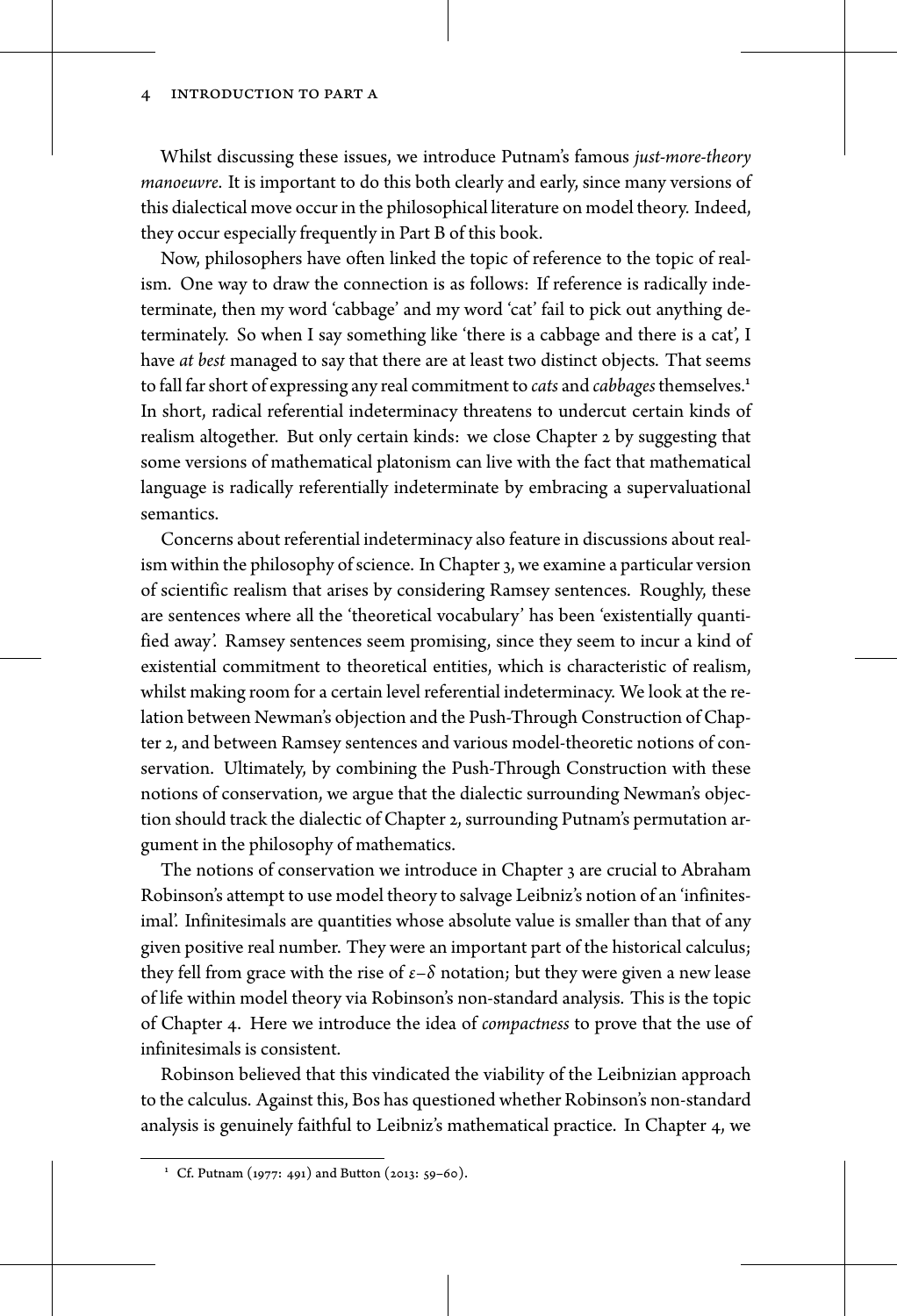Whilst discussing these issues, we introduce Putnam's famous *just-more-theory manoeuvre*. It is important to do this both clearly and early, since many versions of this dialectical move occur in the philosophical literature on model theory. Indeed, they occur especially frequently in Part B of this book.

Now, philosophers have often linked the topic of reference to the topic of realism. One way to draw the connection is as follows: If reference is radically indeterminate, then my word 'cabbage' and my word 'cat' fail to pick out anything determinately. So when I say something like 'there is a cabbage and there is a cat', I have *at best* managed to say that there are at least two distinct objects. That seems to fall far short of expressing any real commitment to *cats* and *cabbages* themselves.[1] In short, radical referential indeterminacy threatens to undercut certain kinds of realism altogether. But only certain kinds: we close Chapter 2 by suggesting that some versions of mathematical platonism can live with the fact that mathematical language is radically referentially indeterminate by embracing a supervaluational semantics.

Concerns about referential indeterminacy also feature in discussions about realism within the philosophy of science. In Chapter 3, we examine a particular version of scientific realism that arises by considering Ramsey sentences. Roughly, these are sentences where all the 'theoretical vocabulary' has been 'existentially quantified away'. Ramsey sentences seem promising, since they seem to incur a kind of existential commitment to theoretical entities, which is characteristic of realism, whilst making room for a certain level referential indeterminacy. We look at the relation between Newman's objection and the Push-Through Construction of Chapter 2, and between Ramsey sentences and various model-theoretic notions of conservation. Ultimately, by combining the Push-Through Construction with these notions of conservation, we argue that the dialectic surrounding Newman's objection should track the dialectic of Chapter 2, surrounding Putnam's permutation argument in the philosophy of mathematics.

The notions of conservation we introduce in Chapter 3 are crucial to Abraham Robinson's attempt to use model theory to salvage Leibniz's notion of an 'infinitesimal'. Infinitesimals are quantities whose absolute value is smaller than that of any given positive real number. They were an important part of the historical calculus; they fell from grace with the rise of $\varepsilon$–$\delta$ notation; but they were given a new lease of life within model theory via Robinson's non-standard analysis. This is the topic of Chapter 4. Here we introduce the idea of *compactness* to prove that the use of infinitesimals is consistent.

Robinson believed that this vindicated the viability of the Leibnizian approach to the calculus. Against this, Bos has questioned whether Robinson's non-standard analysis is genuinely faithful to Leibniz's mathematical practice. In Chapter 4, we

[1] Cf. Putnam (1977: 491) and Button (2013: 59–60).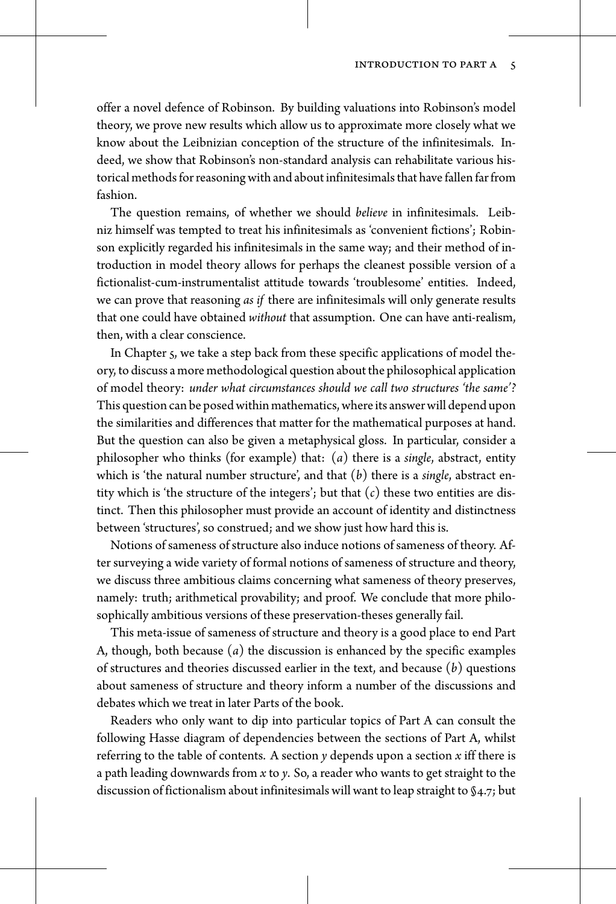offer a novel defence of Robinson. By building valuations into Robinson's model theory, we prove new results which allow us to approximate more closely what we know about the Leibnizian conception of the structure of the infinitesimals. Indeed, we show that Robinson's non-standard analysis can rehabilitate various historical methods for reasoning with and about infinitesimals that have fallen far from fashion.

The question remains, of whether we should *believe* in infinitesimals. Leibniz himself was tempted to treat his infinitesimals as 'convenient fictions'; Robinson explicitly regarded his infinitesimals in the same way; and their method of introduction in model theory allows for perhaps the cleanest possible version of a fictionalist-cum-instrumentalist attitude towards 'troublesome' entities. Indeed, we can prove that reasoning *as if* there are infinitesimals will only generate results that one could have obtained *without* that assumption. One can have anti-realism, then, with a clear conscience.

In Chapter 5, we take a step back from these specific applications of model theory, to discuss a more methodological question about the philosophical application of model theory: *under what circumstances should we call two structures 'the same'?* This question can be posed within mathematics, where its answer will depend upon the similarities and differences that matter for the mathematical purposes at hand. But the question can also be given a metaphysical gloss. In particular, consider a philosopher who thinks (for example) that: $(a)$ there is a *single*, abstract, entity which is 'the natural number structure', and that $(b)$ there is a *single*, abstract entity which is 'the structure of the integers'; but that $(c)$ these two entities are distinct. Then this philosopher must provide an account of identity and distinctness between 'structures', so construed; and we show just how hard this is.

Notions of sameness of structure also induce notions of sameness of theory. After surveying a wide variety of formal notions of sameness of structure and theory, we discuss three ambitious claims concerning what sameness of theory preserves, namely: truth; arithmetical provability; and proof. We conclude that more philosophically ambitious versions of these preservation-theses generally fail.

This meta-issue of sameness of structure and theory is a good place to end Part A, though, both because $(a)$ the discussion is enhanced by the specific examples of structures and theories discussed earlier in the text, and because $(b)$ questions about sameness of structure and theory inform a number of the discussions and debates which we treat in later Parts of the book.

Readers who only want to dip into particular topics of Part A can consult the following Hasse diagram of dependencies between the sections of Part A, whilst referring to the table of contents. A section $y$ depends upon a section $x$ iff there is a path leading downwards from $x$ to $y$. So, a reader who wants to get straight to the discussion of fictionalism about infinitesimals will want to leap straight to §4.7; but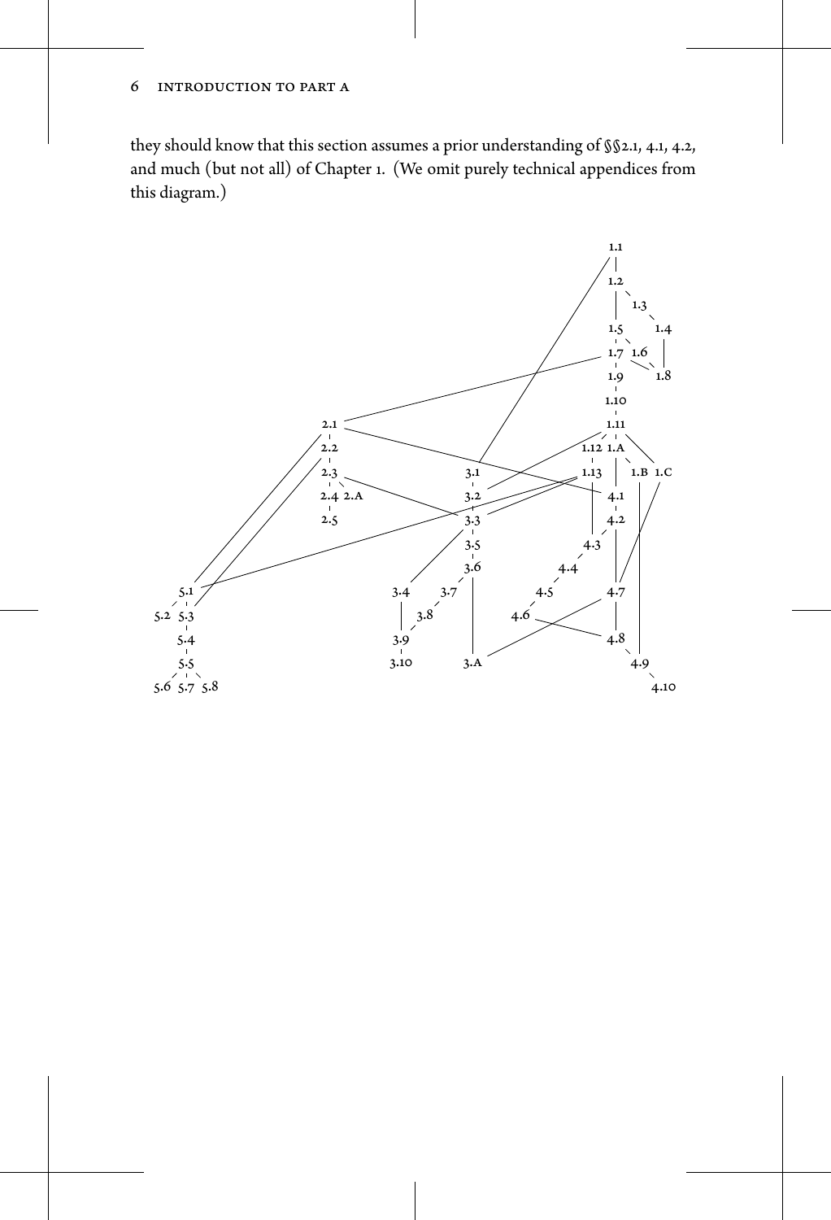they should know that this section assumes a prior understanding of §§2.1, 4.1, 4.2, and much (but not all) of Chapter 1. (We omit purely technical appendices from this diagram.)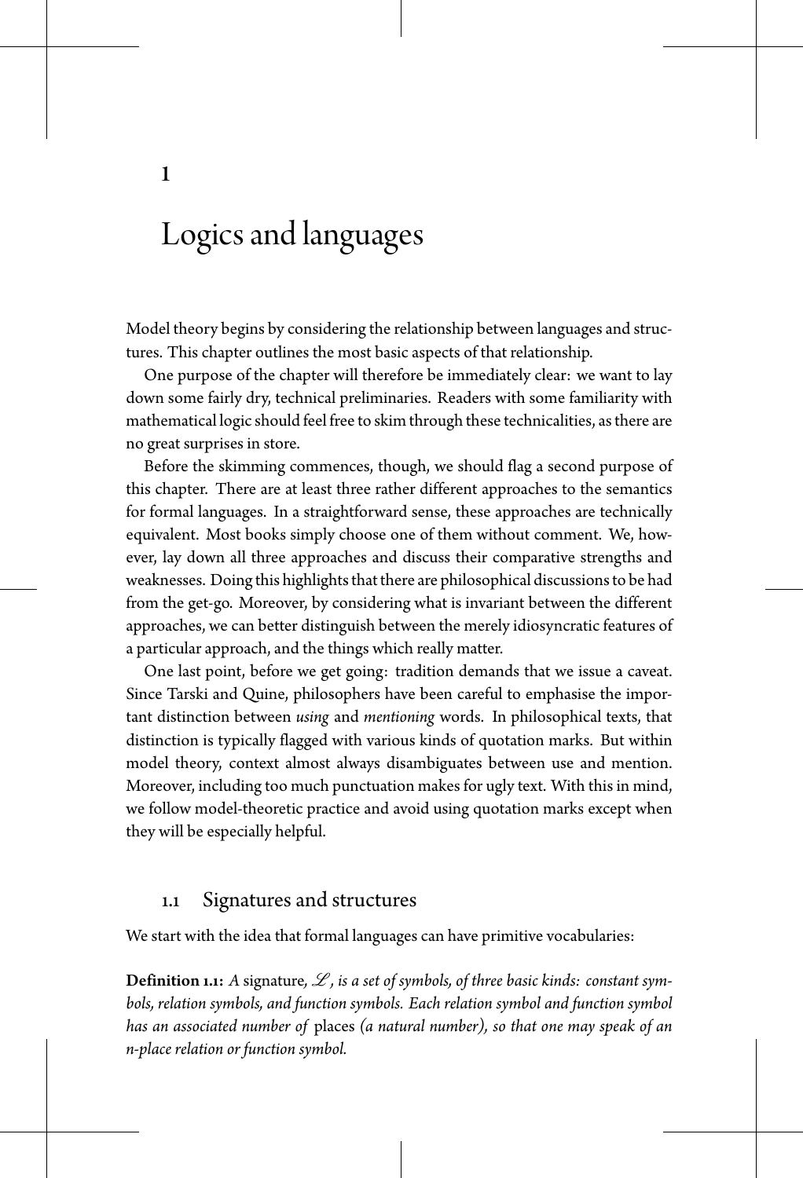# 1

# Logics and languages

Model theory begins by considering the relationship between languages and structures. This chapter outlines the most basic aspects of that relationship.

One purpose of the chapter will therefore be immediately clear: we want to lay down some fairly dry, technical preliminaries. Readers with some familiarity with mathematical logic should feel free to skim through these technicalities, as there are no great surprises in store.

Before the skimming commences, though, we should flag a second purpose of this chapter. There are at least three rather different approaches to the semantics for formal languages. In a straightforward sense, these approaches are technically equivalent. Most books simply choose one of them without comment. We, however, lay down all three approaches and discuss their comparative strengths and weaknesses. Doing this highlights that there are philosophical discussions to be had from the get-go. Moreover, by considering what is invariant between the different approaches, we can better distinguish between the merely idiosyncratic features of a particular approach, and the things which really matter.

One last point, before we get going: tradition demands that we issue a caveat. Since Tarski and Quine, philosophers have been careful to emphasise the important distinction between *using* and *mentioning* words. In philosophical texts, that distinction is typically flagged with various kinds of quotation marks. But within model theory, context almost always disambiguates between use and mention. Moreover, including too much punctuation makes for ugly text. With this in mind, we follow model-theoretic practice and avoid using quotation marks except when they will be especially helpful.

## 1.1 Signatures and structures

We start with the idea that formal languages can have primitive vocabularies:

**Definition 1.1:** *A* signature*, $\mathscr{L}$, is a set of symbols, of three basic kinds: constant symbols, relation symbols, and function symbols. Each relation symbol and function symbol has an associated number of* places *(a natural number), so that one may speak of an n-place relation or function symbol.*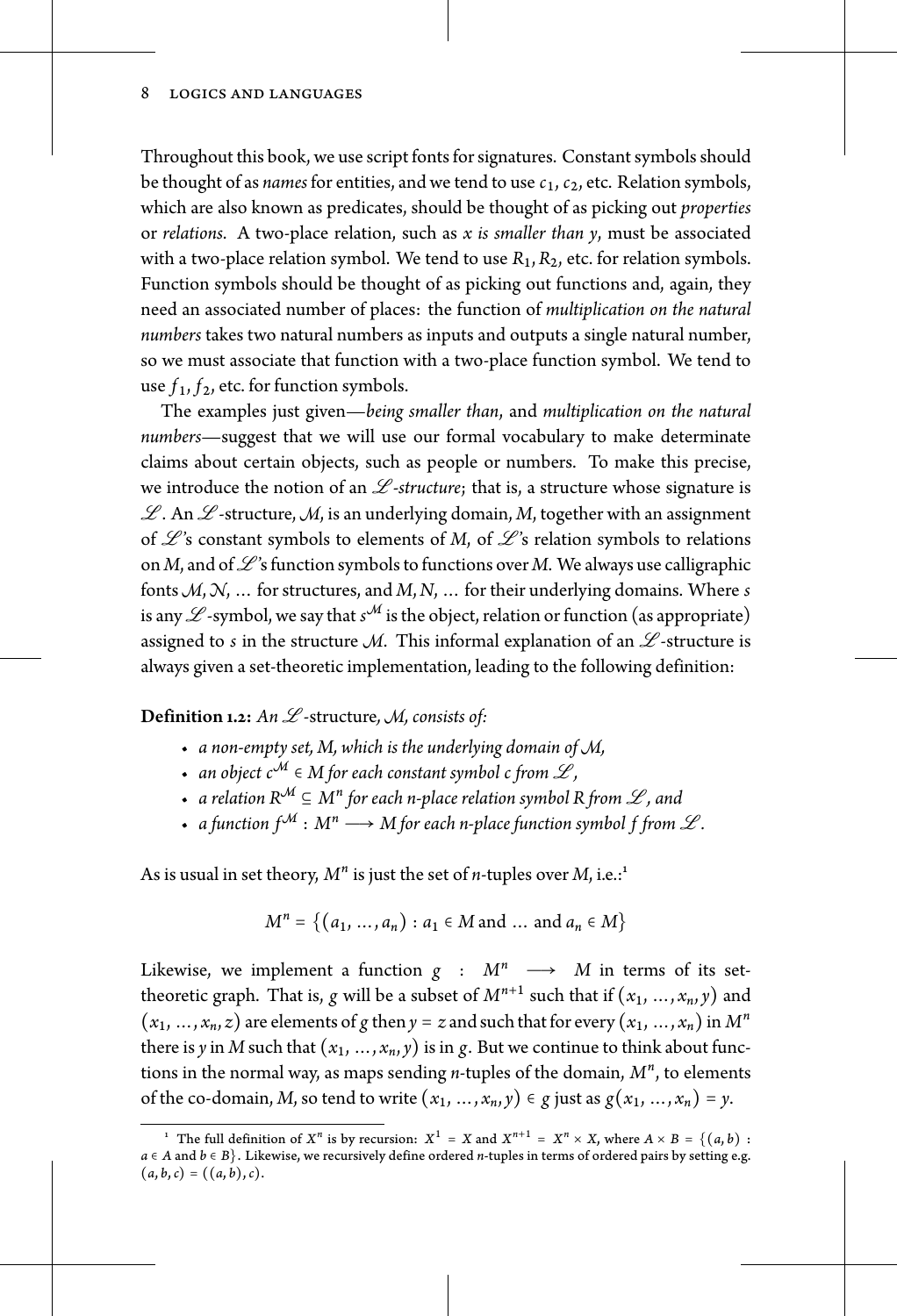Throughout this book, we use script fonts for signatures. Constant symbols should be thought of as *names* for entities, and we tend to use $c_1$, $c_2$, etc. Relation symbols, which are also known as predicates, should be thought of as picking out *properties* or *relations*. A two-place relation, such as *x is smaller than y*, must be associated with a two-place relation symbol. We tend to use $R_1, R_2$, etc. for relation symbols. Function symbols should be thought of as picking out functions and, again, they need an associated number of places: the function of *multiplication on the natural numbers* takes two natural numbers as inputs and outputs a single natural number, so we must associate that function with a two-place function symbol. We tend to use $f_1, f_2$, etc. for function symbols.

The examples just given—*being smaller than*, and *multiplication on the natural numbers*—suggest that we will use our formal vocabulary to make determinate claims about certain objects, such as people or numbers. To make this precise, we introduce the notion of an $\mathscr{L}$*-structure*; that is, a structure whose signature is $\mathscr{L}$. An $\mathscr{L}$-structure, $\mathcal{M}$, is an underlying domain, $M$, together with an assignment of $\mathscr{L}$'s constant symbols to elements of $M$, of $\mathscr{L}$'s relation symbols to relations on $M$, and of $\mathscr{L}$'s function symbols to functions over $M$. We always use calligraphic fonts $\mathcal{M}, \mathcal{N}, \ldots$ for structures, and $M, N, \ldots$ for their underlying domains. Where $s$ is any $\mathscr{L}$-symbol, we say that $s^{\mathcal{M}}$ is the object, relation or function (as appropriate) assigned to $s$ in the structure $\mathcal{M}$. This informal explanation of an $\mathscr{L}$-structure is always given a set-theoretic implementation, leading to the following definition:

**Definition 1.2:** *An* $\mathscr{L}$-structure*,* $\mathcal{M}$*, consists of:*

- *a non-empty set, $M$, which is the underlying domain of $\mathcal{M}$,*
- *an object $c^{\mathcal{M}} \in M$ for each constant symbol $c$ from $\mathscr{L}$,*
- *a relation $R^{\mathcal{M}} \subseteq M^n$ for each $n$-place relation symbol $R$ from $\mathscr{L}$, and*
- *a function $f^{\mathcal{M}} : M^n \longrightarrow M$ for each $n$-place function symbol $f$ from $\mathscr{L}$.*

As is usual in set theory, $M^n$ is just the set of $n$-tuples over $M$, i.e.:[1]

$$M^n = \{(a_1, \ldots, a_n) : a_1 \in M \text{ and } \ldots \text{ and } a_n \in M\}$$

Likewise, we implement a function $g : M^n \longrightarrow M$ in terms of its set-theoretic graph. That is, $g$ will be a subset of $M^{n+1}$ such that if $(x_1, \ldots, x_n, y)$ and $(x_1, \ldots, x_n, z)$ are elements of $g$ then $y = z$ and such that for every $(x_1, \ldots, x_n)$ in $M^n$ there is $y$ in $M$ such that $(x_1, \ldots, x_n, y)$ is in $g$. But we continue to think about functions in the normal way, as maps sending $n$-tuples of the domain, $M^n$, to elements of the co-domain, $M$, so tend to write $(x_1, \ldots, x_n, y) \in g$ just as $g(x_1, \ldots, x_n) = y$.

---

[1] The full definition of $X^n$ is by recursion: $X^1 = X$ and $X^{n+1} = X^n \times X$, where $A \times B = \{(a, b) : a \in A \text{ and } b \in B\}$. Likewise, we recursively define ordered $n$-tuples in terms of ordered pairs by setting e.g. $(a, b, c) = ((a, b), c)$.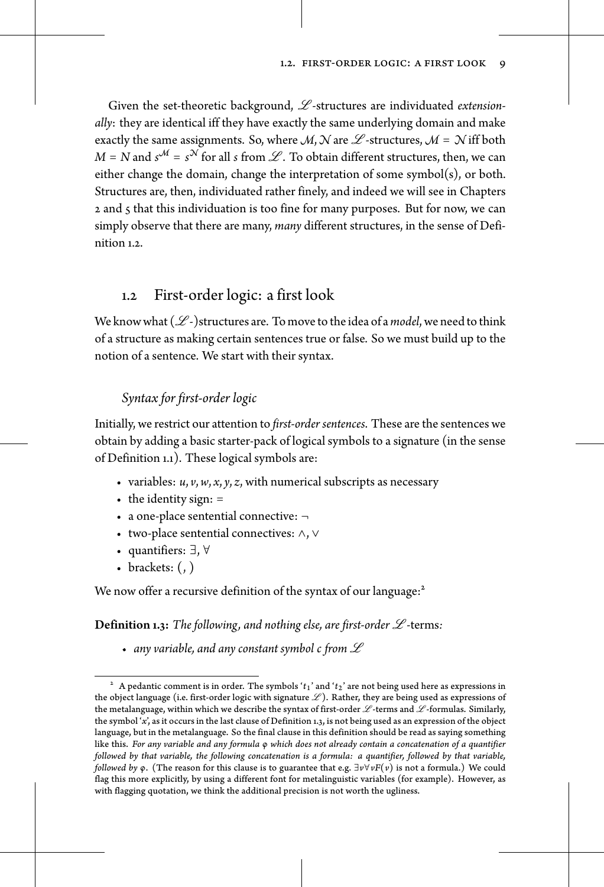Given the set-theoretic background, $\mathscr{L}$-structures are individuated *extensionally*: they are identical iff they have exactly the same underlying domain and make exactly the same assignments. So, where $\mathcal{M}, \mathcal{N}$ are $\mathscr{L}$-structures, $\mathcal{M} = \mathcal{N}$ iff both $M = N$ and $s^{\mathcal{M}} = s^{\mathcal{N}}$ for all $s$ from $\mathscr{L}$. To obtain different structures, then, we can either change the domain, change the interpretation of some symbol(s), or both. Structures are, then, individuated rather finely, and indeed we will see in Chapters 2 and 5 that this individuation is too fine for many purposes. But for now, we can simply observe that there are many, *many* different structures, in the sense of Definition 1.2.

## 1.2 First-order logic: a first look

We know what ($\mathscr{L}$-)structures are. To move to the idea of a *model*, we need to think of a structure as making certain sentences true or false. So we must build up to the notion of a sentence. We start with their syntax.

### *Syntax for first-order logic*

Initially, we restrict our attention to *first-order sentences*. These are the sentences we obtain by adding a basic starter-pack of logical symbols to a signature (in the sense of Definition 1.1). These logical symbols are:

- variables: $u, v, w, x, y, z$, with numerical subscripts as necessary
- the identity sign: $=$
- a one-place sentential connective: $\neg$
- two-place sentential connectives: $\wedge, \vee$
- quantifiers: $\exists, \forall$
- brackets: $($, $)$

We now offer a recursive definition of the syntax of our language:[2]

**Definition 1.3:** *The following, and nothing else, are first-order $\mathscr{L}$-*terms*:*

- *any variable, and any constant symbol $c$ from $\mathscr{L}$*

---

[2] A pedantic comment is in order. The symbols '$t_1$' and '$t_2$' are not being used here as expressions in the object language (i.e. first-order logic with signature $\mathscr{L}$). Rather, they are being used as expressions of the metalanguage, within which we describe the syntax of first-order $\mathscr{L}$-terms and $\mathscr{L}$-formulas. Similarly, the symbol '$x$', as it occurs in the last clause of Definition 1.3, is not being used as an expression of the object language, but in the metalanguage. So the final clause in this definition should be read as saying something like this. *For any variable and any formula $\varphi$ which does not already contain a concatenation of a quantifier followed by that variable, the following concatenation is a formula: a quantifier, followed by that variable, followed by $\varphi$.* (The reason for this clause is to guarantee that e.g. $\exists v \forall v F(v)$ is not a formula.) We could flag this more explicitly, by using a different font for metalinguistic variables (for example). However, as with flagging quotation, we think the additional precision is not worth the ugliness.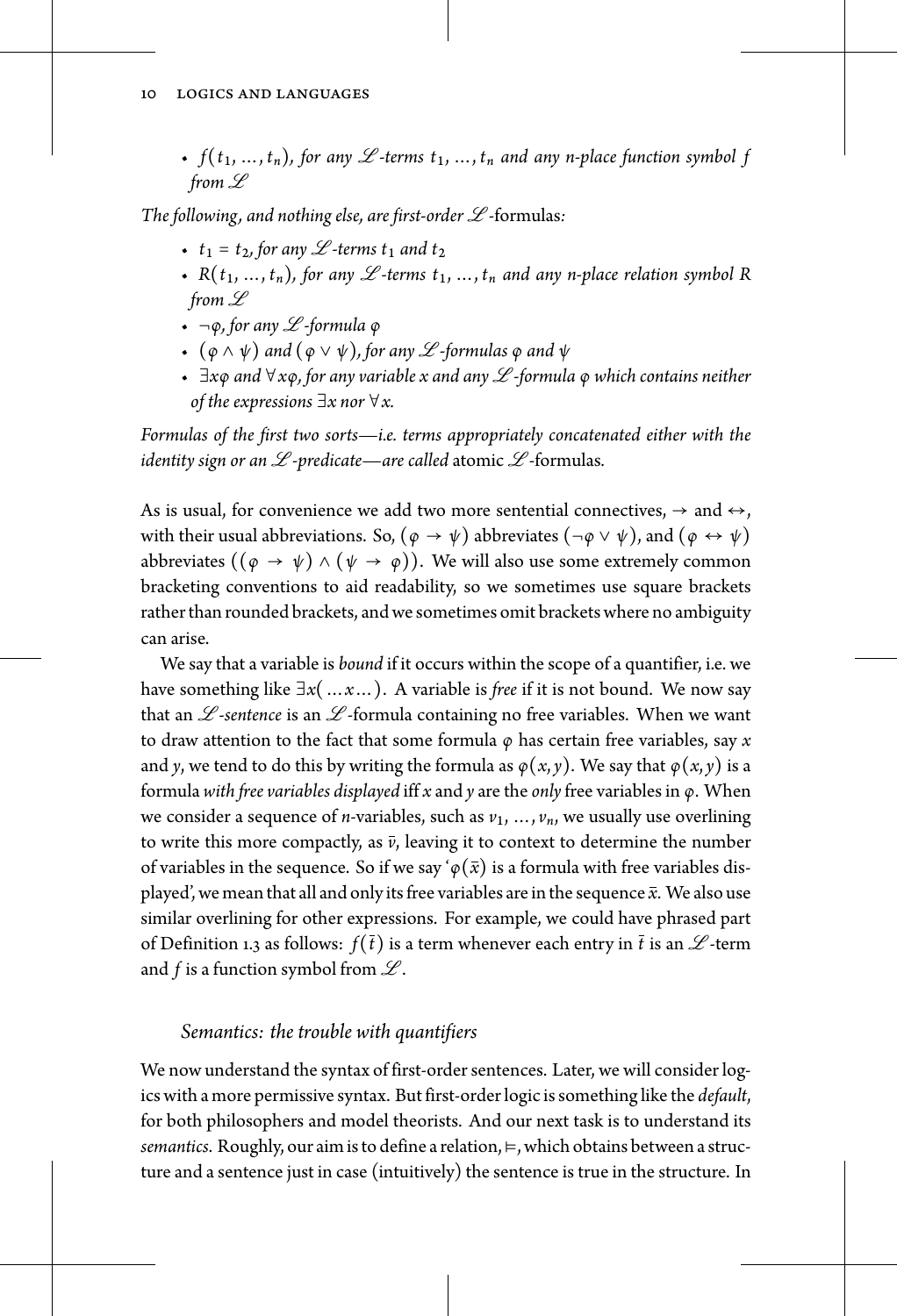- $f(t_1, \ldots, t_n)$, *for any* $\mathscr{L}$*-terms* $t_1, \ldots, t_n$ *and any n-place function symbol f from* $\mathscr{L}$

*The following, and nothing else, are first-order* $\mathscr{L}$-formulas*:*

- $t_1 = t_2$, *for any* $\mathscr{L}$*-terms* $t_1$ *and* $t_2$
- $R(t_1, \ldots, t_n)$, *for any* $\mathscr{L}$*-terms* $t_1, \ldots, t_n$ *and any n-place relation symbol R from* $\mathscr{L}$
- $\neg\varphi$, *for any* $\mathscr{L}$*-formula* $\varphi$
- $(\varphi \wedge \psi)$ *and* $(\varphi \vee \psi)$, *for any* $\mathscr{L}$*-formulas* $\varphi$ *and* $\psi$
- $\exists x\varphi$ *and* $\forall x\varphi$, *for any variable x and any* $\mathscr{L}$*-formula* $\varphi$ *which contains neither of the expressions* $\exists x$ *nor* $\forall x$.

*Formulas of the first two sorts—i.e. terms appropriately concatenated either with the identity sign or an* $\mathscr{L}$*-predicate—are called* atomic $\mathscr{L}$-formulas*.*

As is usual, for convenience we add two more sentential connectives, $\rightarrow$ and $\leftrightarrow$, with their usual abbreviations. So, $(\varphi \rightarrow \psi)$ abbreviates $(\neg\varphi \vee \psi)$, and $(\varphi \leftrightarrow \psi)$ abbreviates $((\varphi \rightarrow \psi) \wedge (\psi \rightarrow \varphi))$. We will also use some extremely common bracketing conventions to aid readability, so we sometimes use square brackets rather than rounded brackets, and we sometimes omit brackets where no ambiguity can arise.

We say that a variable is *bound* if it occurs within the scope of a quantifier, i.e. we have something like $\exists x(\ldots x \ldots)$. A variable is *free* if it is not bound. We now say that an $\mathscr{L}$*-sentence* is an $\mathscr{L}$-formula containing no free variables. When we want to draw attention to the fact that some formula $\varphi$ has certain free variables, say $x$ and $y$, we tend to do this by writing the formula as $\varphi(x, y)$. We say that $\varphi(x, y)$ is a formula *with free variables displayed* iff $x$ and $y$ are the *only* free variables in $\varphi$. When we consider a sequence of $n$-variables, such as $v_1, \ldots, v_n$, we usually use overlining to write this more compactly, as $\bar{v}$, leaving it to context to determine the number of variables in the sequence. So if we say '$\varphi(\bar{x})$ is a formula with free variables displayed', we mean that all and only its free variables are in the sequence $\bar{x}$. We also use similar overlining for other expressions. For example, we could have phrased part of Definition 1.3 as follows: $f(\bar{t})$ is a term whenever each entry in $\bar{t}$ is an $\mathscr{L}$-term and $f$ is a function symbol from $\mathscr{L}$.

### *Semantics: the trouble with quantifiers*

We now understand the syntax of first-order sentences. Later, we will consider logics with a more permissive syntax. But first-order logic is something like the *default*, for both philosophers and model theorists. And our next task is to understand its *semantics*. Roughly, our aim is to define a relation, $\vDash$, which obtains between a structure and a sentence just in case (intuitively) the sentence is true in the structure. In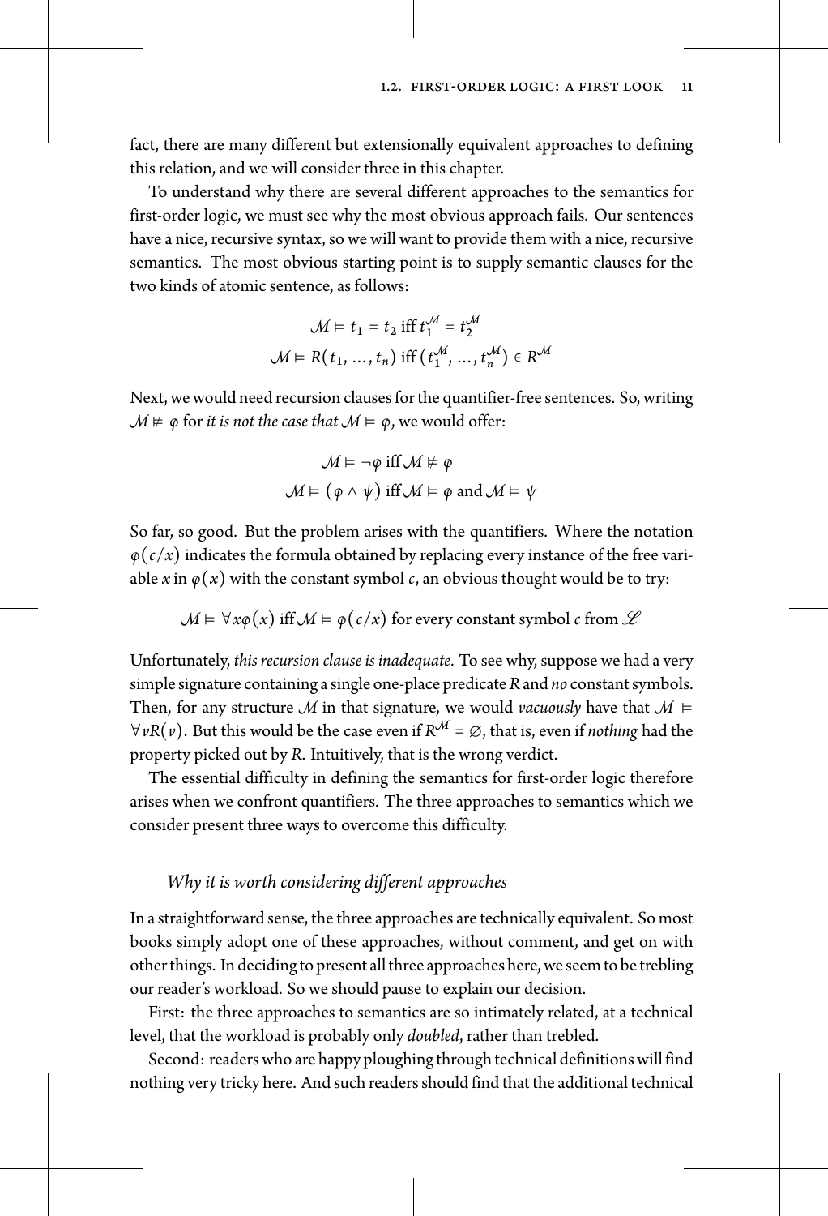fact, there are many different but extensionally equivalent approaches to defining this relation, and we will consider three in this chapter.

To understand why there are several different approaches to the semantics for first-order logic, we must see why the most obvious approach fails. Our sentences have a nice, recursive syntax, so we will want to provide them with a nice, recursive semantics. The most obvious starting point is to supply semantic clauses for the two kinds of atomic sentence, as follows:

$$\mathcal{M} \vDash t_1 = t_2 \text{ iff } t_1^{\mathcal{M}} = t_2^{\mathcal{M}}$$
$$\mathcal{M} \vDash R(t_1, \ldots, t_n) \text{ iff } (t_1^{\mathcal{M}}, \ldots, t_n^{\mathcal{M}}) \in R^{\mathcal{M}}$$

Next, we would need recursion clauses for the quantifier-free sentences. So, writing $\mathcal{M} \nvDash \varphi$ for *it is not the case that* $\mathcal{M} \vDash \varphi$, we would offer:

$$\mathcal{M} \vDash \neg\varphi \text{ iff } \mathcal{M} \nvDash \varphi$$
$$\mathcal{M} \vDash (\varphi \wedge \psi) \text{ iff } \mathcal{M} \vDash \varphi \text{ and } \mathcal{M} \vDash \psi$$

So far, so good. But the problem arises with the quantifiers. Where the notation $\varphi(c/x)$ indicates the formula obtained by replacing every instance of the free variable $x$ in $\varphi(x)$ with the constant symbol $c$, an obvious thought would be to try:

$$\mathcal{M} \vDash \forall x\varphi(x) \text{ iff } \mathcal{M} \vDash \varphi(c/x) \text{ for every constant symbol } c \text{ from } \mathscr{L}$$

Unfortunately, *this recursion clause is inadequate*. To see why, suppose we had a very simple signature containing a single one-place predicate $R$ and *no* constant symbols. Then, for any structure $\mathcal{M}$ in that signature, we would *vacuously* have that $\mathcal{M} \vDash \forall vR(v)$. But this would be the case even if $R^{\mathcal{M}} = \varnothing$, that is, even if *nothing* had the property picked out by $R$. Intuitively, that is the wrong verdict.

The essential difficulty in defining the semantics for first-order logic therefore arises when we confront quantifiers. The three approaches to semantics which we consider present three ways to overcome this difficulty.

### *Why it is worth considering different approaches*

In a straightforward sense, the three approaches are technically equivalent. So most books simply adopt one of these approaches, without comment, and get on with other things. In deciding to present all three approaches here, we seem to be trebling our reader's workload. So we should pause to explain our decision.

First: the three approaches to semantics are so intimately related, at a technical level, that the workload is probably only *doubled*, rather than trebled.

Second: readers who are happy ploughing through technical definitions will find nothing very tricky here. And such readers should find that the additional technical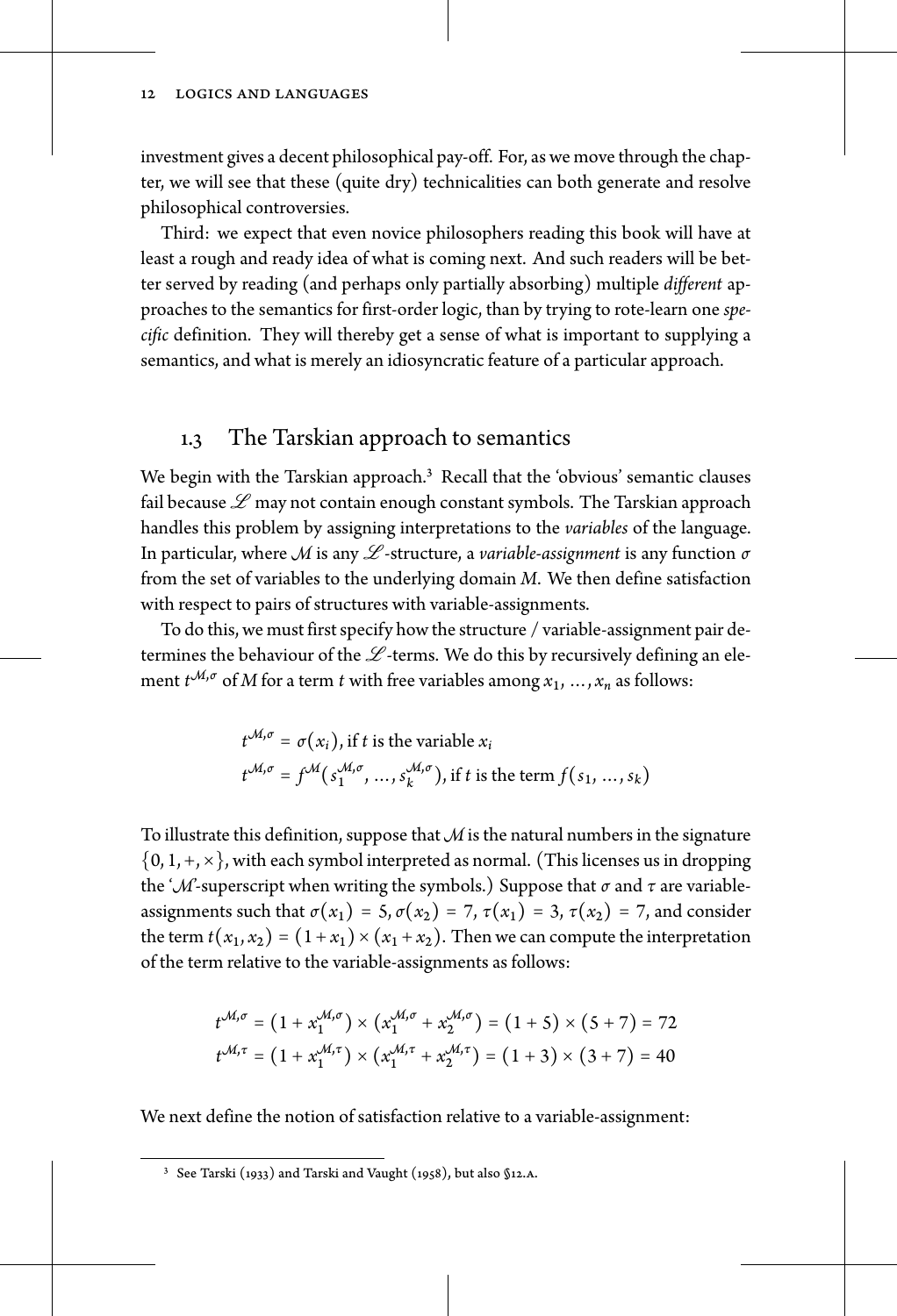investment gives a decent philosophical pay-off. For, as we move through the chapter, we will see that these (quite dry) technicalities can both generate and resolve philosophical controversies.

Third: we expect that even novice philosophers reading this book will have at least a rough and ready idea of what is coming next. And such readers will be better served by reading (and perhaps only partially absorbing) multiple *different* approaches to the semantics for first-order logic, than by trying to rote-learn one *specific* definition. They will thereby get a sense of what is important to supplying a semantics, and what is merely an idiosyncratic feature of a particular approach.

## 1.3 The Tarskian approach to semantics

We begin with the Tarskian approach.[3] Recall that the 'obvious' semantic clauses fail because $\mathscr{L}$ may not contain enough constant symbols. The Tarskian approach handles this problem by assigning interpretations to the *variables* of the language. In particular, where $\mathcal{M}$ is any $\mathscr{L}$-structure, a *variable-assignment* is any function $\sigma$ from the set of variables to the underlying domain $M$. We then define satisfaction with respect to pairs of structures with variable-assignments.

To do this, we must first specify how the structure / variable-assignment pair determines the behaviour of the $\mathscr{L}$-terms. We do this by recursively defining an element $t^{\mathcal{M},\sigma}$ of $M$ for a term $t$ with free variables among $x_1, \ldots, x_n$ as follows:

$$t^{\mathcal{M},\sigma} = \sigma(x_i), \text{ if } t \text{ is the variable } x_i$$
$$t^{\mathcal{M},\sigma} = f^{\mathcal{M}}(s_1^{\mathcal{M},\sigma}, \ldots, s_k^{\mathcal{M},\sigma}), \text{ if } t \text{ is the term } f(s_1, \ldots, s_k)$$

To illustrate this definition, suppose that $\mathcal{M}$ is the natural numbers in the signature $\{0, 1, +, \times\}$, with each symbol interpreted as normal. (This licenses us in dropping the '$\mathcal{M}$'-superscript when writing the symbols.) Suppose that $\sigma$ and $\tau$ are variable-assignments such that $\sigma(x_1) = 5$, $\sigma(x_2) = 7$, $\tau(x_1) = 3$, $\tau(x_2) = 7$, and consider the term $t(x_1, x_2) = (1 + x_1) \times (x_1 + x_2)$. Then we can compute the interpretation of the term relative to the variable-assignments as follows:

$$t^{\mathcal{M},\sigma} = (1 + x_1^{\mathcal{M},\sigma}) \times (x_1^{\mathcal{M},\sigma} + x_2^{\mathcal{M},\sigma}) = (1 + 5) \times (5 + 7) = 72$$
$$t^{\mathcal{M},\tau} = (1 + x_1^{\mathcal{M},\tau}) \times (x_1^{\mathcal{M},\tau} + x_2^{\mathcal{M},\tau}) = (1 + 3) \times (3 + 7) = 40$$

We next define the notion of satisfaction relative to a variable-assignment:

[3] See Tarski (1933) and Tarski and Vaught (1958), but also §12.A.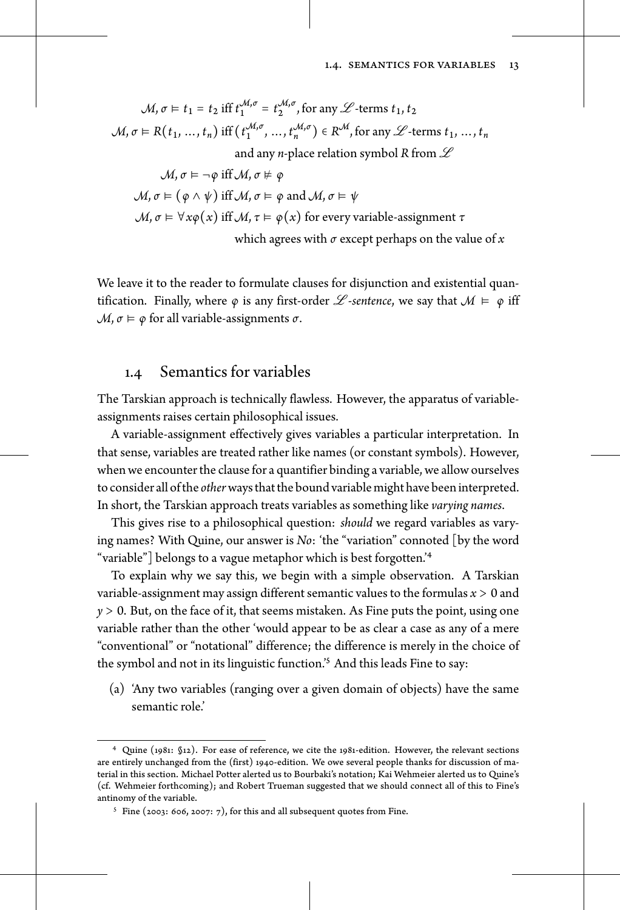$$\mathcal{M}, \sigma \vDash t_1 = t_2 \text{ iff } t_1^{\mathcal{M},\sigma} = t_2^{\mathcal{M},\sigma}, \text{for any } \mathscr{L}\text{-terms } t_1, t_2$$

$$\mathcal{M}, \sigma \vDash R(t_1, \ldots, t_n) \text{ iff } (t_1^{\mathcal{M},\sigma}, \ldots, t_n^{\mathcal{M},\sigma}) \in R^{\mathcal{M}}, \text{for any } \mathscr{L}\text{-terms } t_1, \ldots, t_n$$
$$\text{and any } n\text{-place relation symbol } R \text{ from } \mathscr{L}$$

$$\mathcal{M}, \sigma \vDash \neg\varphi \text{ iff } \mathcal{M}, \sigma \nvDash \varphi$$

$$\mathcal{M}, \sigma \vDash (\varphi \wedge \psi) \text{ iff } \mathcal{M}, \sigma \vDash \varphi \text{ and } \mathcal{M}, \sigma \vDash \psi$$

$$\mathcal{M}, \sigma \vDash \forall x\varphi(x) \text{ iff } \mathcal{M}, \tau \vDash \varphi(x) \text{ for every variable-assignment } \tau$$
$$\text{which agrees with } \sigma \text{ except perhaps on the value of } x$$

We leave it to the reader to formulate clauses for disjunction and existential quantification. Finally, where $\varphi$ is any first-order $\mathscr{L}$*-sentence*, we say that $\mathcal{M} \vDash \varphi$ iff $\mathcal{M}, \sigma \vDash \varphi$ for all variable-assignments $\sigma$.

## 1.4 Semantics for variables

The Tarskian approach is technically flawless. However, the apparatus of variable-assignments raises certain philosophical issues.

A variable-assignment effectively gives variables a particular interpretation. In that sense, variables are treated rather like names (or constant symbols). However, when we encounter the clause for a quantifier binding a variable, we allow ourselves to consider all of the *other* ways that the bound variable might have been interpreted. In short, the Tarskian approach treats variables as something like *varying names*.

This gives rise to a philosophical question: *should* we regard variables as varying names? With Quine, our answer is *No*: 'the "variation" connoted [by the word "variable"] belongs to a vague metaphor which is best forgotten.'[4]

To explain why we say this, we begin with a simple observation. A Tarskian variable-assignment may assign different semantic values to the formulas $x > 0$ and $y > 0$. But, on the face of it, that seems mistaken. As Fine puts the point, using one variable rather than the other 'would appear to be as clear a case as any of a mere "conventional" or "notational" difference; the difference is merely in the choice of the symbol and not in its linguistic function.'[5] And this leads Fine to say:

(a) 'Any two variables (ranging over a given domain of objects) have the same semantic role.'

[4] Quine (1981: §12). For ease of reference, we cite the 1981-edition. However, the relevant sections are entirely unchanged from the (first) 1940-edition. We owe several people thanks for discussion of material in this section. Michael Potter alerted us to Bourbaki's notation; Kai Wehmeier alerted us to Quine's (cf. Wehmeier forthcoming); and Robert Trueman suggested that we should connect all of this to Fine's antinomy of the variable.

[5] Fine (2003: 606, 2007: 7), for this and all subsequent quotes from Fine.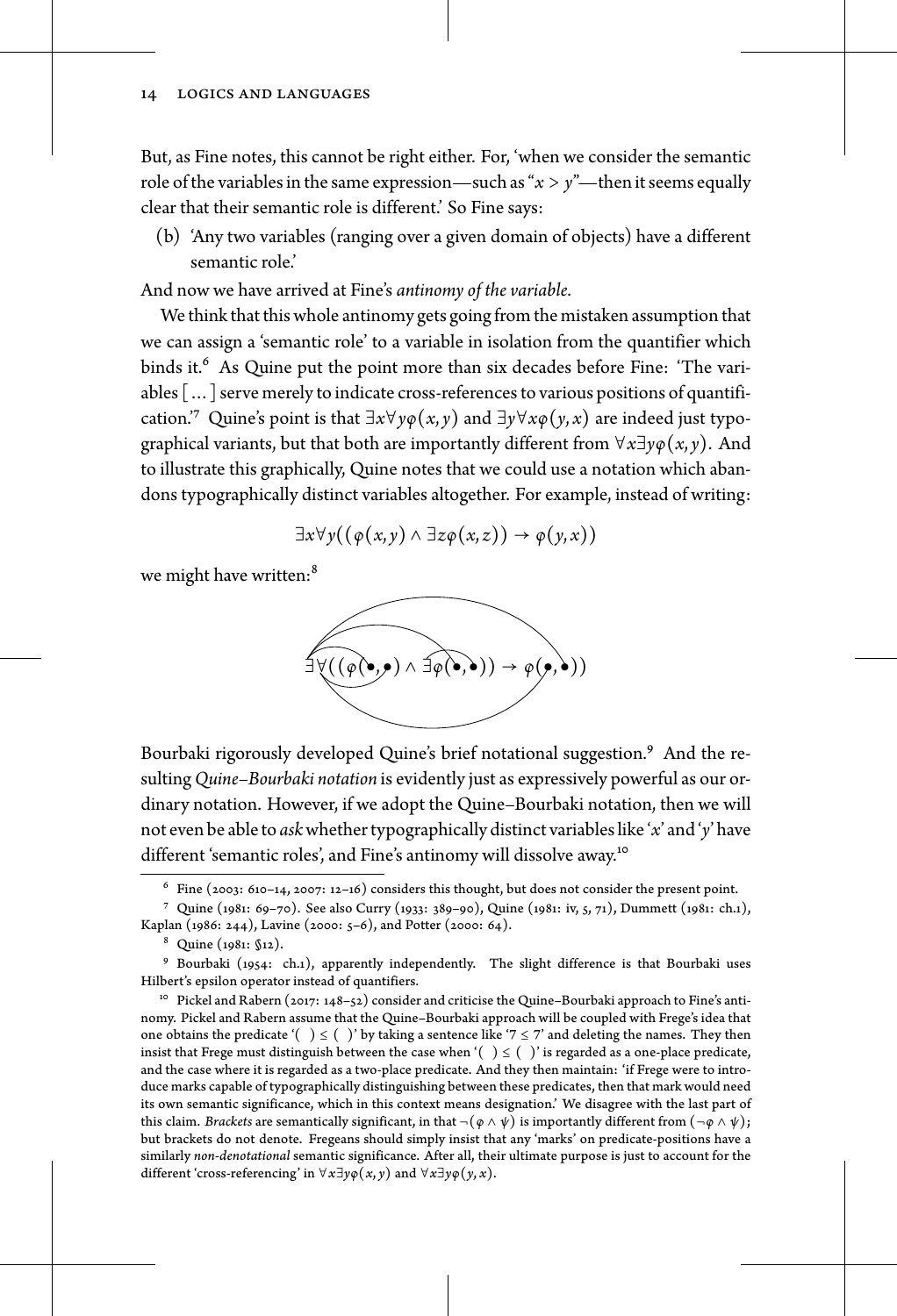But, as Fine notes, this cannot be right either. For, 'when we consider the semantic role of the variables in the same expression—such as "$x > y$"—then it seems equally clear that their semantic role is different.' So Fine says:

(b) 'Any two variables (ranging over a given domain of objects) have a different semantic role.'

And now we have arrived at Fine's *antinomy of the variable*.

We think that this whole antinomy gets going from the mistaken assumption that we can assign a 'semantic role' to a variable in isolation from the quantifier which binds it.[6] As Quine put the point more than six decades before Fine: 'The variables [...] serve merely to indicate cross-references to various positions of quantification.'[7] Quine's point is that $\exists x \forall y \varphi(x, y)$ and $\exists y \forall x \varphi(y, x)$ are indeed just typographical variants, but that both are importantly different from $\forall x \exists y \varphi(x, y)$. And to illustrate this graphically, Quine notes that we could use a notation which abandons typographically distinct variables altogether. For example, instead of writing:

$$\exists x \forall y ((\varphi(x, y) \land \exists z \varphi(x, z)) \to \varphi(y, x))$$

we might have written:[8]

$$\exists \forall ((\varphi(\bullet, \bullet) \land \exists \varphi(\bullet, \bullet)) \to \varphi(\bullet, \bullet))$$

Bourbaki rigorously developed Quine's brief notational suggestion.[9] And the resulting *Quine–Bourbaki notation* is evidently just as expressively powerful as our ordinary notation. However, if we adopt the Quine–Bourbaki notation, then we will not even be able to *ask* whether typographically distinct variables like '$x$' and '$y$' have different 'semantic roles', and Fine's antinomy will dissolve away.[10]

---

[6] Fine (2003: 610–14, 2007: 12–16) considers this thought, but does not consider the present point.

[7] Quine (1981: 69–70). See also Curry (1933: 389–90), Quine (1981: iv, 5, 71), Dummett (1981: ch.1), Kaplan (1986: 244), Lavine (2000: 5–6), and Potter (2000: 64).

[8] Quine (1981: §12).

[9] Bourbaki (1954: ch.1), apparently independently. The slight difference is that Bourbaki uses Hilbert's epsilon operator instead of quantifiers.

[10] Pickel and Rabern (2017: 148–52) consider and criticise the Quine–Bourbaki approach to Fine's antinomy. Pickel and Rabern assume that the Quine–Bourbaki approach will be coupled with Frege's idea that one obtains the predicate '( ) ≤ ( )' by taking a sentence like '7 ≤ 7' and deleting the names. They then insist that Frege must distinguish between the case when '( ) ≤ ( )' is regarded as a one-place predicate, and the case where it is regarded as a two-place predicate. And they then maintain: 'if Frege were to introduce marks capable of typographically distinguishing between these predicates, then that mark would need its own semantic significance, which in this context means designation.' We disagree with the last part of this claim. *Brackets* are semantically significant, in that $\neg(\varphi \land \psi)$ is importantly different from $(\neg\varphi \land \psi)$; but brackets do not denote. Fregeans should simply insist that any 'marks' on predicate-positions have a similarly *non-denotational* semantic significance. After all, their ultimate purpose is just to account for the different 'cross-referencing' in $\forall x \exists y \varphi(x, y)$ and $\forall x \exists y \varphi(y, x)$.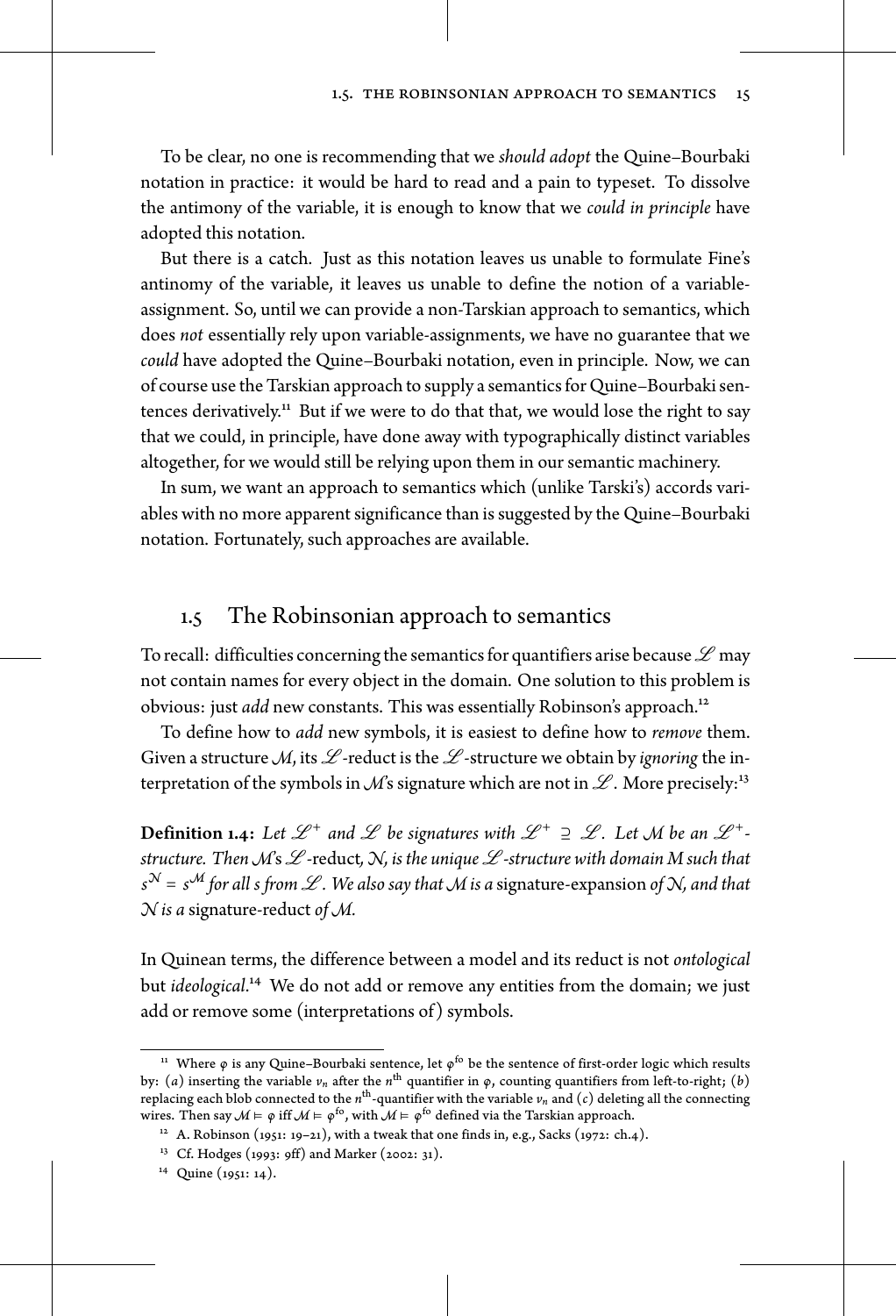To be clear, no one is recommending that we *should adopt* the Quine–Bourbaki notation in practice: it would be hard to read and a pain to typeset. To dissolve the antimony of the variable, it is enough to know that we *could in principle* have adopted this notation.

But there is a catch. Just as this notation leaves us unable to formulate Fine's antinomy of the variable, it leaves us unable to define the notion of a variable-assignment. So, until we can provide a non-Tarskian approach to semantics, which does *not* essentially rely upon variable-assignments, we have no guarantee that we *could* have adopted the Quine–Bourbaki notation, even in principle. Now, we can of course use the Tarskian approach to supply a semantics for Quine–Bourbaki sentences derivatively.[11] But if we were to do that that, we would lose the right to say that we could, in principle, have done away with typographically distinct variables altogether, for we would still be relying upon them in our semantic machinery.

In sum, we want an approach to semantics which (unlike Tarski's) accords variables with no more apparent significance than is suggested by the Quine–Bourbaki notation. Fortunately, such approaches are available.

## 1.5 The Robinsonian approach to semantics

To recall: difficulties concerning the semantics for quantifiers arise because $\mathscr{L}$ may not contain names for every object in the domain. One solution to this problem is obvious: just *add* new constants. This was essentially Robinson's approach.[12]

To define how to *add* new symbols, it is easiest to define how to *remove* them. Given a structure $\mathcal{M}$, its $\mathscr{L}$-reduct is the $\mathscr{L}$-structure we obtain by *ignoring* the interpretation of the symbols in $\mathcal{M}$'s signature which are not in $\mathscr{L}$. More precisely:[13]

**Definition 1.4:** *Let $\mathscr{L}^+$ and $\mathscr{L}$ be signatures with $\mathscr{L}^+ \supseteq \mathscr{L}$. Let $\mathcal{M}$ be an $\mathscr{L}^+$-structure. Then $\mathcal{M}$'s $\mathscr{L}$*-reduct*, $\mathcal{N}$, is the unique $\mathscr{L}$-structure with domain $M$ such that $s^{\mathcal{N}} = s^{\mathcal{M}}$ for all $s$ from $\mathscr{L}$. We also say that $\mathcal{M}$ is a* signature-expansion *of $\mathcal{N}$, and that $\mathcal{N}$ is a* signature-reduct *of $\mathcal{M}$.*

In Quinean terms, the difference between a model and its reduct is not *ontological* but *ideological*.[14] We do not add or remove any entities from the domain; we just add or remove some (interpretations of) symbols.

---

[11] Where $\varphi$ is any Quine–Bourbaki sentence, let $\varphi^{\text{fo}}$ be the sentence of first-order logic which results by: $(a)$ inserting the variable $v_n$ after the $n^{\text{th}}$ quantifier in $\varphi$, counting quantifiers from left-to-right; $(b)$ replacing each blob connected to the $n^{\text{th}}$-quantifier with the variable $v_n$ and $(c)$ deleting all the connecting wires. Then say $\mathcal{M} \vDash \varphi$ iff $\mathcal{M} \vDash \varphi^{\text{fo}}$, with $\mathcal{M} \vDash \varphi^{\text{fo}}$ defined via the Tarskian approach.

[12] A. Robinson (1951: 19–21), with a tweak that one finds in, e.g., Sacks (1972: ch.4).

[13] Cf. Hodges (1993: 9ff) and Marker (2002: 31).

[14] Quine (1951: 14).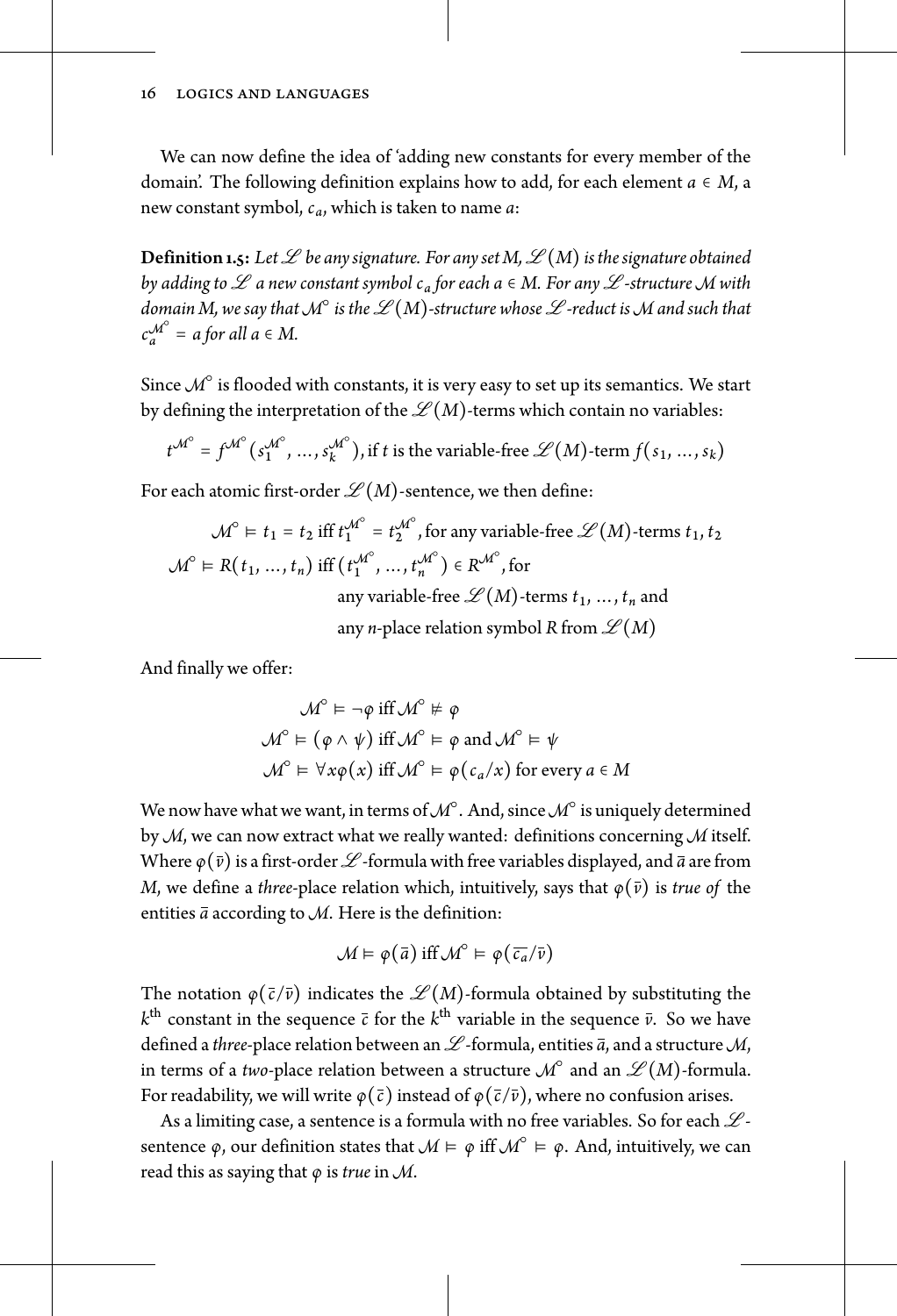We can now define the idea of 'adding new constants for every member of the domain'. The following definition explains how to add, for each element $a \in M$, a new constant symbol, $c_a$, which is taken to name $a$:

**Definition 1.5:** *Let $\mathscr{L}$ be any signature. For any set $M$, $\mathscr{L}(M)$ is the signature obtained by adding to $\mathscr{L}$ a new constant symbol $c_a$ for each $a \in M$. For any $\mathscr{L}$-structure $\mathcal{M}$ with domain $M$, we say that $\mathcal{M}^\circ$ is the $\mathscr{L}(M)$-structure whose $\mathscr{L}$-reduct is $\mathcal{M}$ and such that $c_a^{\mathcal{M}^\circ} = a$ for all $a \in M$.*

Since $\mathcal{M}^\circ$ is flooded with constants, it is very easy to set up its semantics. We start by defining the interpretation of the $\mathscr{L}(M)$-terms which contain no variables:

$$t^{\mathcal{M}^\circ} = f^{\mathcal{M}^\circ}(s_1^{\mathcal{M}^\circ}, \ldots, s_k^{\mathcal{M}^\circ}), \text{ if } t \text{ is the variable-free } \mathscr{L}(M)\text{-term } f(s_1, \ldots, s_k)$$

For each atomic first-order $\mathscr{L}(M)$-sentence, we then define:

$$\mathcal{M}^\circ \vDash t_1 = t_2 \text{ iff } t_1^{\mathcal{M}^\circ} = t_2^{\mathcal{M}^\circ}, \text{for any variable-free } \mathscr{L}(M)\text{-terms } t_1, t_2$$

$$\mathcal{M}^\circ \vDash R(t_1, \ldots, t_n) \text{ iff } (t_1^{\mathcal{M}^\circ}, \ldots, t_n^{\mathcal{M}^\circ}) \in R^{\mathcal{M}^\circ}, \text{for any variable-free } \mathscr{L}(M)\text{-terms } t_1, \ldots, t_n \text{ and any } n\text{-place relation symbol } R \text{ from } \mathscr{L}(M)$$

And finally we offer:

$$\mathcal{M}^\circ \vDash \neg\varphi \text{ iff } \mathcal{M}^\circ \nvDash \varphi$$

$$\mathcal{M}^\circ \vDash (\varphi \wedge \psi) \text{ iff } \mathcal{M}^\circ \vDash \varphi \text{ and } \mathcal{M}^\circ \vDash \psi$$

$$\mathcal{M}^\circ \vDash \forall x\varphi(x) \text{ iff } \mathcal{M}^\circ \vDash \varphi(c_a/x) \text{ for every } a \in M$$

We now have what we want, in terms of $\mathcal{M}^\circ$. And, since $\mathcal{M}^\circ$ is uniquely determined by $\mathcal{M}$, we can now extract what we really wanted: definitions concerning $\mathcal{M}$ itself. Where $\varphi(\bar{v})$ is a first-order $\mathscr{L}$-formula with free variables displayed, and $\bar{a}$ are from $M$, we define a *three*-place relation which, intuitively, says that $\varphi(\bar{v})$ is *true of* the entities $\bar{a}$ according to $\mathcal{M}$. Here is the definition:

$$\mathcal{M} \vDash \varphi(\bar{a}) \text{ iff } \mathcal{M}^\circ \vDash \varphi(\overline{c_a}/\bar{v})$$

The notation $\varphi(\bar{c}/\bar{v})$ indicates the $\mathscr{L}(M)$-formula obtained by substituting the $k^{\text{th}}$ constant in the sequence $\bar{c}$ for the $k^{\text{th}}$ variable in the sequence $\bar{v}$. So we have defined a *three*-place relation between an $\mathscr{L}$-formula, entities $\bar{a}$, and a structure $\mathcal{M}$, in terms of a *two*-place relation between a structure $\mathcal{M}^\circ$ and an $\mathscr{L}(M)$-formula. For readability, we will write $\varphi(\bar{c})$ instead of $\varphi(\bar{c}/\bar{v})$, where no confusion arises.

As a limiting case, a sentence is a formula with no free variables. So for each $\mathscr{L}$-sentence $\varphi$, our definition states that $\mathcal{M} \vDash \varphi$ iff $\mathcal{M}^\circ \vDash \varphi$. And, intuitively, we can read this as saying that $\varphi$ is *true* in $\mathcal{M}$.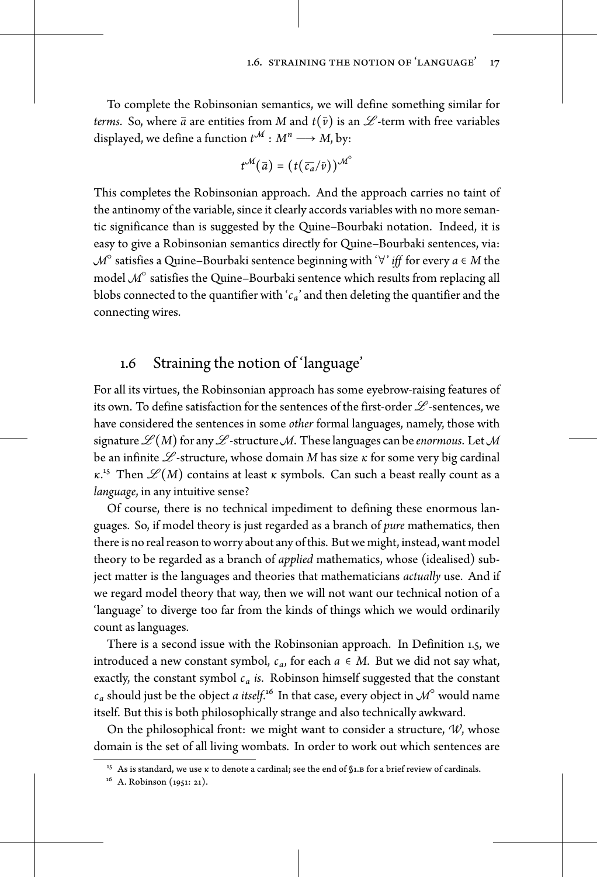To complete the Robinsonian semantics, we will define something similar for *terms*. So, where $\bar{a}$ are entities from $M$ and $t(\bar{v})$ is an $\mathscr{L}$-term with free variables displayed, we define a function $t^{\mathcal{M}} : M^n \longrightarrow M$, by:

$$t^{\mathcal{M}}(\bar{a}) = (t(\overline{c_a}/\bar{v}))^{\mathcal{M}^{\circ}}$$

This completes the Robinsonian approach. And the approach carries no taint of the antinomy of the variable, since it clearly accords variables with no more semantic significance than is suggested by the Quine–Bourbaki notation. Indeed, it is easy to give a Robinsonian semantics directly for Quine–Bourbaki sentences, via: $\mathcal{M}^{\circ}$ satisfies a Quine–Bourbaki sentence beginning with '$\forall$' *iff* for every $a \in M$ the model $\mathcal{M}^{\circ}$ satisfies the Quine–Bourbaki sentence which results from replacing all blobs connected to the quantifier with '$c_a$' and then deleting the quantifier and the connecting wires.

## 1.6 Straining the notion of 'language'

For all its virtues, the Robinsonian approach has some eyebrow-raising features of its own. To define satisfaction for the sentences of the first-order $\mathscr{L}$-sentences, we have considered the sentences in some *other* formal languages, namely, those with signature $\mathscr{L}(M)$ for any $\mathscr{L}$-structure $\mathcal{M}$. These languages can be *enormous*. Let $\mathcal{M}$ be an infinite $\mathscr{L}$-structure, whose domain $M$ has size $\kappa$ for some very big cardinal $\kappa$.[15] Then $\mathscr{L}(M)$ contains at least $\kappa$ symbols. Can such a beast really count as a *language*, in any intuitive sense?

Of course, there is no technical impediment to defining these enormous languages. So, if model theory is just regarded as a branch of *pure* mathematics, then there is no real reason to worry about any of this. But we might, instead, want model theory to be regarded as a branch of *applied* mathematics, whose (idealised) subject matter is the languages and theories that mathematicians *actually* use. And if we regard model theory that way, then we will not want our technical notion of a 'language' to diverge too far from the kinds of things which we would ordinarily count as languages.

There is a second issue with the Robinsonian approach. In Definition 1.5, we introduced a new constant symbol, $c_a$, for each $a \in M$. But we did not say what, exactly, the constant symbol $c_a$ *is*. Robinson himself suggested that the constant $c_a$ should just be the object *a itself*.[16] In that case, every object in $\mathcal{M}^{\circ}$ would name itself. But this is both philosophically strange and also technically awkward.

On the philosophical front: we might want to consider a structure, $\mathcal{W}$, whose domain is the set of all living wombats. In order to work out which sentences are

[15] As is standard, we use $\kappa$ to denote a cardinal; see the end of §1.B for a brief review of cardinals.

[16] A. Robinson (1951: 21).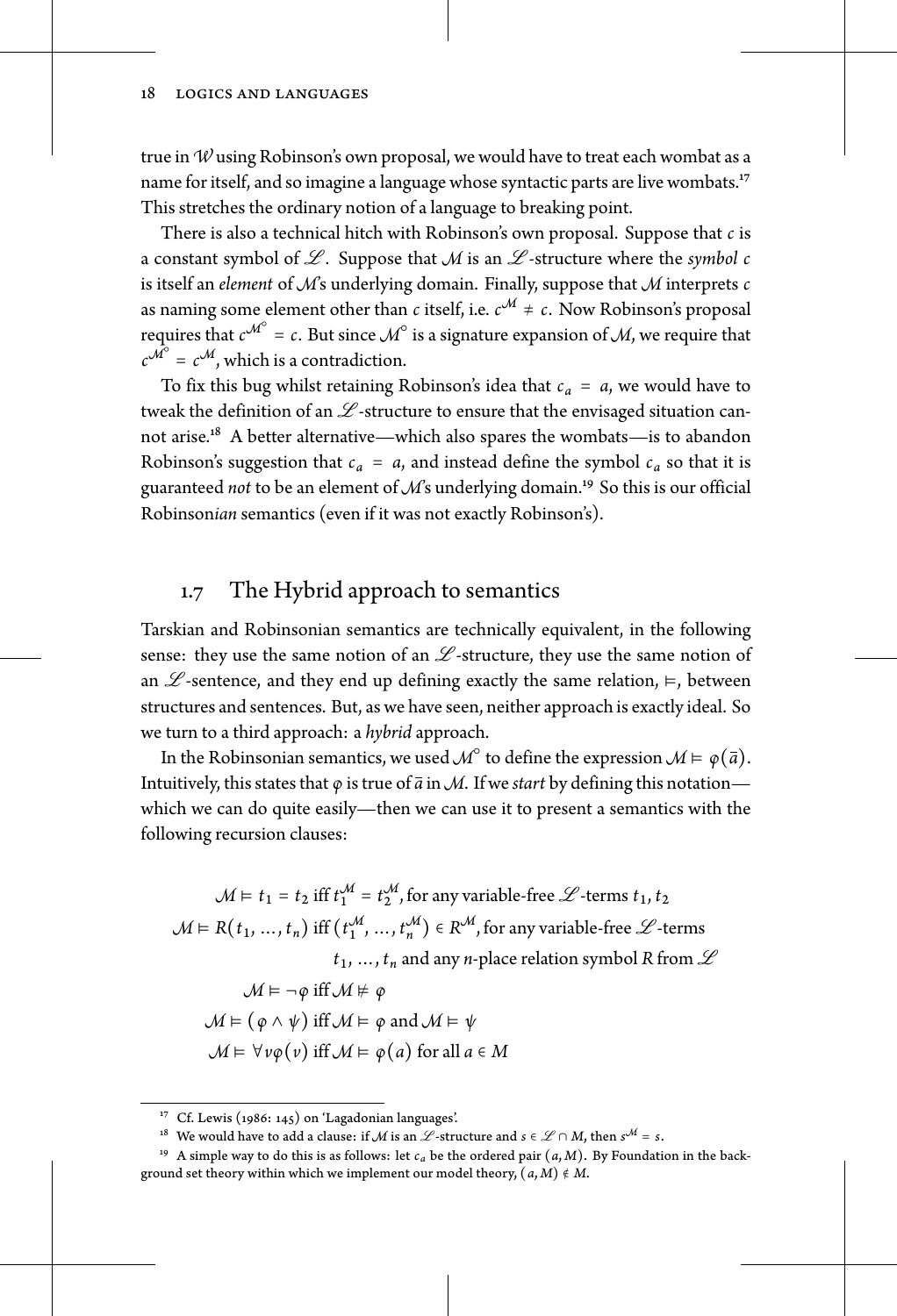true in $\mathcal{W}$ using Robinson's own proposal, we would have to treat each wombat as a name for itself, and so imagine a language whose syntactic parts are live wombats.[17] This stretches the ordinary notion of a language to breaking point.

There is also a technical hitch with Robinson's own proposal. Suppose that $c$ is a constant symbol of $\mathscr{L}$. Suppose that $\mathcal{M}$ is an $\mathscr{L}$-structure where the *symbol* $c$ is itself an *element* of $\mathcal{M}$'s underlying domain. Finally, suppose that $\mathcal{M}$ interprets $c$ as naming some element other than $c$ itself, i.e. $c^{\mathcal{M}} \neq c$. Now Robinson's proposal requires that $c^{\mathcal{M}^{\circ}} = c$. But since $\mathcal{M}^{\circ}$ is a signature expansion of $\mathcal{M}$, we require that $c^{\mathcal{M}^{\circ}} = c^{\mathcal{M}}$, which is a contradiction.

To fix this bug whilst retaining Robinson's idea that $c_a = a$, we would have to tweak the definition of an $\mathscr{L}$-structure to ensure that the envisaged situation cannot arise.[18] A better alternative—which also spares the wombats—is to abandon Robinson's suggestion that $c_a = a$, and instead define the symbol $c_a$ so that it is guaranteed *not* to be an element of $\mathcal{M}$'s underlying domain.[19] So this is our official Robinson*ian* semantics (even if it was not exactly Robinson's).

## 1.7 The Hybrid approach to semantics

Tarskian and Robinsonian semantics are technically equivalent, in the following sense: they use the same notion of an $\mathscr{L}$-structure, they use the same notion of an $\mathscr{L}$-sentence, and they end up defining exactly the same relation, $\vDash$, between structures and sentences. But, as we have seen, neither approach is exactly ideal. So we turn to a third approach: a *hybrid* approach.

In the Robinsonian semantics, we used $\mathcal{M}^{\circ}$ to define the expression $\mathcal{M} \vDash \varphi(\overline{a})$. Intuitively, this states that $\varphi$ is true of $\overline{a}$ in $\mathcal{M}$. If we *start* by defining this notation—which we can do quite easily—then we can use it to present a semantics with the following recursion clauses:

$$\mathcal{M} \vDash t_1 = t_2 \text{ iff } t_1^{\mathcal{M}} = t_2^{\mathcal{M}}, \text{for any variable-free } \mathscr{L}\text{-terms } t_1, t_2$$

$$\mathcal{M} \vDash R(t_1, \ldots, t_n) \text{ iff } (t_1^{\mathcal{M}}, \ldots, t_n^{\mathcal{M}}) \in R^{\mathcal{M}}, \text{for any variable-free } \mathscr{L}\text{-terms } t_1, \ldots, t_n \text{ and any } n\text{-place relation symbol } R \text{ from } \mathscr{L}$$

$$\mathcal{M} \vDash \neg\varphi \text{ iff } \mathcal{M} \nvDash \varphi$$

$$\mathcal{M} \vDash (\varphi \wedge \psi) \text{ iff } \mathcal{M} \vDash \varphi \text{ and } \mathcal{M} \vDash \psi$$

$$\mathcal{M} \vDash \forall v \varphi(v) \text{ iff } \mathcal{M} \vDash \varphi(a) \text{ for all } a \in M$$

[17] Cf. Lewis (1986: 145) on 'Lagadonian languages'.

[18] We would have to add a clause: if $\mathcal{M}$ is an $\mathscr{L}$-structure and $s \in \mathscr{L} \cap M$, then $s^{\mathcal{M}} = s$.

[19] A simple way to do this is as follows: let $c_a$ be the ordered pair $(a, M)$. By Foundation in the background set theory within which we implement our model theory, $(a, M) \notin M$.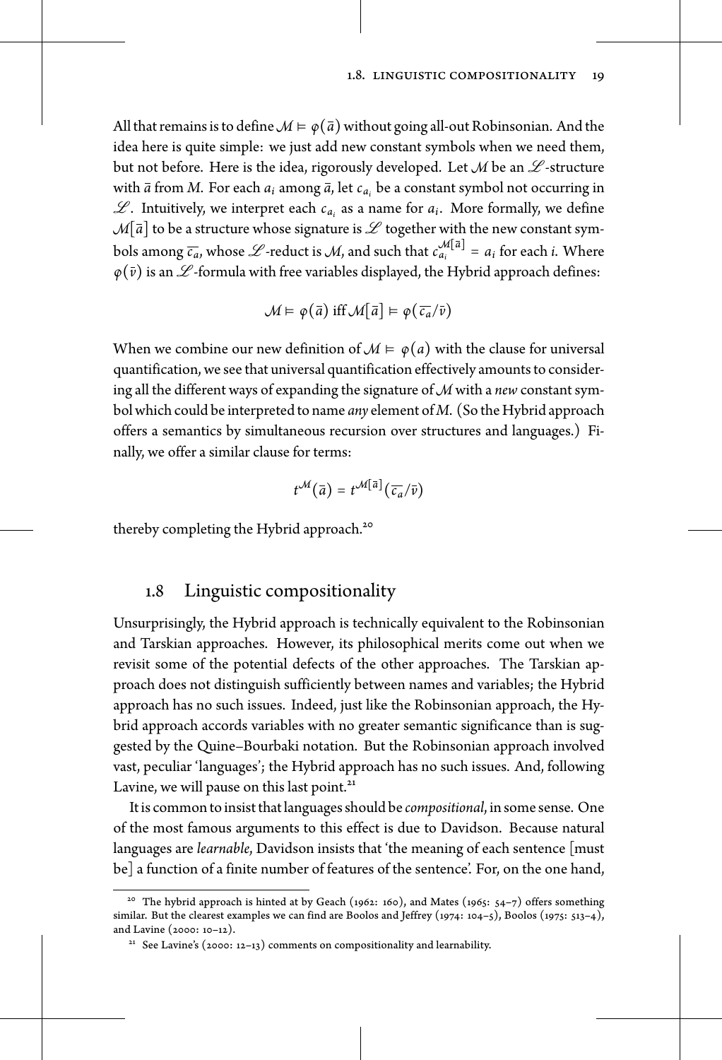All that remains is to define $\mathcal{M} \vDash \varphi(\bar{a})$ without going all-out Robinsonian. And the idea here is quite simple: we just add new constant symbols when we need them, but not before. Here is the idea, rigorously developed. Let $\mathcal{M}$ be an $\mathscr{L}$-structure with $\bar{a}$ from $M$. For each $a_i$ among $\bar{a}$, let $c_{a_i}$ be a constant symbol not occurring in $\mathscr{L}$. Intuitively, we interpret each $c_{a_i}$ as a name for $a_i$. More formally, we define $\mathcal{M}[\bar{a}]$ to be a structure whose signature is $\mathscr{L}$ together with the new constant symbols among $\overline{c_a}$, whose $\mathscr{L}$-reduct is $\mathcal{M}$, and such that $c_{a_i}^{\mathcal{M}[\bar{a}]} = a_i$ for each $i$. Where $\varphi(\bar{v})$ is an $\mathscr{L}$-formula with free variables displayed, the Hybrid approach defines:

$$\mathcal{M} \vDash \varphi(\bar{a}) \text{ iff } \mathcal{M}[\bar{a}] \vDash \varphi(\overline{c_a}/\bar{v})$$

When we combine our new definition of $\mathcal{M} \vDash \varphi(a)$ with the clause for universal quantification, we see that universal quantification effectively amounts to considering all the different ways of expanding the signature of $\mathcal{M}$ with a *new* constant symbol which could be interpreted to name *any* element of $M$. (So the Hybrid approach offers a semantics by simultaneous recursion over structures and languages.) Finally, we offer a similar clause for terms:

$$t^{\mathcal{M}}(\bar{a}) = t^{\mathcal{M}[\bar{a}]}(\overline{c_a}/\bar{v})$$

thereby completing the Hybrid approach.[20]

## 1.8 Linguistic compositionality

Unsurprisingly, the Hybrid approach is technically equivalent to the Robinsonian and Tarskian approaches. However, its philosophical merits come out when we revisit some of the potential defects of the other approaches. The Tarskian approach does not distinguish sufficiently between names and variables; the Hybrid approach has no such issues. Indeed, just like the Robinsonian approach, the Hybrid approach accords variables with no greater semantic significance than is suggested by the Quine–Bourbaki notation. But the Robinsonian approach involved vast, peculiar 'languages'; the Hybrid approach has no such issues. And, following Lavine, we will pause on this last point.[21]

It is common to insist that languages should be *compositional*, in some sense. One of the most famous arguments to this effect is due to Davidson. Because natural languages are *learnable*, Davidson insists that 'the meaning of each sentence [must be] a function of a finite number of features of the sentence'. For, on the one hand,

---

[20] The hybrid approach is hinted at by Geach (1962: 160), and Mates (1965: 54–7) offers something similar. But the clearest examples we can find are Boolos and Jeffrey (1974: 104–5), Boolos (1975: 513–4), and Lavine (2000: 10–12).

[21] See Lavine's (2000: 12–13) comments on compositionality and learnability.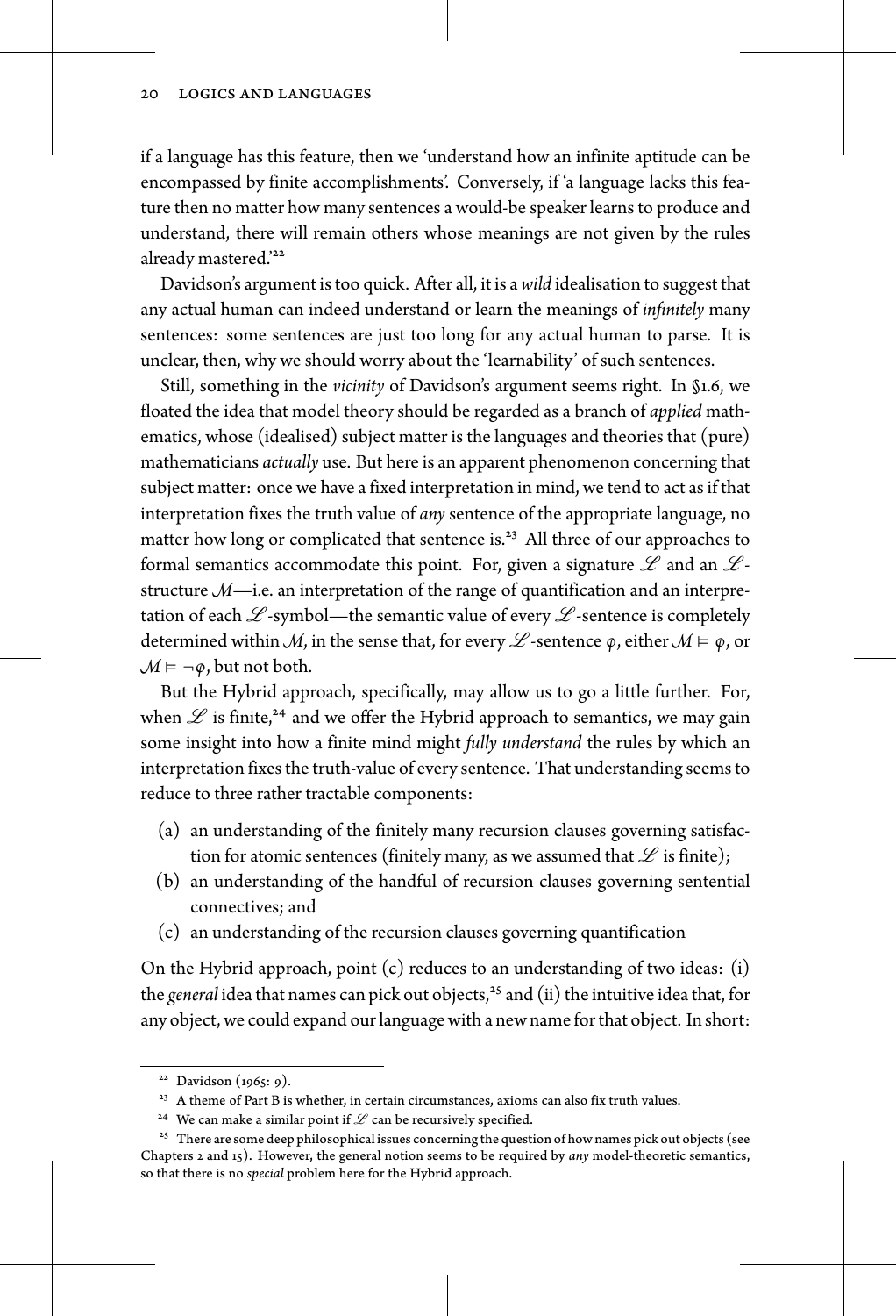if a language has this feature, then we 'understand how an infinite aptitude can be encompassed by finite accomplishments'. Conversely, if 'a language lacks this feature then no matter how many sentences a would-be speaker learns to produce and understand, there will remain others whose meanings are not given by the rules already mastered.'[22]

Davidson's argument is too quick. After all, it is a *wild* idealisation to suggest that any actual human can indeed understand or learn the meanings of *infinitely* many sentences: some sentences are just too long for any actual human to parse. It is unclear, then, why we should worry about the 'learnability' of such sentences.

Still, something in the *vicinity* of Davidson's argument seems right. In §1.6, we floated the idea that model theory should be regarded as a branch of *applied* mathematics, whose (idealised) subject matter is the languages and theories that (pure) mathematicians *actually* use. But here is an apparent phenomenon concerning that subject matter: once we have a fixed interpretation in mind, we tend to act as if that interpretation fixes the truth value of *any* sentence of the appropriate language, no matter how long or complicated that sentence is.[23] All three of our approaches to formal semantics accommodate this point. For, given a signature $\mathscr{L}$ and an $\mathscr{L}$-structure $\mathcal{M}$—i.e. an interpretation of the range of quantification and an interpretation of each $\mathscr{L}$-symbol—the semantic value of every $\mathscr{L}$-sentence is completely determined within $\mathcal{M}$, in the sense that, for every $\mathscr{L}$-sentence $\varphi$, either $\mathcal{M} \vDash \varphi$, or $\mathcal{M} \vDash \neg\varphi$, but not both.

But the Hybrid approach, specifically, may allow us to go a little further. For, when $\mathscr{L}$ is finite,[24] and we offer the Hybrid approach to semantics, we may gain some insight into how a finite mind might *fully understand* the rules by which an interpretation fixes the truth-value of every sentence. That understanding seems to reduce to three rather tractable components:

(a) an understanding of the finitely many recursion clauses governing satisfaction for atomic sentences (finitely many, as we assumed that $\mathscr{L}$ is finite);
(b) an understanding of the handful of recursion clauses governing sentential connectives; and
(c) an understanding of the recursion clauses governing quantification

On the Hybrid approach, point (c) reduces to an understanding of two ideas: (i) the *general* idea that names can pick out objects,[25] and (ii) the intuitive idea that, for any object, we could expand our language with a new name for that object. In short:

---

[22] Davidson (1965: 9).

[23] A theme of Part B is whether, in certain circumstances, axioms can also fix truth values.

[24] We can make a similar point if $\mathscr{L}$ can be recursively specified.

[25] There are some deep philosophical issues concerning the question of how names pick out objects (see Chapters 2 and 15). However, the general notion seems to be required by *any* model-theoretic semantics, so that there is no *special* problem here for the Hybrid approach.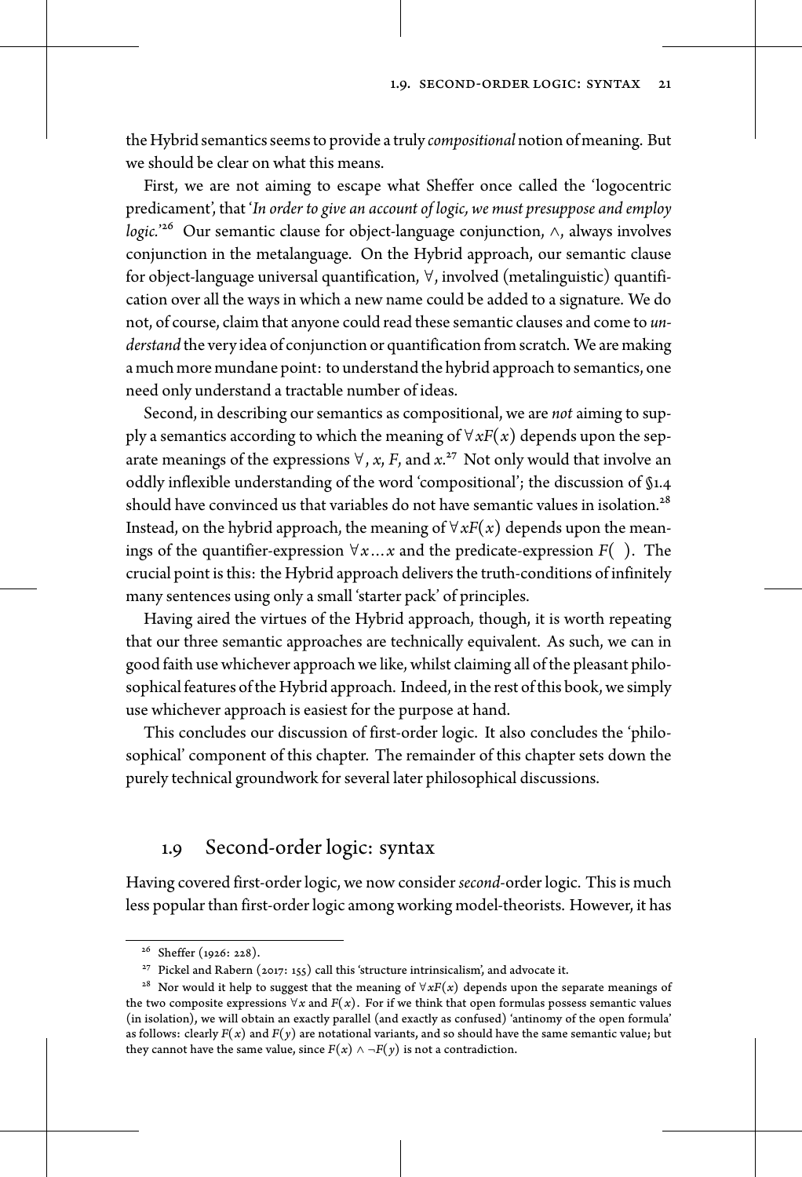the Hybrid semantics seems to provide a truly *compositional* notion of meaning. But we should be clear on what this means.

First, we are not aiming to escape what Sheffer once called the 'logocentric predicament', that '*In order to give an account of logic, we must presuppose and employ logic.*'[26] Our semantic clause for object-language conjunction, $\wedge$, always involves conjunction in the metalanguage. On the Hybrid approach, our semantic clause for object-language universal quantification, $\forall$, involved (metalinguistic) quantification over all the ways in which a new name could be added to a signature. We do not, of course, claim that anyone could read these semantic clauses and come to *understand* the very idea of conjunction or quantification from scratch. We are making a much more mundane point: to understand the hybrid approach to semantics, one need only understand a tractable number of ideas.

Second, in describing our semantics as compositional, we are *not* aiming to supply a semantics according to which the meaning of $\forall x F(x)$ depends upon the separate meanings of the expressions $\forall$, $x$, $F$, and $x$.[27] Not only would that involve an oddly inflexible understanding of the word 'compositional'; the discussion of §1.4 should have convinced us that variables do not have semantic values in isolation.[28] Instead, on the hybrid approach, the meaning of $\forall x F(x)$ depends upon the meanings of the quantifier-expression $\forall x \ldots x$ and the predicate-expression $F(\ )$. The crucial point is this: the Hybrid approach delivers the truth-conditions of infinitely many sentences using only a small 'starter pack' of principles.

Having aired the virtues of the Hybrid approach, though, it is worth repeating that our three semantic approaches are technically equivalent. As such, we can in good faith use whichever approach we like, whilst claiming all of the pleasant philosophical features of the Hybrid approach. Indeed, in the rest of this book, we simply use whichever approach is easiest for the purpose at hand.

This concludes our discussion of first-order logic. It also concludes the 'philosophical' component of this chapter. The remainder of this chapter sets down the purely technical groundwork for several later philosophical discussions.

## 1.9 Second-order logic: syntax

Having covered first-order logic, we now consider *second*-order logic. This is much less popular than first-order logic among working model-theorists. However, it has

---

[26] Sheffer (1926: 228).

[27] Pickel and Rabern (2017: 155) call this 'structure intrinsicalism', and advocate it.

[28] Nor would it help to suggest that the meaning of $\forall x F(x)$ depends upon the separate meanings of the two composite expressions $\forall x$ and $F(x)$. For if we think that open formulas possess semantic values (in isolation), we will obtain an exactly parallel (and exactly as confused) 'antinomy of the open formula' as follows: clearly $F(x)$ and $F(y)$ are notational variants, and so should have the same semantic value; but they cannot have the same value, since $F(x) \wedge \neg F(y)$ is not a contradiction.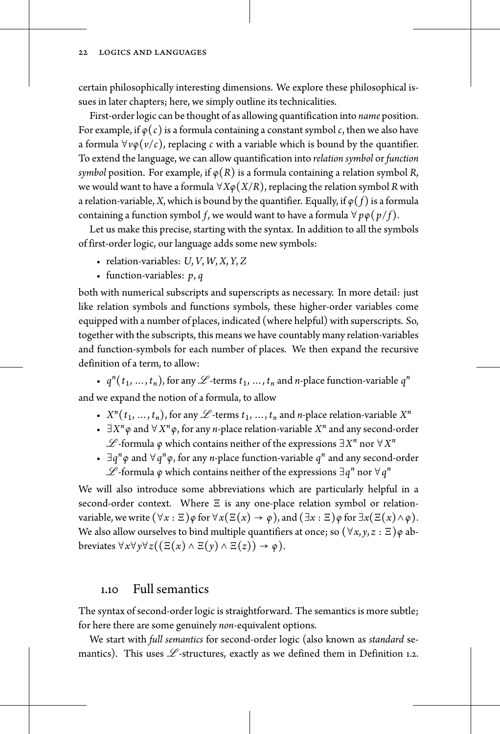certain philosophically interesting dimensions. We explore these philosophical issues in later chapters; here, we simply outline its technicalities.

First-order logic can be thought of as allowing quantification into *name* position. For example, if $\varphi(c)$ is a formula containing a constant symbol $c$, then we also have a formula $\forall v \varphi(v/c)$, replacing $c$ with a variable which is bound by the quantifier. To extend the language, we can allow quantification into *relation symbol* or *function symbol* position. For example, if $\varphi(R)$ is a formula containing a relation symbol $R$, we would want to have a formula $\forall X \varphi(X/R)$, replacing the relation symbol $R$ with a relation-variable, $X$, which is bound by the quantifier. Equally, if $\varphi(f)$ is a formula containing a function symbol $f$, we would want to have a formula $\forall p \varphi(p/f)$.

Let us make this precise, starting with the syntax. In addition to all the symbols of first-order logic, our language adds some new symbols:

- relation-variables: $U, V, W, X, Y, Z$
- function-variables: $p, q$

both with numerical subscripts and superscripts as necessary. In more detail: just like relation symbols and functions symbols, these higher-order variables come equipped with a number of places, indicated (where helpful) with superscripts. So, together with the subscripts, this means we have countably many relation-variables and function-symbols for each number of places. We then expand the recursive definition of a term, to allow:

- $q^n(t_1, \ldots, t_n)$, for any $\mathscr{L}$-terms $t_1, \ldots, t_n$ and $n$-place function-variable $q^n$

and we expand the notion of a formula, to allow

- $X^n(t_1, \ldots, t_n)$, for any $\mathscr{L}$-terms $t_1, \ldots, t_n$ and $n$-place relation-variable $X^n$
- $\exists X^n \varphi$ and $\forall X^n \varphi$, for any $n$-place relation-variable $X^n$ and any second-order $\mathscr{L}$-formula $\varphi$ which contains neither of the expressions $\exists X^n$ nor $\forall X^n$
- $\exists q^n \varphi$ and $\forall q^n \varphi$, for any $n$-place function-variable $q^n$ and any second-order $\mathscr{L}$-formula $\varphi$ which contains neither of the expressions $\exists q^n$ nor $\forall q^n$

We will also introduce some abbreviations which are particularly helpful in a second-order context. Where $\Xi$ is any one-place relation symbol or relation-variable, we write $(\forall x : \Xi)\varphi$ for $\forall x(\Xi(x) \rightarrow \varphi)$, and $(\exists x : \Xi)\varphi$ for $\exists x(\Xi(x) \wedge \varphi)$. We also allow ourselves to bind multiple quantifiers at once; so $(\forall x, y, z : \Xi)\varphi$ abbreviates $\forall x \forall y \forall z((\Xi(x) \wedge \Xi(y) \wedge \Xi(z)) \rightarrow \varphi)$.

## 1.10 Full semantics

The syntax of second-order logic is straightforward. The semantics is more subtle; for here there are some genuinely *non*-equivalent options.

We start with *full semantics* for second-order logic (also known as *standard* semantics). This uses $\mathscr{L}$-structures, exactly as we defined them in Definition 1.2.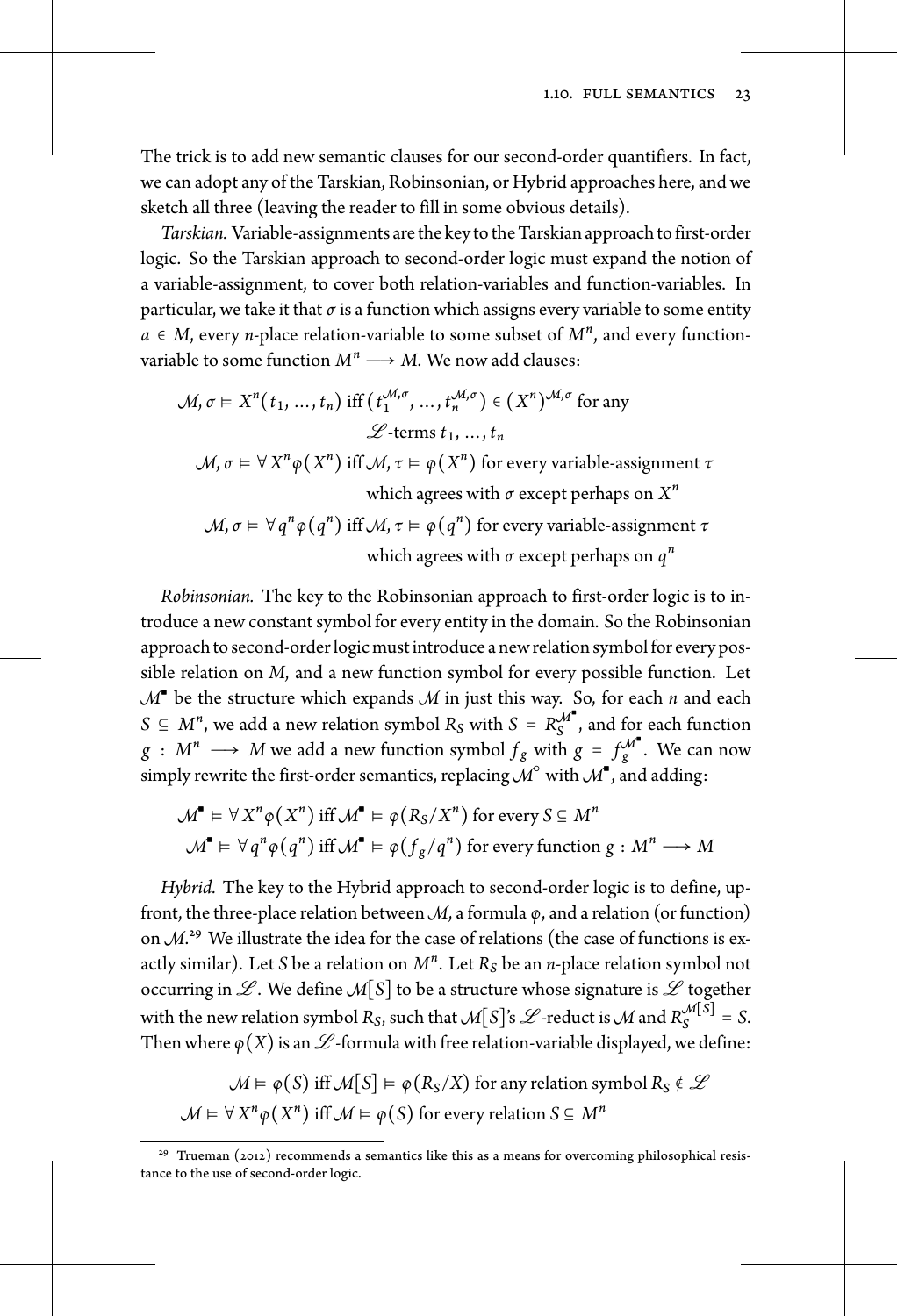The trick is to add new semantic clauses for our second-order quantifiers. In fact, we can adopt any of the Tarskian, Robinsonian, or Hybrid approaches here, and we sketch all three (leaving the reader to fill in some obvious details).

*Tarskian.* Variable-assignments are the key to the Tarskian approach to first-order logic. So the Tarskian approach to second-order logic must expand the notion of a variable-assignment, to cover both relation-variables and function-variables. In particular, we take it that $\sigma$ is a function which assigns every variable to some entity $a \in M$, every $n$-place relation-variable to some subset of $M^n$, and every function-variable to some function $M^n \longrightarrow M$. We now add clauses:

$$\mathcal{M}, \sigma \vDash X^n(t_1, \ldots, t_n) \text{ iff } (t_1^{\mathcal{M},\sigma}, \ldots, t_n^{\mathcal{M},\sigma}) \in (X^n)^{\mathcal{M},\sigma} \text{ for any } \mathscr{L}\text{-terms } t_1, \ldots, t_n$$

$$\mathcal{M}, \sigma \vDash \forall X^n \varphi(X^n) \text{ iff } \mathcal{M}, \tau \vDash \varphi(X^n) \text{ for every variable-assignment } \tau \text{ which agrees with } \sigma \text{ except perhaps on } X^n$$

$$\mathcal{M}, \sigma \vDash \forall q^n \varphi(q^n) \text{ iff } \mathcal{M}, \tau \vDash \varphi(q^n) \text{ for every variable-assignment } \tau \text{ which agrees with } \sigma \text{ except perhaps on } q^n$$

*Robinsonian.* The key to the Robinsonian approach to first-order logic is to introduce a new constant symbol for every entity in the domain. So the Robinsonian approach to second-order logic must introduce a new relation symbol for every possible relation on $M$, and a new function symbol for every possible function. Let $\mathcal{M}^{\blacksquare}$ be the structure which expands $\mathcal{M}$ in just this way. So, for each $n$ and each $S \subseteq M^n$, we add a new relation symbol $R_S$ with $S = R_S^{\mathcal{M}^{\blacksquare}}$, and for each function $g : M^n \longrightarrow M$ we add a new function symbol $f_g$ with $g = f_g^{\mathcal{M}^{\blacksquare}}$. We can now simply rewrite the first-order semantics, replacing $\mathcal{M}^{\circ}$ with $\mathcal{M}^{\blacksquare}$, and adding:

$$\mathcal{M}^{\blacksquare} \vDash \forall X^n \varphi(X^n) \text{ iff } \mathcal{M}^{\blacksquare} \vDash \varphi(R_S/X^n) \text{ for every } S \subseteq M^n$$

$$\mathcal{M}^{\blacksquare} \vDash \forall q^n \varphi(q^n) \text{ iff } \mathcal{M}^{\blacksquare} \vDash \varphi(f_g/q^n) \text{ for every function } g : M^n \longrightarrow M$$

*Hybrid.* The key to the Hybrid approach to second-order logic is to define, upfront, the three-place relation between $\mathcal{M}$, a formula $\varphi$, and a relation (or function) on $\mathcal{M}$.[29] We illustrate the idea for the case of relations (the case of functions is exactly similar). Let $S$ be a relation on $M^n$. Let $R_S$ be an $n$-place relation symbol not occurring in $\mathscr{L}$. We define $\mathcal{M}[S]$ to be a structure whose signature is $\mathscr{L}$ together with the new relation symbol $R_S$, such that $\mathcal{M}[S]$'s $\mathscr{L}$-reduct is $\mathcal{M}$ and $R_S^{\mathcal{M}[S]} = S$. Then where $\varphi(X)$ is an $\mathscr{L}$-formula with free relation-variable displayed, we define:

$$\mathcal{M} \vDash \varphi(S) \text{ iff } \mathcal{M}[S] \vDash \varphi(R_S/X) \text{ for any relation symbol } R_S \notin \mathscr{L}$$

$$\mathcal{M} \vDash \forall X^n \varphi(X^n) \text{ iff } \mathcal{M} \vDash \varphi(S) \text{ for every relation } S \subseteq M^n$$

[29] Trueman (2012) recommends a semantics like this as a means for overcoming philosophical resistance to the use of second-order logic.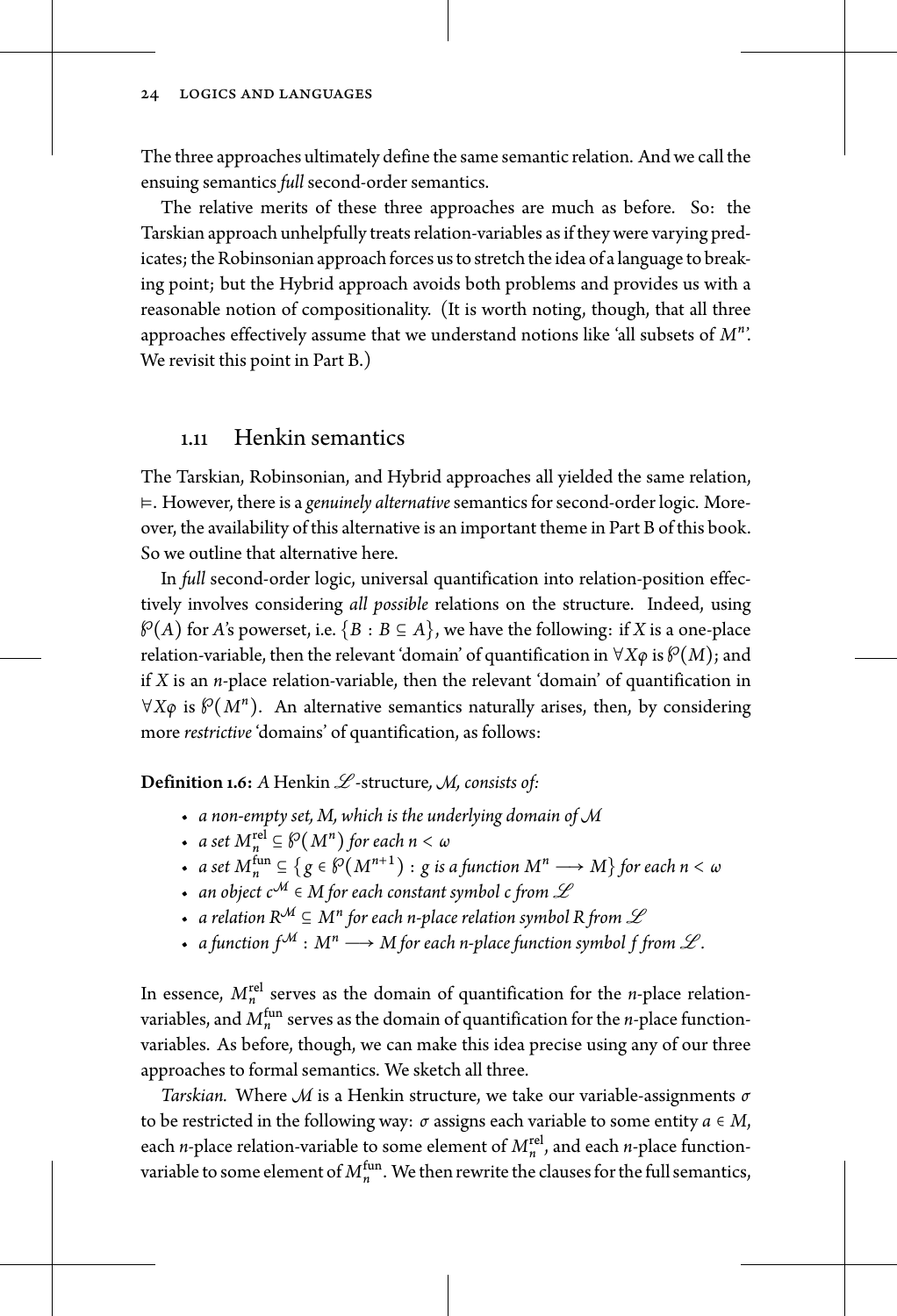The three approaches ultimately define the same semantic relation. And we call the ensuing semantics *full* second-order semantics.

The relative merits of these three approaches are much as before. So: the Tarskian approach unhelpfully treats relation-variables as if they were varying predicates; the Robinsonian approach forces us to stretch the idea of a language to breaking point; but the Hybrid approach avoids both problems and provides us with a reasonable notion of compositionality. (It is worth noting, though, that all three approaches effectively assume that we understand notions like 'all subsets of $M^n$'. We revisit this point in Part B.)

## 1.11 Henkin semantics

The Tarskian, Robinsonian, and Hybrid approaches all yielded the same relation, $\vDash$. However, there is a *genuinely alternative* semantics for second-order logic. Moreover, the availability of this alternative is an important theme in Part B of this book. So we outline that alternative here.

In *full* second-order logic, universal quantification into relation-position effectively involves considering *all possible* relations on the structure. Indeed, using $\wp(A)$ for $A$'s powerset, i.e. $\{B : B \subseteq A\}$, we have the following: if $X$ is a one-place relation-variable, then the relevant 'domain' of quantification in $\forall X\varphi$ is $\wp(M)$; and if $X$ is an $n$-place relation-variable, then the relevant 'domain' of quantification in $\forall X\varphi$ is $\wp(M^n)$. An alternative semantics naturally arises, then, by considering more *restrictive* 'domains' of quantification, as follows:

**Definition 1.6:** *A* Henkin $\mathscr{L}$-structure*, $\mathcal{M}$, consists of:*

- *a non-empty set, $M$, which is the underlying domain of $\mathcal{M}$*
- *a set $M_n^{\text{rel}} \subseteq \wp(M^n)$ for each $n < \omega$*
- *a set $M_n^{\text{fun}} \subseteq \{g \in \wp(M^{n+1}) : g \text{ is a function } M^n \longrightarrow M\}$ for each $n < \omega$*
- *an object $c^{\mathcal{M}} \in M$ for each constant symbol $c$ from $\mathscr{L}$*
- *a relation $R^{\mathcal{M}} \subseteq M^n$ for each $n$-place relation symbol $R$ from $\mathscr{L}$*
- *a function $f^{\mathcal{M}} : M^n \longrightarrow M$ for each $n$-place function symbol $f$ from $\mathscr{L}$.*

In essence, $M_n^{\text{rel}}$ serves as the domain of quantification for the $n$-place relation-variables, and $M_n^{\text{fun}}$ serves as the domain of quantification for the $n$-place function-variables. As before, though, we can make this idea precise using any of our three approaches to formal semantics. We sketch all three.

*Tarskian.* Where $\mathcal{M}$ is a Henkin structure, we take our variable-assignments $\sigma$ to be restricted in the following way: $\sigma$ assigns each variable to some entity $a \in M$, each $n$-place relation-variable to some element of $M_n^{\text{rel}}$, and each $n$-place function-variable to some element of $M_n^{\text{fun}}$. We then rewrite the clauses for the full semantics,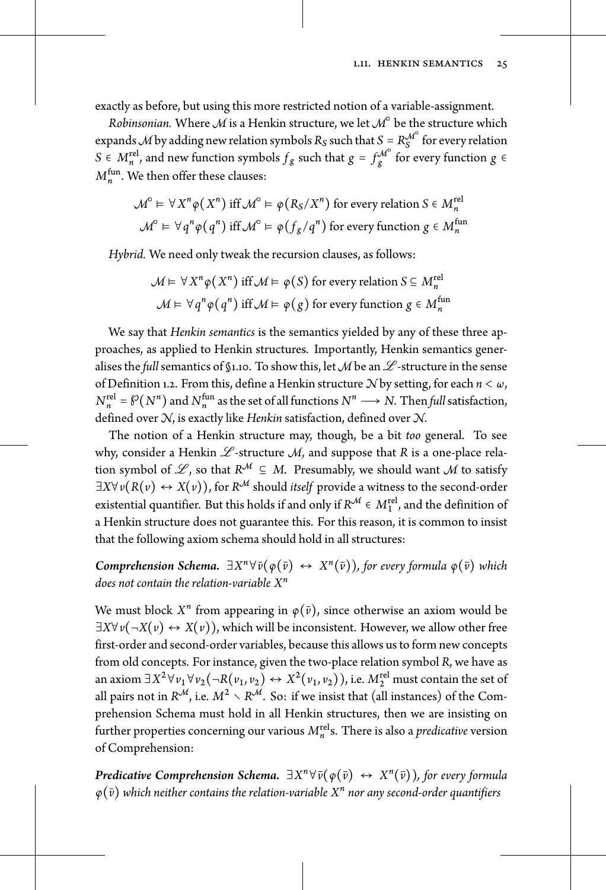exactly as before, but using this more restricted notion of a variable-assignment.

*Robinsonian.* Where $\mathcal{M}$ is a Henkin structure, we let $\mathcal{M}^{\square}$ be the structure which expands $\mathcal{M}$ by adding new relation symbols $R_S$ such that $S = R_S^{\mathcal{M}^{\square}}$ for every relation $S \in M_n^{\text{rel}}$, and new function symbols $f_g$ such that $g = f_g^{\mathcal{M}^{\square}}$ for every function $g \in M_n^{\text{fun}}$. We then offer these clauses:

$$\mathcal{M}^{\square} \vDash \forall X^n \varphi(X^n) \text{ iff } \mathcal{M}^{\square} \vDash \varphi(R_S/X^n) \text{ for every relation } S \in M_n^{\text{rel}}$$
$$\mathcal{M}^{\square} \vDash \forall q^n \varphi(q^n) \text{ iff } \mathcal{M}^{\square} \vDash \varphi(f_g/q^n) \text{ for every function } g \in M_n^{\text{fun}}$$

*Hybrid.* We need only tweak the recursion clauses, as follows:

$$\mathcal{M} \vDash \forall X^n \varphi(X^n) \text{ iff } \mathcal{M} \vDash \varphi(S) \text{ for every relation } S \subseteq M_n^{\text{rel}}$$
$$\mathcal{M} \vDash \forall q^n \varphi(q^n) \text{ iff } \mathcal{M} \vDash \varphi(g) \text{ for every function } g \in M_n^{\text{fun}}$$

We say that *Henkin semantics* is the semantics yielded by any of these three approaches, as applied to Henkin structures. Importantly, Henkin semantics generalises the *full* semantics of §1.10. To show this, let $\mathcal{M}$ be an $\mathscr{L}$-structure in the sense of Definition 1.2. From this, define a Henkin structure $\mathcal{N}$ by setting, for each $n < \omega$, $N_n^{\text{rel}} = \wp(N^n)$ and $N_n^{\text{fun}}$ as the set of all functions $N^n \longrightarrow N$. Then *full* satisfaction, defined over $\mathcal{N}$, is exactly like *Henkin* satisfaction, defined over $\mathcal{N}$.

The notion of a Henkin structure may, though, be a bit *too* general. To see why, consider a Henkin $\mathscr{L}$-structure $\mathcal{M}$, and suppose that $R$ is a one-place relation symbol of $\mathscr{L}$, so that $R^{\mathcal{M}} \subseteq M$. Presumably, we should want $\mathcal{M}$ to satisfy $\exists X \forall v(R(v) \leftrightarrow X(v))$, for $R^{\mathcal{M}}$ should *itself* provide a witness to the second-order existential quantifier. But this holds if and only if $R^{\mathcal{M}} \in M_1^{\text{rel}}$, and the definition of a Henkin structure does not guarantee this. For this reason, it is common to insist that the following axiom schema should hold in all structures:

***Comprehension Schema.*** *$\exists X^n \forall \bar{v}(\varphi(\bar{v}) \leftrightarrow X^n(\bar{v}))$, for every formula $\varphi(\bar{v})$ which does not contain the relation-variable $X^n$*

We must block $X^n$ from appearing in $\varphi(\bar{v})$, since otherwise an axiom would be $\exists X \forall v(\neg X(v) \leftrightarrow X(v))$, which will be inconsistent. However, we allow other free first-order and second-order variables, because this allows us to form new concepts from old concepts. For instance, given the two-place relation symbol $R$, we have as an axiom $\exists X^2 \forall v_1 \forall v_2(\neg R(v_1, v_2) \leftrightarrow X^2(v_1, v_2))$, i.e. $M_2^{\text{rel}}$ must contain the set of all pairs not in $R^{\mathcal{M}}$, i.e. $M^2 \setminus R^{\mathcal{M}}$. So: if we insist that (all instances) of the Comprehension Schema must hold in all Henkin structures, then we are insisting on further properties concerning our various $M_n^{\text{rel}}$s. There is also a *predicative* version of Comprehension:

***Predicative Comprehension Schema.*** *$\exists X^n \forall \bar{v}(\varphi(\bar{v}) \leftrightarrow X^n(\bar{v}))$, for every formula $\varphi(\bar{v})$ which neither contains the relation-variable $X^n$ nor any second-order quantifiers*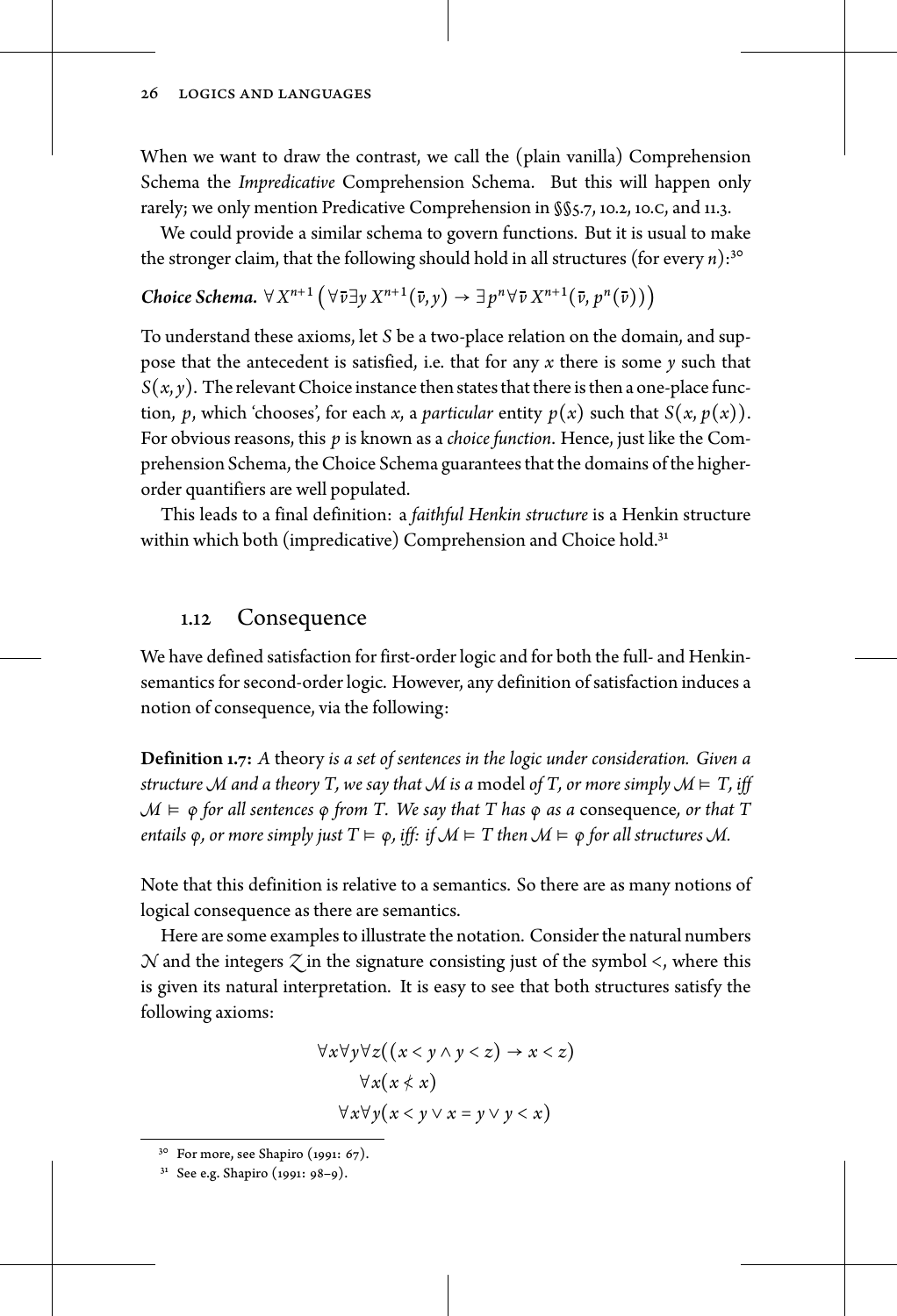When we want to draw the contrast, we call the (plain vanilla) Comprehension Schema the *Impredicative* Comprehension Schema. But this will happen only rarely; we only mention Predicative Comprehension in §§5.7, 10.2, 10.c, and 11.3.

We could provide a similar schema to govern functions. But it is usual to make the stronger claim, that the following should hold in all structures (for every $n$):[30]

***Choice Schema.*** $\forall X^{n+1}\left(\forall \bar{v}\exists y\, X^{n+1}(\bar{v}, y) \rightarrow \exists p^n \forall \bar{v}\, X^{n+1}(\bar{v}, p^n(\bar{v}))\right)$

To understand these axioms, let $S$ be a two-place relation on the domain, and suppose that the antecedent is satisfied, i.e. that for any $x$ there is some $y$ such that $S(x, y)$. The relevant Choice instance then states that there is then a one-place function, $p$, which 'chooses', for each $x$, a *particular* entity $p(x)$ such that $S(x, p(x))$. For obvious reasons, this $p$ is known as a *choice function*. Hence, just like the Comprehension Schema, the Choice Schema guarantees that the domains of the higher-order quantifiers are well populated.

This leads to a final definition: a *faithful Henkin structure* is a Henkin structure within which both (impredicative) Comprehension and Choice hold.[31]

## 1.12 Consequence

We have defined satisfaction for first-order logic and for both the full- and Henkin-semantics for second-order logic. However, any definition of satisfaction induces a notion of consequence, via the following:

**Definition 1.7:** *A* theory *is a set of sentences in the logic under consideration. Given a structure $\mathcal{M}$ and a theory $T$, we say that $\mathcal{M}$ is a* model *of $T$, or more simply $\mathcal{M} \vDash T$, iff $\mathcal{M} \vDash \varphi$ for all sentences $\varphi$ from $T$. We say that $T$ has $\varphi$ as a* consequence*, or that $T$ entails $\varphi$, or more simply just $T \vDash \varphi$, iff: if $\mathcal{M} \vDash T$ then $\mathcal{M} \vDash \varphi$ for all structures $\mathcal{M}$.*

Note that this definition is relative to a semantics. So there are as many notions of logical consequence as there are semantics.

Here are some examples to illustrate the notation. Consider the natural numbers $\mathcal{N}$ and the integers $\mathcal{Z}$ in the signature consisting just of the symbol $<$, where this is given its natural interpretation. It is easy to see that both structures satisfy the following axioms:

$$\forall x \forall y \forall z((x < y \wedge y < z) \rightarrow x < z)$$
$$\forall x(x \not< x)$$
$$\forall x \forall y(x < y \vee x = y \vee y < x)$$

[30] For more, see Shapiro (1991: 67).

[31] See e.g. Shapiro (1991: 98–9).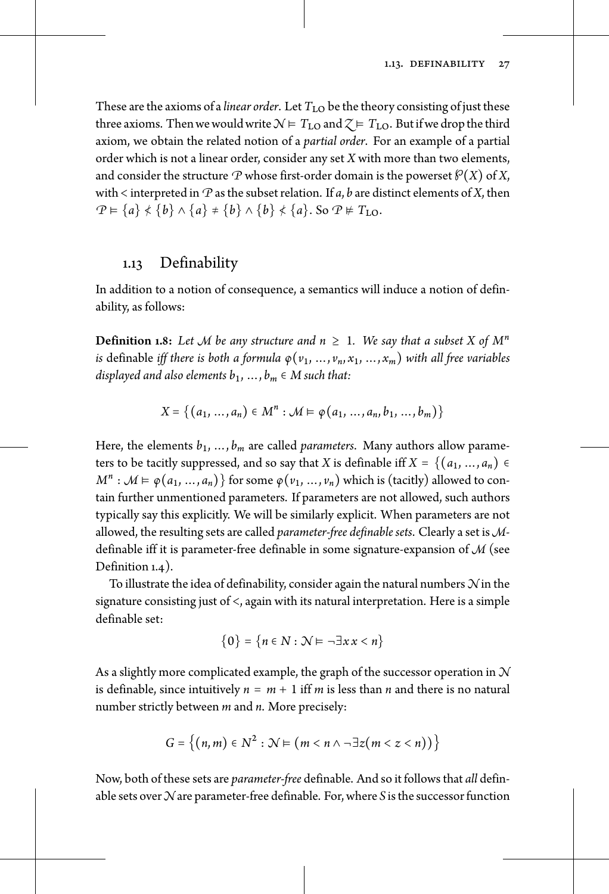These are the axioms of a *linear order*. Let $T_{\text{LO}}$ be the theory consisting of just these three axioms. Then we would write $\mathcal{N} \models T_{\text{LO}}$ and $\mathcal{Z} \models T_{\text{LO}}$. But if we drop the third axiom, we obtain the related notion of a *partial order*. For an example of a partial order which is not a linear order, consider any set $X$ with more than two elements, and consider the structure $\mathcal{P}$ whose first-order domain is the powerset $\wp(X)$ of $X$, with $<$ interpreted in $\mathcal{P}$ as the subset relation. If $a, b$ are distinct elements of $X$, then $\mathcal{P} \models \{a\} \not< \{b\} \land \{a\} \neq \{b\} \land \{b\} \not< \{a\}$. So $\mathcal{P} \not\models T_{\text{LO}}$.

## 1.13 Definability

In addition to a notion of consequence, a semantics will induce a notion of definability, as follows:

**Definition 1.8:** *Let $\mathcal{M}$ be any structure and $n \geq 1$. We say that a subset $X$ of $M^n$ is* definable *iff there is both a formula $\varphi(v_1, \ldots, v_n, x_1, \ldots, x_m)$ with all free variables displayed and also elements $b_1, \ldots, b_m \in M$ such that:*

$$X = \{(a_1, \ldots, a_n) \in M^n : \mathcal{M} \models \varphi(a_1, \ldots, a_n, b_1, \ldots, b_m)\}$$

Here, the elements $b_1, \ldots, b_m$ are called *parameters*. Many authors allow parameters to be tacitly suppressed, and so say that $X$ is definable iff $X = \{(a_1, \ldots, a_n) \in M^n : \mathcal{M} \models \varphi(a_1, \ldots, a_n)\}$ for some $\varphi(v_1, \ldots, v_n)$ which is (tacitly) allowed to contain further unmentioned parameters. If parameters are not allowed, such authors typically say this explicitly. We will be similarly explicit. When parameters are not allowed, the resulting sets are called *parameter-free definable sets.* Clearly a set is $\mathcal{M}$-definable iff it is parameter-free definable in some signature-expansion of $\mathcal{M}$ (see Definition 1.4).

To illustrate the idea of definability, consider again the natural numbers $\mathcal{N}$ in the signature consisting just of $<$, again with its natural interpretation. Here is a simple definable set:

$$\{0\} = \{n \in N : \mathcal{N} \models \neg\exists x\, x < n\}$$

As a slightly more complicated example, the graph of the successor operation in $\mathcal{N}$ is definable, since intuitively $n = m + 1$ iff $m$ is less than $n$ and there is no natural number strictly between $m$ and $n$. More precisely:

$$G = \{(n, m) \in N^2 : \mathcal{N} \models (m < n \land \neg\exists z(m < z < n))\}$$

Now, both of these sets are *parameter-free* definable. And so it follows that *all* definable sets over $\mathcal{N}$ are parameter-free definable. For, where $S$ is the successor function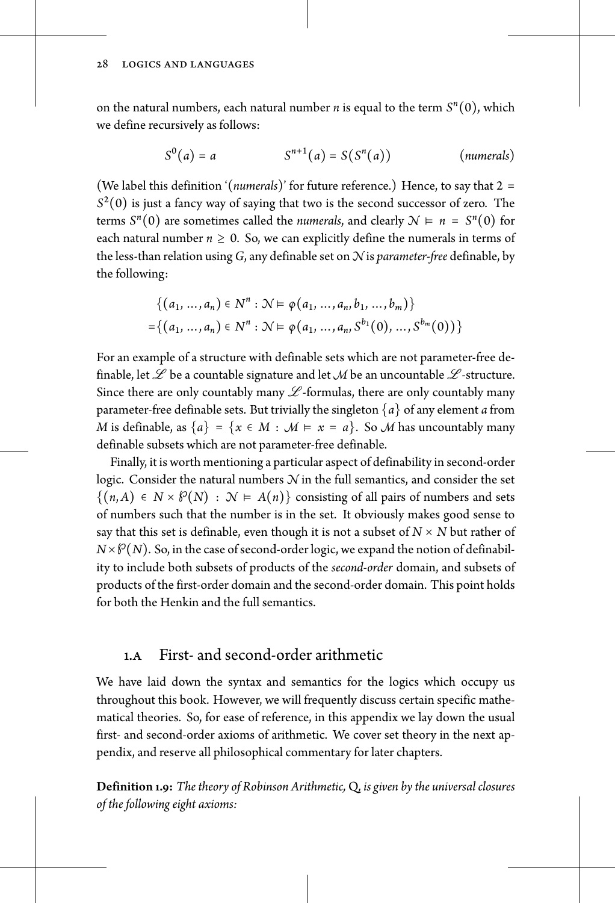on the natural numbers, each natural number $n$ is equal to the term $S^n(0)$, which we define recursively as follows:

$$S^0(a) = a \qquad\qquad S^{n+1}(a) = S(S^n(a)) \qquad\qquad (\textit{numerals})$$

(We label this definition '(*numerals*)' for future reference.) Hence, to say that $2 = S^2(0)$ is just a fancy way of saying that two is the second successor of zero. The terms $S^n(0)$ are sometimes called the *numerals*, and clearly $\mathcal{N} \models n = S^n(0)$ for each natural number $n \geq 0$. So, we can explicitly define the numerals in terms of the less-than relation using $G$, any definable set on $\mathcal{N}$ is *parameter-free* definable, by the following:

$$\begin{aligned}
&\{(a_1, \ldots, a_n) \in N^n : \mathcal{N} \models \varphi(a_1, \ldots, a_n, b_1, \ldots, b_m)\} \\
=&\{(a_1, \ldots, a_n) \in N^n : \mathcal{N} \models \varphi(a_1, \ldots, a_n, S^{b_1}(0), \ldots, S^{b_m}(0))\}
\end{aligned}$$

For an example of a structure with definable sets which are not parameter-free definable, let $\mathscr{L}$ be a countable signature and let $\mathcal{M}$ be an uncountable $\mathscr{L}$-structure. Since there are only countably many $\mathscr{L}$-formulas, there are only countably many parameter-free definable sets. But trivially the singleton $\{a\}$ of any element $a$ from $M$ is definable, as $\{a\} = \{x \in M : \mathcal{M} \models x = a\}$. So $\mathcal{M}$ has uncountably many definable subsets which are not parameter-free definable.

Finally, it is worth mentioning a particular aspect of definability in second-order logic. Consider the natural numbers $\mathcal{N}$ in the full semantics, and consider the set $\{(n, A) \in N \times \wp(N) : \mathcal{N} \models A(n)\}$ consisting of all pairs of numbers and sets of numbers such that the number is in the set. It obviously makes good sense to say that this set is definable, even though it is not a subset of $N \times N$ but rather of $N \times \wp(N)$. So, in the case of second-order logic, we expand the notion of definability to include both subsets of products of the *second-order* domain, and subsets of products of the first-order domain and the second-order domain. This point holds for both the Henkin and the full semantics.

## 1.A First- and second-order arithmetic

We have laid down the syntax and semantics for the logics which occupy us throughout this book. However, we will frequently discuss certain specific mathematical theories. So, for ease of reference, in this appendix we lay down the usual first- and second-order axioms of arithmetic. We cover set theory in the next appendix, and reserve all philosophical commentary for later chapters.

**Definition 1.9:** *The theory of Robinson Arithmetic, Q, is given by the universal closures of the following eight axioms:*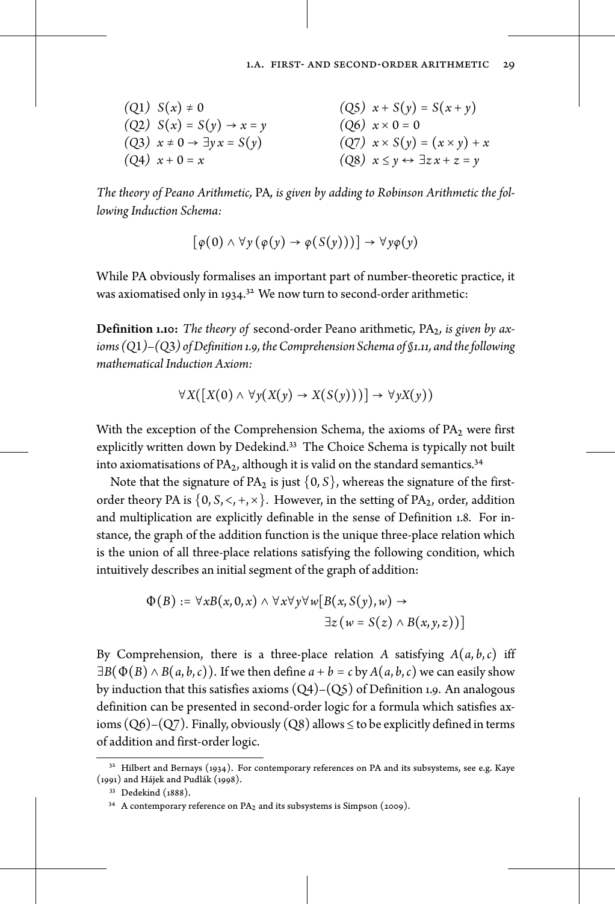*(Q1)* $S(x) \neq 0$

*(Q2)* $S(x) = S(y) \rightarrow x = y$

*(Q3)* $x \neq 0 \rightarrow \exists y\, x = S(y)$

*(Q4)* $x + 0 = x$

*(Q5)* $x + S(y) = S(x + y)$

*(Q6)* $x \times 0 = 0$

*(Q7)* $x \times S(y) = (x \times y) + x$

*(Q8)* $x \leq y \leftrightarrow \exists z\, x + z = y$

*The theory of Peano Arithmetic,* PA*, is given by adding to Robinson Arithmetic the following Induction Schema:*

$$[\varphi(0) \wedge \forall y\,(\varphi(y) \rightarrow \varphi(S(y)))] \rightarrow \forall y \varphi(y)$$

While PA obviously formalises an important part of number-theoretic practice, it was axiomatised only in 1934.[32] We now turn to second-order arithmetic:

**Definition 1.10:** *The theory of* second-order Peano arithmetic, $\mathrm{PA}_2$*, is given by axioms (Q1)–(Q3) of Definition 1.9, the Comprehension Schema of §1.11, and the following mathematical Induction Axiom:*

$$\forall X([X(0) \wedge \forall y(X(y) \rightarrow X(S(y)))] \rightarrow \forall y X(y))$$

With the exception of the Comprehension Schema, the axioms of $\mathrm{PA}_2$ were first explicitly written down by Dedekind.[33] The Choice Schema is typically not built into axiomatisations of $\mathrm{PA}_2$, although it is valid on the standard semantics.[34]

Note that the signature of $\mathrm{PA}_2$ is just $\{0, S\}$, whereas the signature of the first-order theory PA is $\{0, S, <, +, \times\}$. However, in the setting of $\mathrm{PA}_2$, order, addition and multiplication are explicitly definable in the sense of Definition 1.8. For instance, the graph of the addition function is the unique three-place relation which is the union of all three-place relations satisfying the following condition, which intuitively describes an initial segment of the graph of addition:

$$\Phi(B) := \forall x B(x, 0, x) \wedge \forall x \forall y \forall w [B(x, S(y), w) \rightarrow \exists z\,(w = S(z) \wedge B(x, y, z))]$$

By Comprehension, there is a three-place relation $A$ satisfying $A(a, b, c)$ iff $\exists B(\Phi(B) \wedge B(a, b, c))$. If we then define $a + b = c$ by $A(a, b, c)$ we can easily show by induction that this satisfies axioms (Q4)–(Q5) of Definition 1.9. An analogous definition can be presented in second-order logic for a formula which satisfies axioms (Q6)–(Q7). Finally, obviously (Q8) allows $\leq$ to be explicitly defined in terms of addition and first-order logic.

[32] Hilbert and Bernays (1934). For contemporary references on PA and its subsystems, see e.g. Kaye (1991) and Hájek and Pudlák (1998).

[33] Dedekind (1888).

[34] A contemporary reference on $\mathrm{PA}_2$ and its subsystems is Simpson (2009).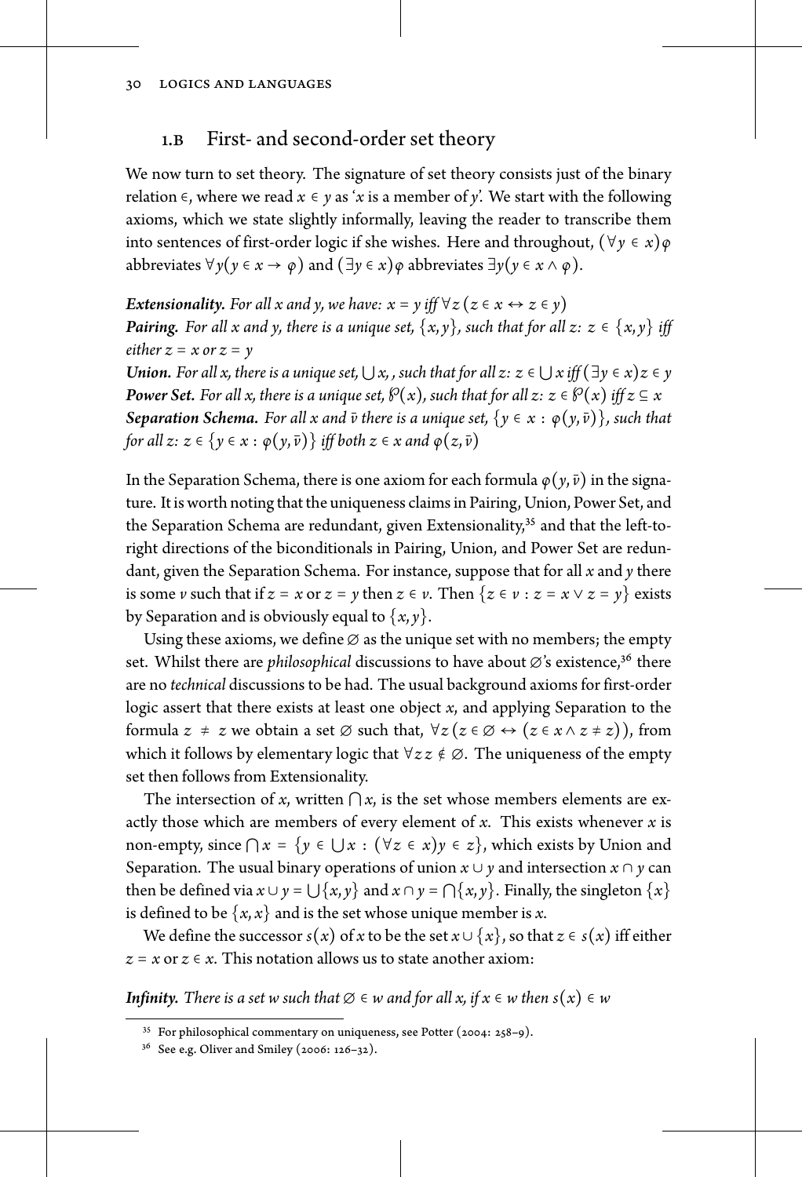## 1.b First- and second-order set theory

We now turn to set theory. The signature of set theory consists just of the binary relation $\in$, where we read $x \in y$ as '$x$ is a member of $y$'. We start with the following axioms, which we state slightly informally, leaving the reader to transcribe them into sentences of first-order logic if she wishes. Here and throughout, $(\forall y \in x)\varphi$ abbreviates $\forall y(y \in x \rightarrow \varphi)$ and $(\exists y \in x)\varphi$ abbreviates $\exists y(y \in x \wedge \varphi)$.

***Extensionality.*** *For all $x$ and $y$, we have: $x = y$ iff $\forall z\,(z \in x \leftrightarrow z \in y)$*
***Pairing.*** *For all $x$ and $y$, there is a unique set, $\{x, y\}$, such that for all $z$: $z \in \{x, y\}$ iff either $z = x$ or $z = y$*
***Union.*** *For all $x$, there is a unique set, $\bigcup x$, , such that for all $z$: $z \in \bigcup x$ iff $(\exists y \in x) z \in y$*
***Power Set.*** *For all $x$, there is a unique set, $\wp(x)$, such that for all $z$: $z \in \wp(x)$ iff $z \subseteq x$*
***Separation Schema.*** *For all $x$ and $\bar{v}$ there is a unique set, $\{y \in x : \varphi(y, \bar{v})\}$, such that for all $z$: $z \in \{y \in x : \varphi(y, \bar{v})\}$ iff both $z \in x$ and $\varphi(z, \bar{v})$*

In the Separation Schema, there is one axiom for each formula $\varphi(y, \bar{v})$ in the signature. It is worth noting that the uniqueness claims in Pairing, Union, Power Set, and the Separation Schema are redundant, given Extensionality,[35] and that the left-to-right directions of the biconditionals in Pairing, Union, and Power Set are redundant, given the Separation Schema. For instance, suppose that for all $x$ and $y$ there is some $v$ such that if $z = x$ or $z = y$ then $z \in v$. Then $\{z \in v : z = x \vee z = y\}$ exists by Separation and is obviously equal to $\{x, y\}$.

Using these axioms, we define $\varnothing$ as the unique set with no members; the empty set. Whilst there are *philosophical* discussions to have about $\varnothing$'s existence,[36] there are no *technical* discussions to be had. The usual background axioms for first-order logic assert that there exists at least one object $x$, and applying Separation to the formula $z \neq z$ we obtain a set $\varnothing$ such that, $\forall z\,(z \in \varnothing \leftrightarrow (z \in x \wedge z \neq z))$, from which it follows by elementary logic that $\forall z\, z \notin \varnothing$. The uniqueness of the empty set then follows from Extensionality.

The intersection of $x$, written $\bigcap x$, is the set whose members elements are exactly those which are members of every element of $x$. This exists whenever $x$ is non-empty, since $\bigcap x = \{y \in \bigcup x : (\forall z \in x) y \in z\}$, which exists by Union and Separation. The usual binary operations of union $x \cup y$ and intersection $x \cap y$ can then be defined via $x \cup y = \bigcup\{x, y\}$ and $x \cap y = \bigcap\{x, y\}$. Finally, the singleton $\{x\}$ is defined to be $\{x, x\}$ and is the set whose unique member is $x$.

We define the successor $s(x)$ of $x$ to be the set $x \cup \{x\}$, so that $z \in s(x)$ iff either $z = x$ or $z \in x$. This notation allows us to state another axiom:

***Infinity.*** *There is a set $w$ such that $\varnothing \in w$ and for all $x$, if $x \in w$ then $s(x) \in w$*

[35] For philosophical commentary on uniqueness, see Potter (2004: 258–9).

[36] See e.g. Oliver and Smiley (2006: 126–32).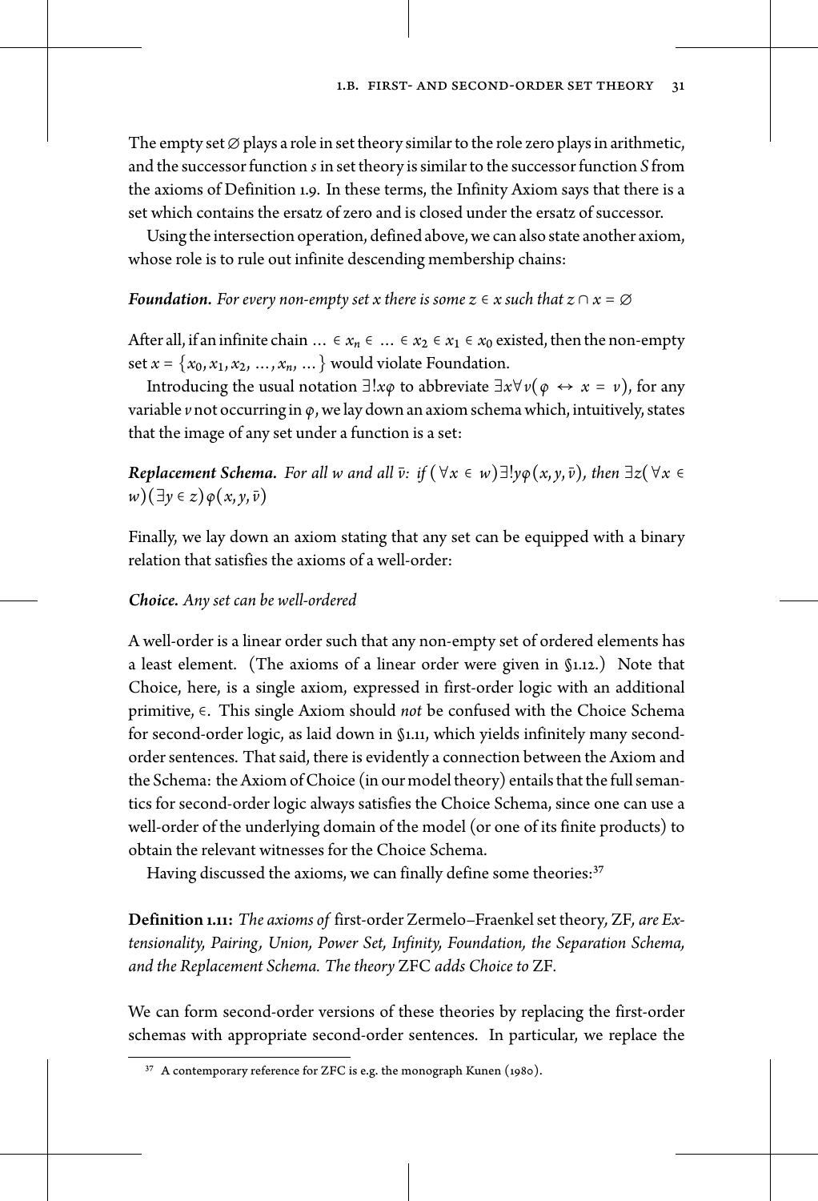The empty set $\varnothing$ plays a role in set theory similar to the role zero plays in arithmetic, and the successor function $s$ in set theory is similar to the successor function $S$ from the axioms of Definition 1.9. In these terms, the Infinity Axiom says that there is a set which contains the ersatz of zero and is closed under the ersatz of successor.

Using the intersection operation, defined above, we can also state another axiom, whose role is to rule out infinite descending membership chains:

***Foundation.*** *For every non-empty set $x$ there is some $z \in x$ such that $z \cap x = \varnothing$*

After all, if an infinite chain $\ldots \in x_n \in \ldots \in x_2 \in x_1 \in x_0$ existed, then the non-empty set $x = \{x_0, x_1, x_2, \ldots, x_n, \ldots\}$ would violate Foundation.

Introducing the usual notation $\exists! x\varphi$ to abbreviate $\exists x \forall v(\varphi \leftrightarrow x = v)$, for any variable $v$ not occurring in $\varphi$, we lay down an axiom schema which, intuitively, states that the image of any set under a function is a set:

***Replacement Schema.*** *For all $w$ and all $\bar{v}$: if $(\forall x \in w)\exists! y\varphi(x, y, \bar{v})$, then $\exists z((\forall x \in w)(\exists y \in z)\varphi(x, y, \bar{v})$*

Finally, we lay down an axiom stating that any set can be equipped with a binary relation that satisfies the axioms of a well-order:

***Choice.*** *Any set can be well-ordered*

A well-order is a linear order such that any non-empty set of ordered elements has a least element. (The axioms of a linear order were given in §1.12.) Note that Choice, here, is a single axiom, expressed in first-order logic with an additional primitive, $\in$. This single Axiom should *not* be confused with the Choice Schema for second-order logic, as laid down in §1.11, which yields infinitely many second-order sentences. That said, there is evidently a connection between the Axiom and the Schema: the Axiom of Choice (in our model theory) entails that the full semantics for second-order logic always satisfies the Choice Schema, since one can use a well-order of the underlying domain of the model (or one of its finite products) to obtain the relevant witnesses for the Choice Schema.

Having discussed the axioms, we can finally define some theories:[37]

**Definition 1.11:** *The axioms of* first-order Zermelo–Fraenkel set theory, ZF, *are Extensionality, Pairing, Union, Power Set, Infinity, Foundation, the Separation Schema, and the Replacement Schema. The theory* ZFC *adds Choice to* ZF.

We can form second-order versions of these theories by replacing the first-order schemas with appropriate second-order sentences. In particular, we replace the

[37] A contemporary reference for ZFC is e.g. the monograph Kunen (1980).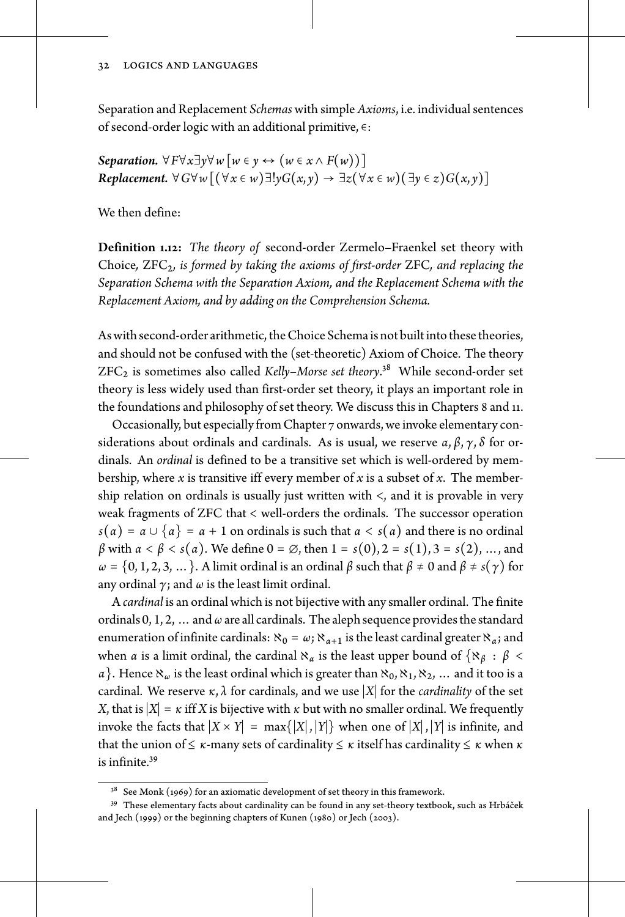Separation and Replacement *Schemas* with simple *Axioms*, i.e. individual sentences of second-order logic with an additional primitive, $\in$:

***Separation.*** $\forall F \forall x \exists y \forall w \left[ w \in y \leftrightarrow (w \in x \wedge F(w)) \right]$
***Replacement.*** $\forall G \forall w \left[ (\forall x \in w) \exists ! y G(x, y) \rightarrow \exists z (\forall x \in w)(\exists y \in z) G(x, y) \right]$

We then define:

**Definition 1.12:** *The theory of* second-order Zermelo–Fraenkel set theory with Choice, $\text{ZFC}_2$*, is formed by taking the axioms of first-order* ZFC*, and replacing the Separation Schema with the Separation Axiom, and the Replacement Schema with the Replacement Axiom, and by adding on the Comprehension Schema.*

As with second-order arithmetic, the Choice Schema is not built into these theories, and should not be confused with the (set-theoretic) Axiom of Choice. The theory $\text{ZFC}_2$ is sometimes also called *Kelly–Morse set theory*.[38] While second-order set theory is less widely used than first-order set theory, it plays an important role in the foundations and philosophy of set theory. We discuss this in Chapters 8 and 11.

Occasionally, but especially from Chapter 7 onwards, we invoke elementary considerations about ordinals and cardinals. As is usual, we reserve $\alpha, \beta, \gamma, \delta$ for ordinals. An *ordinal* is defined to be a transitive set which is well-ordered by membership, where $x$ is transitive iff every member of $x$ is a subset of $x$. The membership relation on ordinals is usually just written with $<$, and it is provable in very weak fragments of ZFC that $<$ well-orders the ordinals. The successor operation $s(\alpha) = \alpha \cup \{\alpha\} = \alpha + 1$ on ordinals is such that $\alpha < s(\alpha)$ and there is no ordinal $\beta$ with $\alpha < \beta < s(\alpha)$. We define $0 = \varnothing$, then $1 = s(0), 2 = s(1), 3 = s(2), \ldots$, and $\omega = \{0, 1, 2, 3, \ldots\}$. A limit ordinal is an ordinal $\beta$ such that $\beta \neq 0$ and $\beta \neq s(\gamma)$ for any ordinal $\gamma$; and $\omega$ is the least limit ordinal.

A *cardinal* is an ordinal which is not bijective with any smaller ordinal. The finite ordinals $0, 1, 2, \ldots$ and $\omega$ are all cardinals. The aleph sequence provides the standard enumeration of infinite cardinals: $\aleph_0 = \omega$; $\aleph_{\alpha+1}$ is the least cardinal greater $\aleph_\alpha$; and when $\alpha$ is a limit ordinal, the cardinal $\aleph_\alpha$ is the least upper bound of $\{\aleph_\beta : \beta < \alpha\}$. Hence $\aleph_\omega$ is the least ordinal which is greater than $\aleph_0, \aleph_1, \aleph_2, \ldots$ and it too is a cardinal. We reserve $\kappa, \lambda$ for cardinals, and we use $|X|$ for the *cardinality* of the set $X$, that is $|X| = \kappa$ iff $X$ is bijective with $\kappa$ but with no smaller ordinal. We frequently invoke the facts that $|X \times Y| = \max\{|X|, |Y|\}$ when one of $|X|, |Y|$ is infinite, and that the union of $\leq \kappa$-many sets of cardinality $\leq \kappa$ itself has cardinality $\leq \kappa$ when $\kappa$ is infinite.[39]

---

[38] See Monk (1969) for an axiomatic development of set theory in this framework.

[39] These elementary facts about cardinality can be found in any set-theory textbook, such as Hrbáček and Jech (1999) or the beginning chapters of Kunen (1980) or Jech (2003).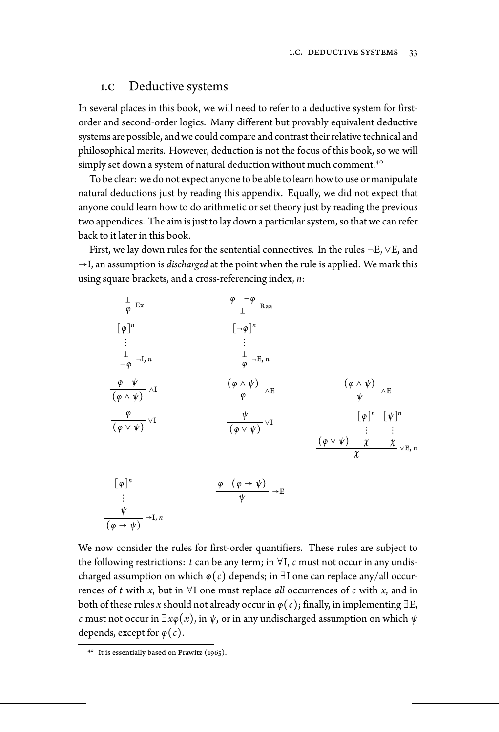## 1.C Deductive systems

In several places in this book, we will need to refer to a deductive system for first-order and second-order logics. Many different but provably equivalent deductive systems are possible, and we could compare and contrast their relative technical and philosophical merits. However, deduction is not the focus of this book, so we will simply set down a system of natural deduction without much comment.[40]

To be clear: we do not expect anyone to be able to learn how to use or manipulate natural deductions just by reading this appendix. Equally, we did not expect that anyone could learn how to do arithmetic or set theory just by reading the previous two appendices. The aim is just to lay down a particular system, so that we can refer back to it later in this book.

First, we lay down rules for the sentential connectives. In the rules $\neg$E, $\vee$E, and $\rightarrow$I, an assumption is *discharged* at the point when the rule is applied. We mark this using square brackets, and a cross-referencing index, *n*:

$$\frac{\bot}{\varphi}\ \text{Ex} \qquad\qquad \frac{\varphi \quad \neg\varphi}{\bot}\ \text{Raa}$$

$$\begin{array}{c}[\varphi]^n\\ \vdots\\ \dfrac{\bot}{\neg\varphi}\ \neg\text{I}, n\end{array} \qquad\qquad \begin{array}{c}[\neg\varphi]^n\\ \vdots\\ \dfrac{\bot}{\varphi}\ \neg\text{E}, n\end{array}$$

$$\frac{\varphi \quad \psi}{(\varphi \wedge \psi)}\ \wedge\text{I} \qquad\qquad \frac{(\varphi \wedge \psi)}{\varphi}\ \wedge\text{E} \qquad\qquad \frac{(\varphi \wedge \psi)}{\psi}\ \wedge\text{E}$$

$$\frac{\varphi}{(\varphi \vee \psi)}\ \vee\text{I} \qquad\qquad \frac{\psi}{(\varphi \vee \psi)}\ \vee\text{I} \qquad\qquad \begin{array}{ccc} & [\varphi]^n & [\psi]^n\\ & \vdots & \vdots\\ \hline (\varphi \vee \psi) & \chi & \chi \end{array}$$

$$\dfrac{(\varphi \vee \psi) \quad \chi \quad \chi}{\chi}\ \vee\text{E}, n$$

$$\begin{array}{c}[\varphi]^n\\ \vdots\\ \dfrac{\psi}{(\varphi \rightarrow \psi)}\ \rightarrow\text{I}, n\end{array} \qquad\qquad \frac{\varphi \quad (\varphi \rightarrow \psi)}{\psi}\ \rightarrow\text{E}$$

We now consider the rules for first-order quantifiers. These rules are subject to the following restrictions: $t$ can be any term; in $\forall$I, $c$ must not occur in any undischarged assumption on which $\varphi(c)$ depends; in $\exists$I one can replace any/all occurrences of $t$ with $x$, but in $\forall$I one must replace *all* occurrences of $c$ with $x$, and in both of these rules $x$ should not already occur in $\varphi(c)$; finally, in implementing $\exists$E, $c$ must not occur in $\exists x\varphi(x)$, in $\psi$, or in any undischarged assumption on which $\psi$ depends, except for $\varphi(c)$.

[40] It is essentially based on Prawitz (1965).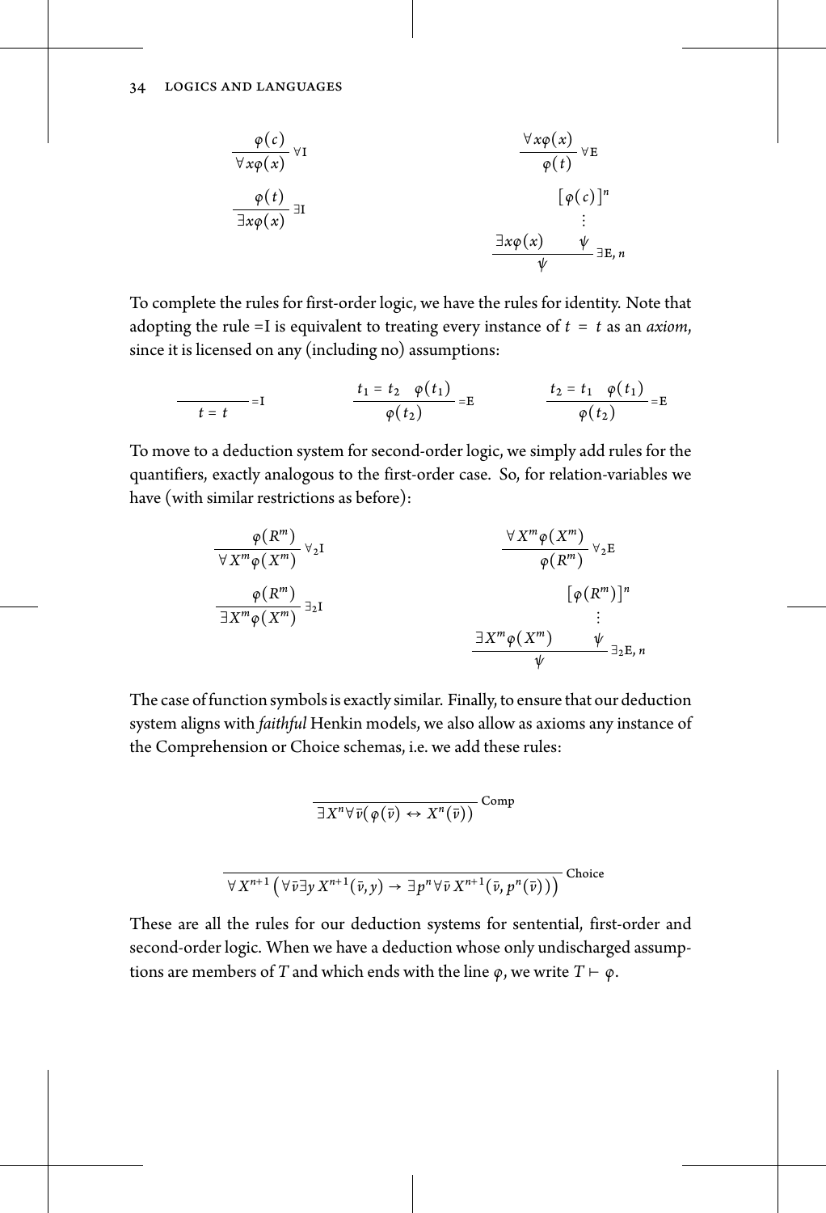$$\frac{\varphi(c)}{\forall x \varphi(x)}\,\forall\text{I} \qquad\qquad \frac{\forall x \varphi(x)}{\varphi(t)}\,\forall\text{E}$$

$$\frac{\varphi(t)}{\exists x \varphi(x)}\,\exists\text{I} \qquad\qquad \frac{\exists x \varphi(x) \qquad \begin{matrix}[\varphi(c)]^n \\ \vdots \\ \psi\end{matrix}}{\psi}\,\exists\text{E}, n$$

To complete the rules for first-order logic, we have the rules for identity. Note that adopting the rule =I is equivalent to treating every instance of $t = t$ as an *axiom*, since it is licensed on any (including no) assumptions:

$$\frac{}{t = t}\,{=}\text{I} \qquad\qquad \frac{t_1 = t_2 \quad \varphi(t_1)}{\varphi(t_2)}\,{=}\text{E} \qquad\qquad \frac{t_2 = t_1 \quad \varphi(t_1)}{\varphi(t_2)}\,{=}\text{E}$$

To move to a deduction system for second-order logic, we simply add rules for the quantifiers, exactly analogous to the first-order case. So, for relation-variables we have (with similar restrictions as before):

$$\frac{\varphi(R^m)}{\forall X^m \varphi(X^m)}\,\forall_2\text{I} \qquad\qquad \frac{\forall X^m \varphi(X^m)}{\varphi(R^m)}\,\forall_2\text{E}$$

$$\frac{\varphi(R^m)}{\exists X^m \varphi(X^m)}\,\exists_2\text{I} \qquad\qquad \frac{\exists X^m \varphi(X^m) \qquad \begin{matrix}[\varphi(R^m)]^n \\ \vdots \\ \psi\end{matrix}}{\psi}\,\exists_2\text{E}, n$$

The case of function symbols is exactly similar. Finally, to ensure that our deduction system aligns with *faithful* Henkin models, we also allow as axioms any instance of the Comprehension or Choice schemas, i.e. we add these rules:

$$\frac{}{\exists X^n \forall \bar{v}(\varphi(\bar{v}) \leftrightarrow X^n(\bar{v}))}\,\text{Comp}$$

$$\frac{}{\forall X^{n+1}\left(\forall \bar{v} \exists y\, X^{n+1}(\bar{v}, y) \rightarrow \exists p^n \forall \bar{v}\, X^{n+1}(\bar{v}, p^n(\bar{v}))\right)}\,\text{Choice}$$

These are all the rules for our deduction systems for sentential, first-order and second-order logic. When we have a deduction whose only undischarged assumptions are members of $T$ and which ends with the line $\varphi$, we write $T \vdash \varphi$.